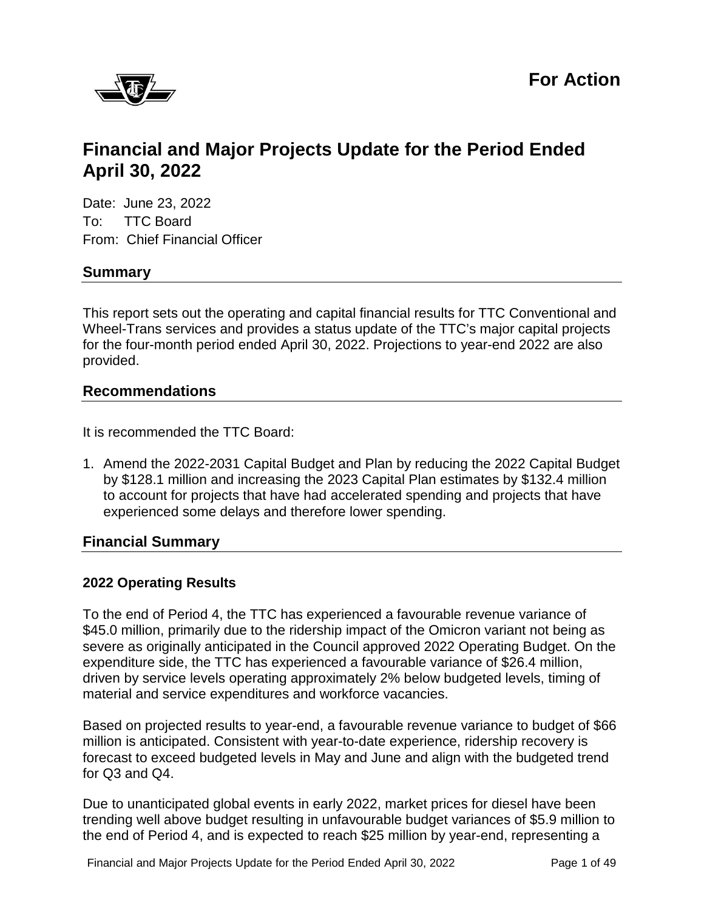**For Action**

# Financial and Major Projects Update for the Period Ended April 30, 2022

Date: June 23, 2022
To: TTC Board
From: Chief Financial Officer

## Summary

This report sets out the operating and capital financial results for TTC Conventional and Wheel-Trans services and provides a status update of the TTC's major capital projects for the four-month period ended April 30, 2022. Projections to year-end 2022 are also provided.

## Recommendations

It is recommended the TTC Board:

1. Amend the 2022-2031 Capital Budget and Plan by reducing the 2022 Capital Budget by $128.1 million and increasing the 2023 Capital Plan estimates by $132.4 million to account for projects that have had accelerated spending and projects that have experienced some delays and therefore lower spending.

## Financial Summary

### 2022 Operating Results

To the end of Period 4, the TTC has experienced a favourable revenue variance of $45.0 million, primarily due to the ridership impact of the Omicron variant not being as severe as originally anticipated in the Council approved 2022 Operating Budget. On the expenditure side, the TTC has experienced a favourable variance of $26.4 million, driven by service levels operating approximately 2% below budgeted levels, timing of material and service expenditures and workforce vacancies.

Based on projected results to year-end, a favourable revenue variance to budget of $66 million is anticipated. Consistent with year-to-date experience, ridership recovery is forecast to exceed budgeted levels in May and June and align with the budgeted trend for Q3 and Q4.

Due to unanticipated global events in early 2022, market prices for diesel have been trending well above budget resulting in unfavourable budget variances of $5.9 million to the end of Period 4, and is expected to reach $25 million by year-end, representing a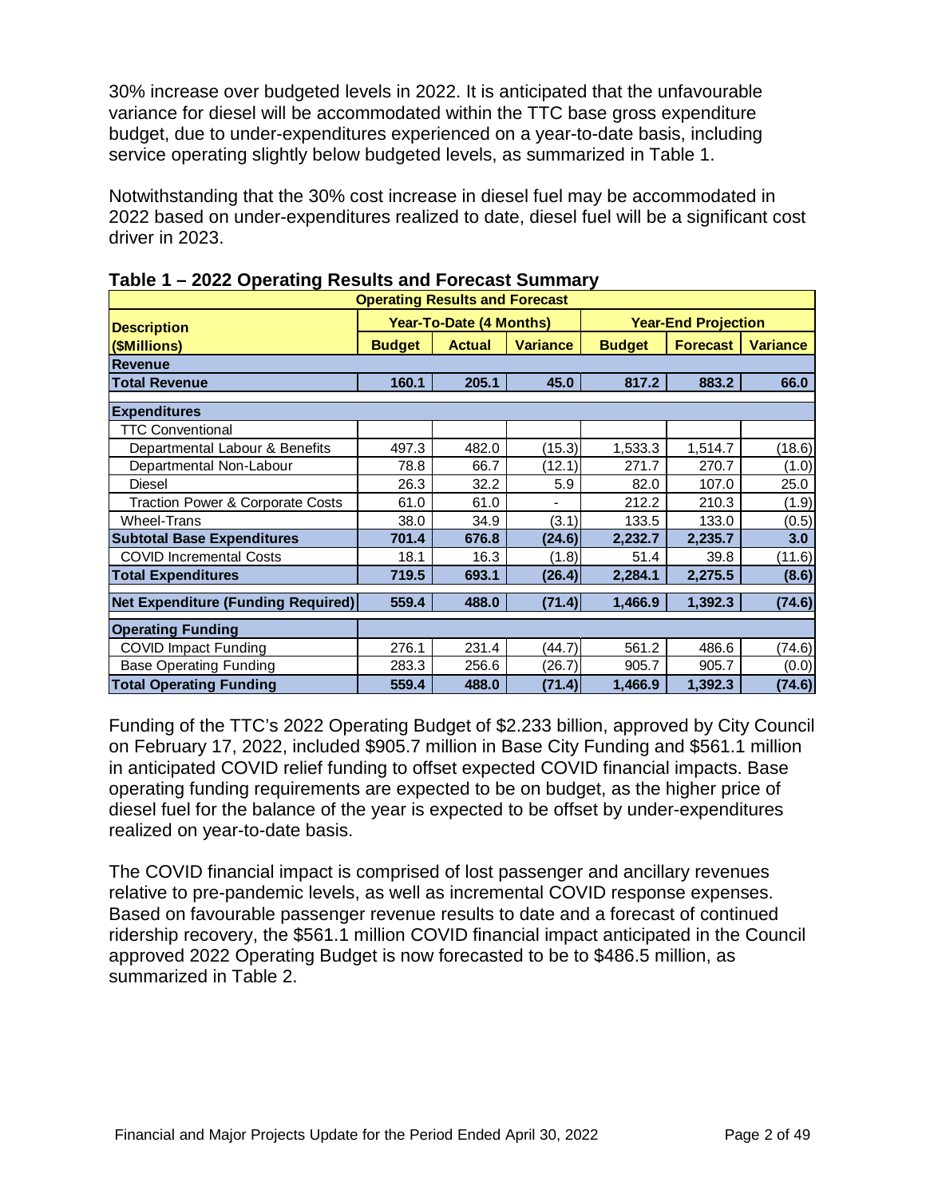30% increase over budgeted levels in 2022. It is anticipated that the unfavourable variance for diesel will be accommodated within the TTC base gross expenditure budget, due to under-expenditures experienced on a year-to-date basis, including service operating slightly below budgeted levels, as summarized in Table 1.

Notwithstanding that the 30% cost increase in diesel fuel may be accommodated in 2022 based on under-expenditures realized to date, diesel fuel will be a significant cost driver in 2023.

**Table 1 – 2022 Operating Results and Forecast Summary**

| Operating Results and Forecast | | | | | | |
|---|---|---|---|---|---|---|
| **Description** | **Year-To-Date (4 Months)** | | | **Year-End Projection** | | |
| **($Millions)** | **Budget** | **Actual** | **Variance** | **Budget** | **Forecast** | **Variance** |
| **Revenue** | | | | | | |
| **Total Revenue** | **160.1** | **205.1** | **45.0** | **817.2** | **883.2** | **66.0** |
| **Expenditures** | | | | | | |
| TTC Conventional | | | | | | |
| Departmental Labour & Benefits | 497.3 | 482.0 | (15.3) | 1,533.3 | 1,514.7 | (18.6) |
| Departmental Non-Labour | 78.8 | 66.7 | (12.1) | 271.7 | 270.7 | (1.0) |
| Diesel | 26.3 | 32.2 | 5.9 | 82.0 | 107.0 | 25.0 |
| Traction Power & Corporate Costs | 61.0 | 61.0 | - | 212.2 | 210.3 | (1.9) |
| Wheel-Trans | 38.0 | 34.9 | (3.1) | 133.5 | 133.0 | (0.5) |
| **Subtotal Base Expenditures** | **701.4** | **676.8** | **(24.6)** | **2,232.7** | **2,235.7** | **3.0** |
| COVID Incremental Costs | 18.1 | 16.3 | (1.8) | 51.4 | 39.8 | (11.6) |
| **Total Expenditures** | **719.5** | **693.1** | **(26.4)** | **2,284.1** | **2,275.5** | **(8.6)** |
| **Net Expenditure (Funding Required)** | **559.4** | **488.0** | **(71.4)** | **1,466.9** | **1,392.3** | **(74.6)** |
| **Operating Funding** | | | | | | |
| COVID Impact Funding | 276.1 | 231.4 | (44.7) | 561.2 | 486.6 | (74.6) |
| Base Operating Funding | 283.3 | 256.6 | (26.7) | 905.7 | 905.7 | (0.0) |
| **Total Operating Funding** | **559.4** | **488.0** | **(71.4)** | **1,466.9** | **1,392.3** | **(74.6)** |

Funding of the TTC's 2022 Operating Budget of $2.233 billion, approved by City Council on February 17, 2022, included $905.7 million in Base City Funding and $561.1 million in anticipated COVID relief funding to offset expected COVID financial impacts. Base operating funding requirements are expected to be on budget, as the higher price of diesel fuel for the balance of the year is expected to be offset by under-expenditures realized on year-to-date basis.

The COVID financial impact is comprised of lost passenger and ancillary revenues relative to pre-pandemic levels, as well as incremental COVID response expenses. Based on favourable passenger revenue results to date and a forecast of continued ridership recovery, the $561.1 million COVID financial impact anticipated in the Council approved 2022 Operating Budget is now forecasted to be to $486.5 million, as summarized in Table 2.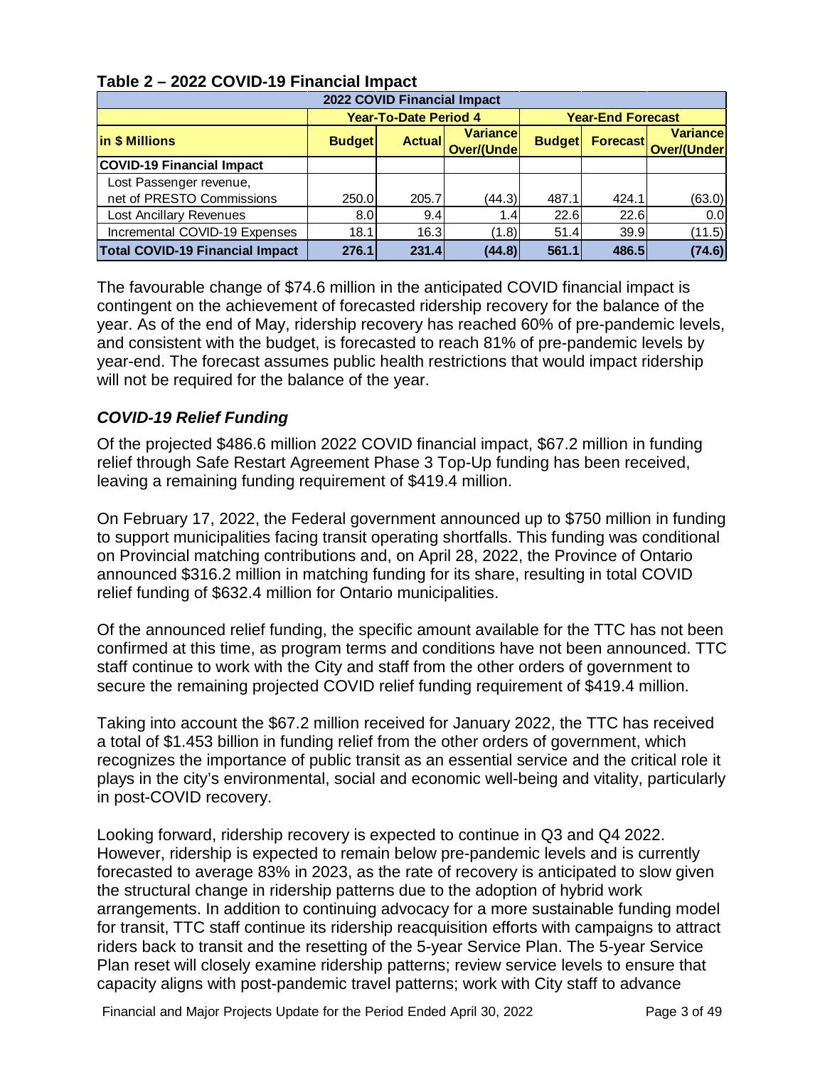**Table 2 – 2022 COVID-19 Financial Impact**

| 2022 COVID Financial Impact | | | | | | |
|---|---|---|---|---|---|---|
| | Year-To-Date Period 4 | | | Year-End Forecast | | |
| **in $ Millions** | **Budget** | **Actual** | **Variance Over/(Unde** | **Budget** | **Forecast** | **Variance Over/(Under** |
| **COVID-19 Financial Impact** | | | | | | |
| Lost Passenger revenue, net of PRESTO Commissions | 250.0 | 205.7 | (44.3) | 487.1 | 424.1 | (63.0) |
| Lost Ancillary Revenues | 8.0 | 9.4 | 1.4 | 22.6 | 22.6 | 0.0 |
| Incremental COVID-19 Expenses | 18.1 | 16.3 | (1.8) | 51.4 | 39.9 | (11.5) |
| **Total COVID-19 Financial Impact** | **276.1** | **231.4** | **(44.8)** | **561.1** | **486.5** | **(74.6)** |

The favourable change of $74.6 million in the anticipated COVID financial impact is contingent on the achievement of forecasted ridership recovery for the balance of the year. As of the end of May, ridership recovery has reached 60% of pre-pandemic levels, and consistent with the budget, is forecasted to reach 81% of pre-pandemic levels by year-end. The forecast assumes public health restrictions that would impact ridership will not be required for the balance of the year.

### *COVID-19 Relief Funding*

Of the projected $486.6 million 2022 COVID financial impact, $67.2 million in funding relief through Safe Restart Agreement Phase 3 Top-Up funding has been received, leaving a remaining funding requirement of $419.4 million.

On February 17, 2022, the Federal government announced up to $750 million in funding to support municipalities facing transit operating shortfalls. This funding was conditional on Provincial matching contributions and, on April 28, 2022, the Province of Ontario announced $316.2 million in matching funding for its share, resulting in total COVID relief funding of $632.4 million for Ontario municipalities.

Of the announced relief funding, the specific amount available for the TTC has not been confirmed at this time, as program terms and conditions have not been announced. TTC staff continue to work with the City and staff from the other orders of government to secure the remaining projected COVID relief funding requirement of $419.4 million.

Taking into account the $67.2 million received for January 2022, the TTC has received a total of $1.453 billion in funding relief from the other orders of government, which recognizes the importance of public transit as an essential service and the critical role it plays in the city's environmental, social and economic well-being and vitality, particularly in post-COVID recovery.

Looking forward, ridership recovery is expected to continue in Q3 and Q4 2022. However, ridership is expected to remain below pre-pandemic levels and is currently forecasted to average 83% in 2023, as the rate of recovery is anticipated to slow given the structural change in ridership patterns due to the adoption of hybrid work arrangements. In addition to continuing advocacy for a more sustainable funding model for transit, TTC staff continue its ridership reacquisition efforts with campaigns to attract riders back to transit and the resetting of the 5-year Service Plan. The 5-year Service Plan reset will closely examine ridership patterns; review service levels to ensure that capacity aligns with post-pandemic travel patterns; work with City staff to advance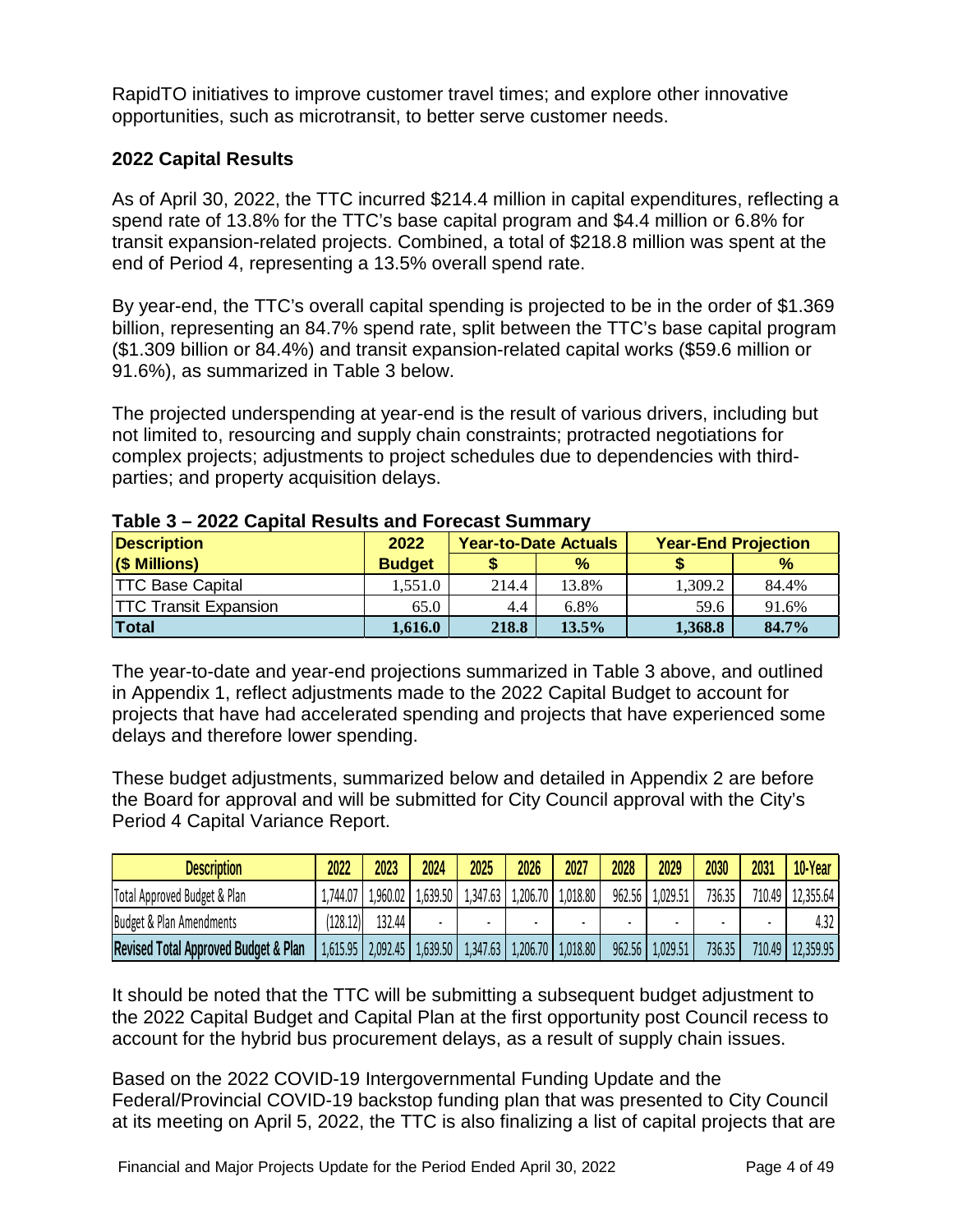RapidTO initiatives to improve customer travel times; and explore other innovative opportunities, such as microtransit, to better serve customer needs.

### 2022 Capital Results

As of April 30, 2022, the TTC incurred $214.4 million in capital expenditures, reflecting a spend rate of 13.8% for the TTC's base capital program and $4.4 million or 6.8% for transit expansion-related projects. Combined, a total of $218.8 million was spent at the end of Period 4, representing a 13.5% overall spend rate.

By year-end, the TTC's overall capital spending is projected to be in the order of $1.369 billion, representing an 84.7% spend rate, split between the TTC's base capital program ($1.309 billion or 84.4%) and transit expansion-related capital works ($59.6 million or 91.6%), as summarized in Table 3 below.

The projected underspending at year-end is the result of various drivers, including but not limited to, resourcing and supply chain constraints; protracted negotiations for complex projects; adjustments to project schedules due to dependencies with third-parties; and property acquisition delays.

**Table 3 – 2022 Capital Results and Forecast Summary**

| Description | 2022 | Year-to-Date Actuals | | Year-End Projection | |
|---|---|---|---|---|---|
| ($ Millions) | Budget | $ | % | $ | % |
| TTC Base Capital | 1,551.0 | 214.4 | 13.8% | 1,309.2 | 84.4% |
| TTC Transit Expansion | 65.0 | 4.4 | 6.8% | 59.6 | 91.6% |
| **Total** | **1,616.0** | **218.8** | **13.5%** | **1,368.8** | **84.7%** |

The year-to-date and year-end projections summarized in Table 3 above, and outlined in Appendix 1, reflect adjustments made to the 2022 Capital Budget to account for projects that have had accelerated spending and projects that have experienced some delays and therefore lower spending.

These budget adjustments, summarized below and detailed in Appendix 2 are before the Board for approval and will be submitted for City Council approval with the City's Period 4 Capital Variance Report.

| Description | 2022 | 2023 | 2024 | 2025 | 2026 | 2027 | 2028 | 2029 | 2030 | 2031 | 10-Year |
|---|---|---|---|---|---|---|---|---|---|---|---|
| Total Approved Budget & Plan | 1,744.07 | 1,960.02 | 1,639.50 | 1,347.63 | 1,206.70 | 1,018.80 | 962.56 | 1,029.51 | 736.35 | 710.49 | 12,355.64 |
| Budget & Plan Amendments | (128.12) | 132.44 | - | - | - | - | - | - | - | - | 4.32 |
| **Revised Total Approved Budget & Plan** | 1,615.95 | 2,092.45 | 1,639.50 | 1,347.63 | 1,206.70 | 1,018.80 | 962.56 | 1,029.51 | 736.35 | 710.49 | 12,359.95 |

It should be noted that the TTC will be submitting a subsequent budget adjustment to the 2022 Capital Budget and Capital Plan at the first opportunity post Council recess to account for the hybrid bus procurement delays, as a result of supply chain issues.

Based on the 2022 COVID-19 Intergovernmental Funding Update and the Federal/Provincial COVID-19 backstop funding plan that was presented to City Council at its meeting on April 5, 2022, the TTC is also finalizing a list of capital projects that are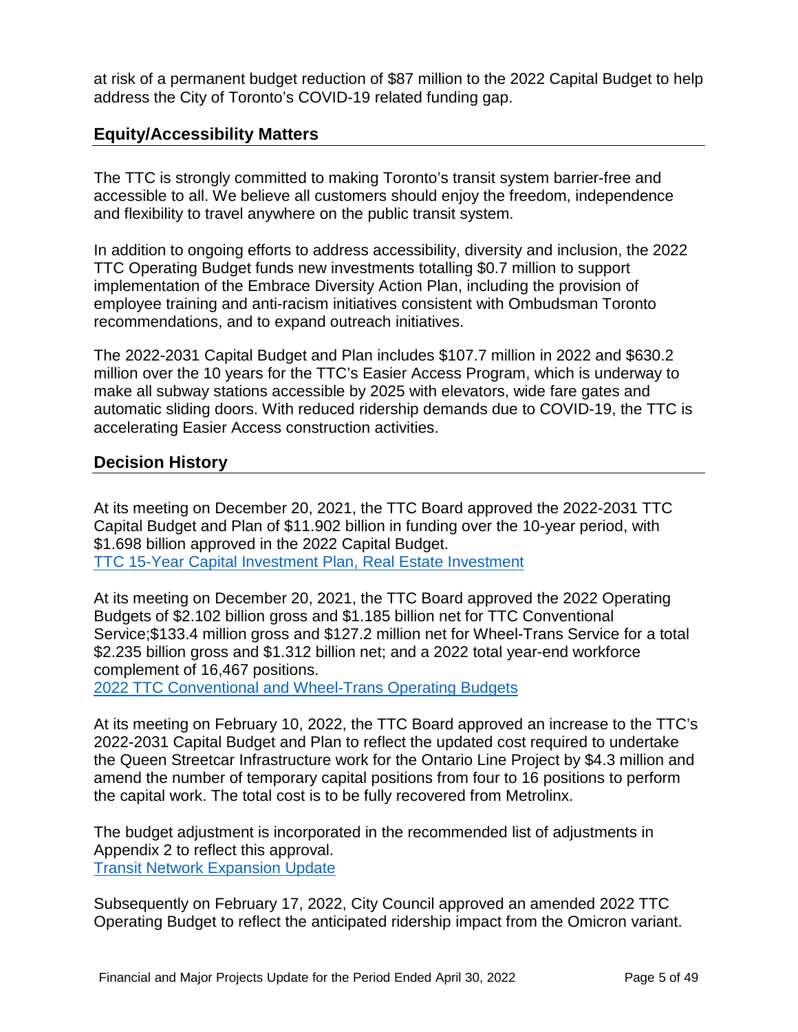at risk of a permanent budget reduction of $87 million to the 2022 Capital Budget to help address the City of Toronto's COVID-19 related funding gap.

## Equity/Accessibility Matters

The TTC is strongly committed to making Toronto's transit system barrier-free and accessible to all. We believe all customers should enjoy the freedom, independence and flexibility to travel anywhere on the public transit system.

In addition to ongoing efforts to address accessibility, diversity and inclusion, the 2022 TTC Operating Budget funds new investments totalling $0.7 million to support implementation of the Embrace Diversity Action Plan, including the provision of employee training and anti-racism initiatives consistent with Ombudsman Toronto recommendations, and to expand outreach initiatives.

The 2022-2031 Capital Budget and Plan includes $107.7 million in 2022 and $630.2 million over the 10 years for the TTC's Easier Access Program, which is underway to make all subway stations accessible by 2025 with elevators, wide fare gates and automatic sliding doors. With reduced ridership demands due to COVID-19, the TTC is accelerating Easier Access construction activities.

## Decision History

At its meeting on December 20, 2021, the TTC Board approved the 2022-2031 TTC Capital Budget and Plan of $11.902 billion in funding over the 10-year period, with $1.698 billion approved in the 2022 Capital Budget.
TTC 15-Year Capital Investment Plan, Real Estate Investment

At its meeting on December 20, 2021, the TTC Board approved the 2022 Operating Budgets of $2.102 billion gross and $1.185 billion net for TTC Conventional Service;$133.4 million gross and $127.2 million net for Wheel-Trans Service for a total $2.235 billion gross and $1.312 billion net; and a 2022 total year-end workforce complement of 16,467 positions.
2022 TTC Conventional and Wheel-Trans Operating Budgets

At its meeting on February 10, 2022, the TTC Board approved an increase to the TTC's 2022-2031 Capital Budget and Plan to reflect the updated cost required to undertake the Queen Streetcar Infrastructure work for the Ontario Line Project by $4.3 million and amend the number of temporary capital positions from four to 16 positions to perform the capital work. The total cost is to be fully recovered from Metrolinx.

The budget adjustment is incorporated in the recommended list of adjustments in Appendix 2 to reflect this approval.
Transit Network Expansion Update

Subsequently on February 17, 2022, City Council approved an amended 2022 TTC Operating Budget to reflect the anticipated ridership impact from the Omicron variant.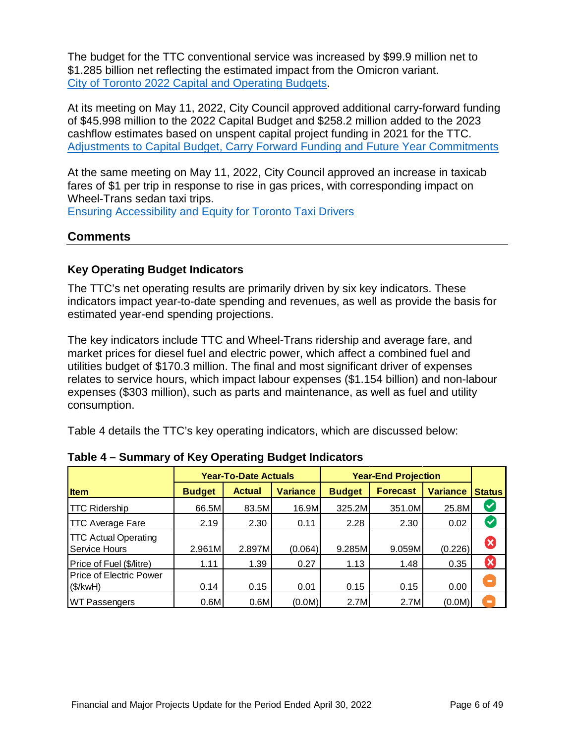The budget for the TTC conventional service was increased by $99.9 million net to $1.285 billion net reflecting the estimated impact from the Omicron variant. [City of Toronto 2022 Capital and Operating Budgets](City of Toronto 2022 Capital and Operating Budgets).

At its meeting on May 11, 2022, City Council approved additional carry-forward funding of $45.998 million to the 2022 Capital Budget and $258.2 million added to the 2023 cashflow estimates based on unspent capital project funding in 2021 for the TTC. [Adjustments to Capital Budget, Carry Forward Funding and Future Year Commitments](Adjustments to Capital Budget, Carry Forward Funding and Future Year Commitments)

At the same meeting on May 11, 2022, City Council approved an increase in taxicab fares of $1 per trip in response to rise in gas prices, with corresponding impact on Wheel-Trans sedan taxi trips.
[Ensuring Accessibility and Equity for Toronto Taxi Drivers](Ensuring Accessibility and Equity for Toronto Taxi Drivers)

## Comments

### Key Operating Budget Indicators

The TTC's net operating results are primarily driven by six key indicators. These indicators impact year-to-date spending and revenues, as well as provide the basis for estimated year-end spending projections.

The key indicators include TTC and Wheel-Trans ridership and average fare, and market prices for diesel fuel and electric power, which affect a combined fuel and utilities budget of $170.3 million. The final and most significant driver of expenses relates to service hours, which impact labour expenses ($1.154 billion) and non-labour expenses ($303 million), such as parts and maintenance, as well as fuel and utility consumption.

Table 4 details the TTC's key operating indicators, which are discussed below:

**Table 4 – Summary of Key Operating Budget Indicators**

| | Year-To-Date Actuals | | | Year-End Projection | | | |
|---|---|---|---|---|---|---|---|
| Item | Budget | Actual | Variance | Budget | Forecast | Variance | Status |
| TTC Ridership | 66.5M | 83.5M | 16.9M | 325.2M | 351.0M | 25.8M | ✔ |
| TTC Average Fare | 2.19 | 2.30 | 0.11 | 2.28 | 2.30 | 0.02 | ✔ |
| TTC Actual Operating Service Hours | 2.961M | 2.897M | (0.064) | 9.285M | 9.059M | (0.226) | ✖ |
| Price of Fuel ($/litre) | 1.11 | 1.39 | 0.27 | 1.13 | 1.48 | 0.35 | ✖ |
| Price of Electric Power ($/kwH) | 0.14 | 0.15 | 0.01 | 0.15 | 0.15 | 0.00 | – |
| WT Passengers | 0.6M | 0.6M | (0.0M) | 2.7M | 2.7M | (0.0M) | – |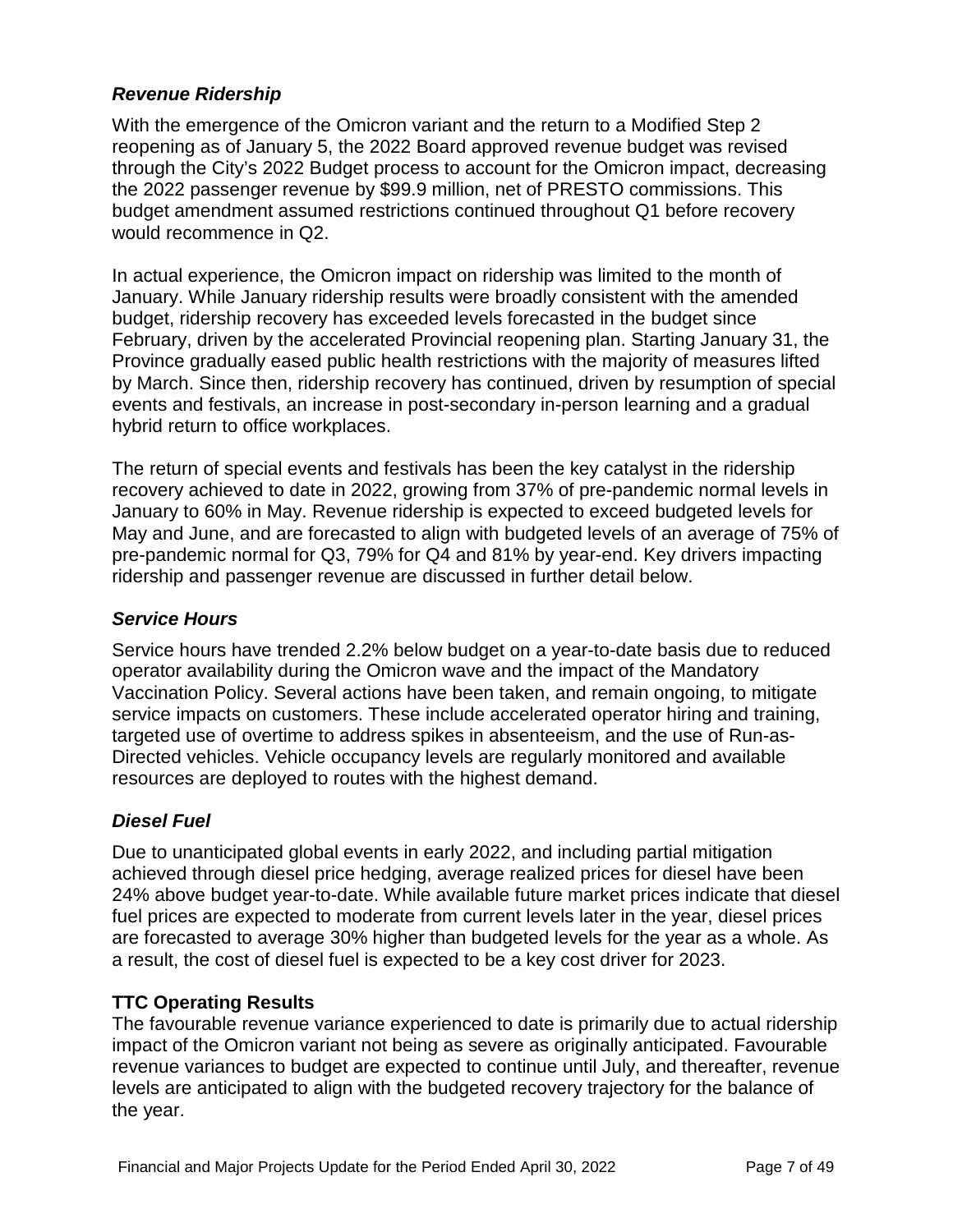### *Revenue Ridership*

With the emergence of the Omicron variant and the return to a Modified Step 2 reopening as of January 5, the 2022 Board approved revenue budget was revised through the City's 2022 Budget process to account for the Omicron impact, decreasing the 2022 passenger revenue by $99.9 million, net of PRESTO commissions. This budget amendment assumed restrictions continued throughout Q1 before recovery would recommence in Q2.

In actual experience, the Omicron impact on ridership was limited to the month of January. While January ridership results were broadly consistent with the amended budget, ridership recovery has exceeded levels forecasted in the budget since February, driven by the accelerated Provincial reopening plan. Starting January 31, the Province gradually eased public health restrictions with the majority of measures lifted by March. Since then, ridership recovery has continued, driven by resumption of special events and festivals, an increase in post-secondary in-person learning and a gradual hybrid return to office workplaces.

The return of special events and festivals has been the key catalyst in the ridership recovery achieved to date in 2022, growing from 37% of pre-pandemic normal levels in January to 60% in May. Revenue ridership is expected to exceed budgeted levels for May and June, and are forecasted to align with budgeted levels of an average of 75% of pre-pandemic normal for Q3, 79% for Q4 and 81% by year-end. Key drivers impacting ridership and passenger revenue are discussed in further detail below.

### *Service Hours*

Service hours have trended 2.2% below budget on a year-to-date basis due to reduced operator availability during the Omicron wave and the impact of the Mandatory Vaccination Policy. Several actions have been taken, and remain ongoing, to mitigate service impacts on customers. These include accelerated operator hiring and training, targeted use of overtime to address spikes in absenteeism, and the use of Run-as-Directed vehicles. Vehicle occupancy levels are regularly monitored and available resources are deployed to routes with the highest demand.

### *Diesel Fuel*

Due to unanticipated global events in early 2022, and including partial mitigation achieved through diesel price hedging, average realized prices for diesel have been 24% above budget year-to-date. While available future market prices indicate that diesel fuel prices are expected to moderate from current levels later in the year, diesel prices are forecasted to average 30% higher than budgeted levels for the year as a whole. As a result, the cost of diesel fuel is expected to be a key cost driver for 2023.

## TTC Operating Results

The favourable revenue variance experienced to date is primarily due to actual ridership impact of the Omicron variant not being as severe as originally anticipated. Favourable revenue variances to budget are expected to continue until July, and thereafter, revenue levels are anticipated to align with the budgeted recovery trajectory for the balance of the year.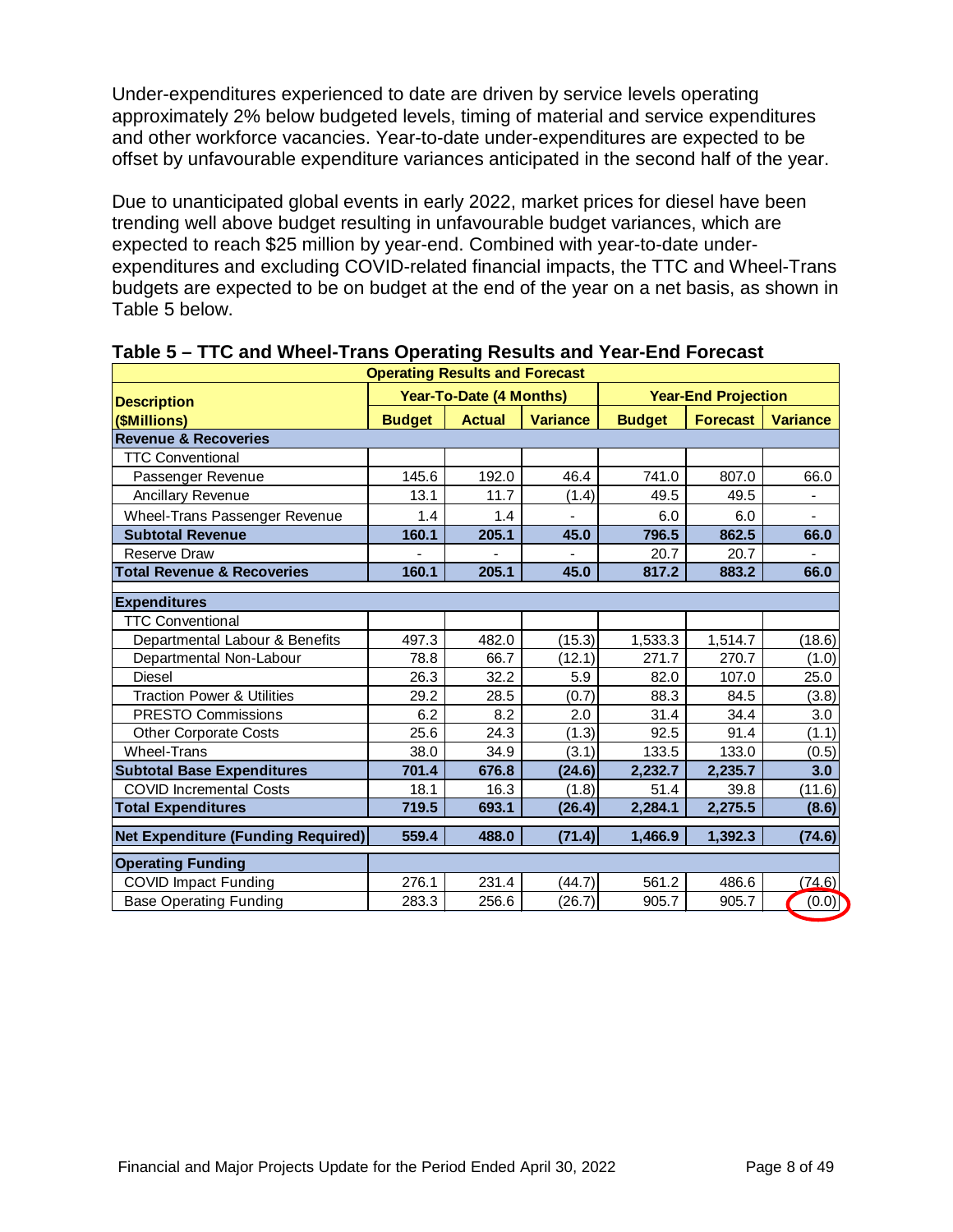Under-expenditures experienced to date are driven by service levels operating approximately 2% below budgeted levels, timing of material and service expenditures and other workforce vacancies. Year-to-date under-expenditures are expected to be offset by unfavourable expenditure variances anticipated in the second half of the year.

Due to unanticipated global events in early 2022, market prices for diesel have been trending well above budget resulting in unfavourable budget variances, which are expected to reach $25 million by year-end. Combined with year-to-date under-expenditures and excluding COVID-related financial impacts, the TTC and Wheel-Trans budgets are expected to be on budget at the end of the year on a net basis, as shown in Table 5 below.

**Table 5 – TTC and Wheel-Trans Operating Results and Year-End Forecast**

| Operating Results and Forecast | | | | | | |
|---|---|---|---|---|---|---|
| **Description ($Millions)** | **Year-To-Date (4 Months)** | | | **Year-End Projection** | | |
| | **Budget** | **Actual** | **Variance** | **Budget** | **Forecast** | **Variance** |
| **Revenue & Recoveries** | | | | | | |
| TTC Conventional | | | | | | |
| Passenger Revenue | 145.6 | 192.0 | 46.4 | 741.0 | 807.0 | 66.0 |
| Ancillary Revenue | 13.1 | 11.7 | (1.4) | 49.5 | 49.5 | - |
| Wheel-Trans Passenger Revenue | 1.4 | 1.4 | - | 6.0 | 6.0 | - |
| **Subtotal Revenue** | **160.1** | **205.1** | **45.0** | **796.5** | **862.5** | **66.0** |
| Reserve Draw | - | - | - | 20.7 | 20.7 | - |
| **Total Revenue & Recoveries** | **160.1** | **205.1** | **45.0** | **817.2** | **883.2** | **66.0** |
| **Expenditures** | | | | | | |
| TTC Conventional | | | | | | |
| Departmental Labour & Benefits | 497.3 | 482.0 | (15.3) | 1,533.3 | 1,514.7 | (18.6) |
| Departmental Non-Labour | 78.8 | 66.7 | (12.1) | 271.7 | 270.7 | (1.0) |
| Diesel | 26.3 | 32.2 | 5.9 | 82.0 | 107.0 | 25.0 |
| Traction Power & Utilities | 29.2 | 28.5 | (0.7) | 88.3 | 84.5 | (3.8) |
| PRESTO Commissions | 6.2 | 8.2 | 2.0 | 31.4 | 34.4 | 3.0 |
| Other Corporate Costs | 25.6 | 24.3 | (1.3) | 92.5 | 91.4 | (1.1) |
| Wheel-Trans | 38.0 | 34.9 | (3.1) | 133.5 | 133.0 | (0.5) |
| **Subtotal Base Expenditures** | **701.4** | **676.8** | **(24.6)** | **2,232.7** | **2,235.7** | **3.0** |
| COVID Incremental Costs | 18.1 | 16.3 | (1.8) | 51.4 | 39.8 | (11.6) |
| **Total Expenditures** | **719.5** | **693.1** | **(26.4)** | **2,284.1** | **2,275.5** | **(8.6)** |
| **Net Expenditure (Funding Required)** | **559.4** | **488.0** | **(71.4)** | **1,466.9** | **1,392.3** | **(74.6)** |
| **Operating Funding** | | | | | | |
| COVID Impact Funding | 276.1 | 231.4 | (44.7) | 561.2 | 486.6 | (74.6) |
| Base Operating Funding | 283.3 | 256.6 | (26.7) | 905.7 | 905.7 | (0.0) |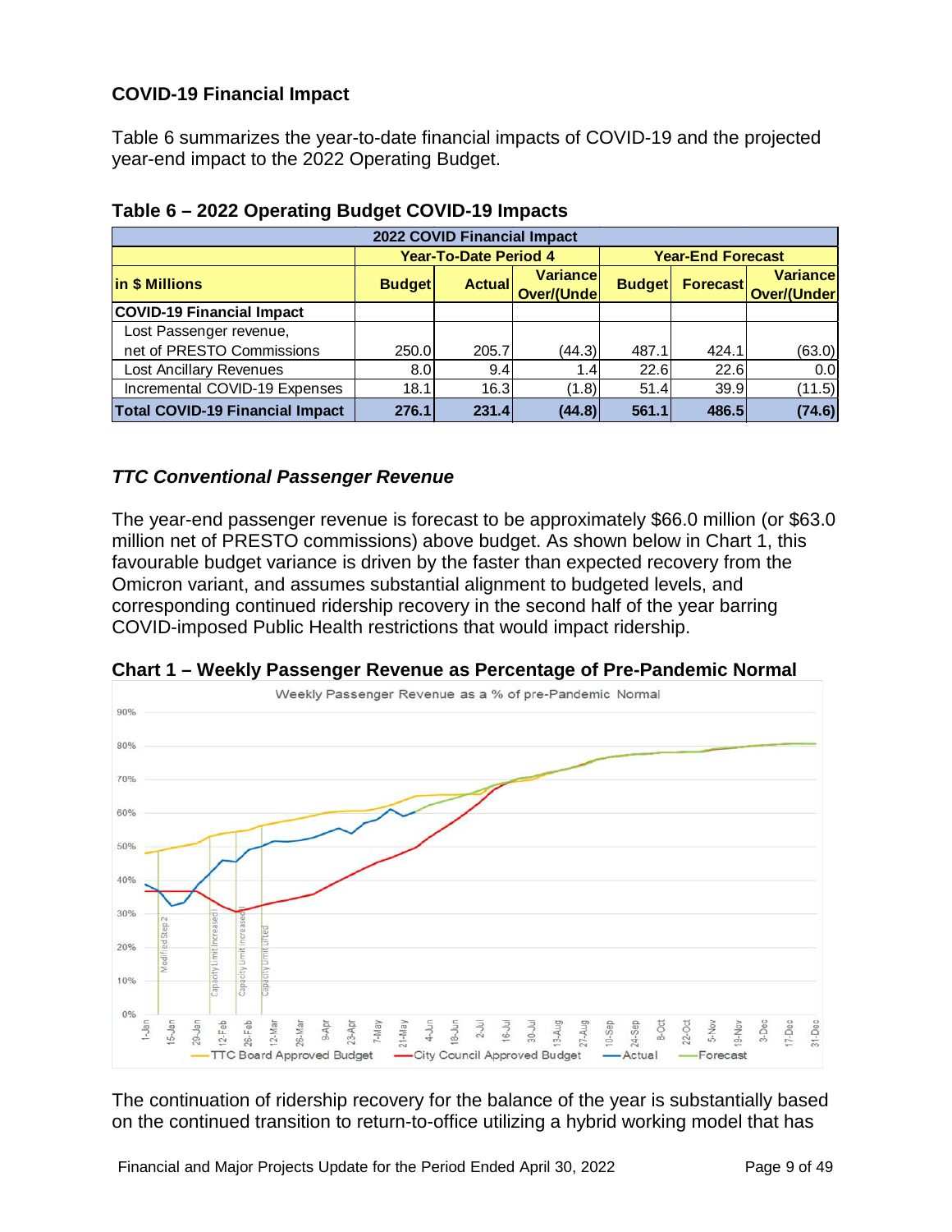**COVID-19 Financial Impact**

Table 6 summarizes the year-to-date financial impacts of COVID-19 and the projected year-end impact to the 2022 Operating Budget.

**Table 6 – 2022 Operating Budget COVID-19 Impacts**

| 2022 COVID Financial Impact | | | | | | |
|---|---|---|---|---|---|---|
| | Year-To-Date Period 4 | | | Year-End Forecast | | |
| in $ Millions | Budget | Actual | Variance Over/(Unde | Budget | Forecast | Variance Over/(Under |
| **COVID-19 Financial Impact** | | | | | | |
| Lost Passenger revenue, net of PRESTO Commissions | 250.0 | 205.7 | (44.3) | 487.1 | 424.1 | (63.0) |
| Lost Ancillary Revenues | 8.0 | 9.4 | 1.4 | 22.6 | 22.6 | 0.0 |
| Incremental COVID-19 Expenses | 18.1 | 16.3 | (1.8) | 51.4 | 39.9 | (11.5) |
| **Total COVID-19 Financial Impact** | **276.1** | **231.4** | **(44.8)** | **561.1** | **486.5** | **(74.6)** |

### *TTC Conventional Passenger Revenue*

The year-end passenger revenue is forecast to be approximately $66.0 million (or $63.0 million net of PRESTO commissions) above budget. As shown below in Chart 1, this favourable budget variance is driven by the faster than expected recovery from the Omicron variant, and assumes substantial alignment to budgeted levels, and corresponding continued ridership recovery in the second half of the year barring COVID-imposed Public Health restrictions that would impact ridership.

**Chart 1 – Weekly Passenger Revenue as Percentage of Pre-Pandemic Normal**

Weekly Passenger Revenue as a % of pre-Pandemic Normal

90%
80%
70%
60%
50%
40%
30%
20%
10%
0%

Modified Step 2
Capacity Limit Increased
Capacity Limit Increased
Capacity Limit Lifted

1-Jan 15-Jan 29-Jan 12-Feb 26-Feb 12-Mar 26-Mar 9-Apr 23-Apr 7-May 21-May 4-Jun 18-Jun 2-Jul 16-Jul 30-Jul 13-Aug 27-Aug 10-Sep 24-Sep 8-Oct 22-Oct 5-Nov 19-Nov 3-Dec 17-Dec 31-Dec

TTC Board Approved Budget
City Council Approved Budget
Actual
Forecast

The continuation of ridership recovery for the balance of the year is substantially based on the continued transition to return-to-office utilizing a hybrid working model that has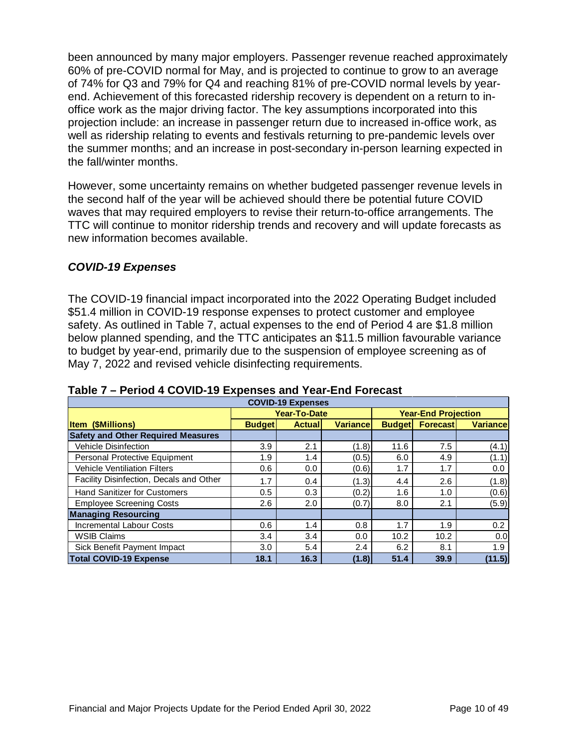been announced by many major employers. Passenger revenue reached approximately 60% of pre-COVID normal for May, and is projected to continue to grow to an average of 74% for Q3 and 79% for Q4 and reaching 81% of pre-COVID normal levels by year-end. Achievement of this forecasted ridership recovery is dependent on a return to in-office work as the major driving factor. The key assumptions incorporated into this projection include: an increase in passenger return due to increased in-office work, as well as ridership relating to events and festivals returning to pre-pandemic levels over the summer months; and an increase in post-secondary in-person learning expected in the fall/winter months.

However, some uncertainty remains on whether budgeted passenger revenue levels in the second half of the year will be achieved should there be potential future COVID waves that may required employers to revise their return-to-office arrangements. The TTC will continue to monitor ridership trends and recovery and will update forecasts as new information becomes available.

### *COVID-19 Expenses*

The COVID-19 financial impact incorporated into the 2022 Operating Budget included $51.4 million in COVID-19 response expenses to protect customer and employee safety. As outlined in Table 7, actual expenses to the end of Period 4 are $1.8 million below planned spending, and the TTC anticipates an $11.5 million favourable variance to budget by year-end, primarily due to the suspension of employee screening as of May 7, 2022 and revised vehicle disinfecting requirements.

**Table 7 – Period 4 COVID-19 Expenses and Year-End Forecast**

| COVID-19 Expenses | | | | | | |
|---|---|---|---|---|---|---|
| | Year-To-Date | | | Year-End Projection | | |
| **Item ($Millions)** | **Budget** | **Actual** | **Variance** | **Budget** | **Forecast** | **Variance** |
| **Safety and Other Required Measures** | | | | | | |
| Vehicle Disinfection | 3.9 | 2.1 | (1.8) | 11.6 | 7.5 | (4.1) |
| Personal Protective Equipment | 1.9 | 1.4 | (0.5) | 6.0 | 4.9 | (1.1) |
| Vehicle Ventilation Filters | 0.6 | 0.0 | (0.6) | 1.7 | 1.7 | 0.0 |
| Facility Disinfection, Decals and Other | 1.7 | 0.4 | (1.3) | 4.4 | 2.6 | (1.8) |
| Hand Sanitizer for Customers | 0.5 | 0.3 | (0.2) | 1.6 | 1.0 | (0.6) |
| Employee Screening Costs | 2.6 | 2.0 | (0.7) | 8.0 | 2.1 | (5.9) |
| **Managing Resourcing** | | | | | | |
| Incremental Labour Costs | 0.6 | 1.4 | 0.8 | 1.7 | 1.9 | 0.2 |
| WSIB Claims | 3.4 | 3.4 | 0.0 | 10.2 | 10.2 | 0.0 |
| Sick Benefit Payment Impact | 3.0 | 5.4 | 2.4 | 6.2 | 8.1 | 1.9 |
| **Total COVID-19 Expense** | **18.1** | **16.3** | **(1.8)** | **51.4** | **39.9** | **(11.5)** |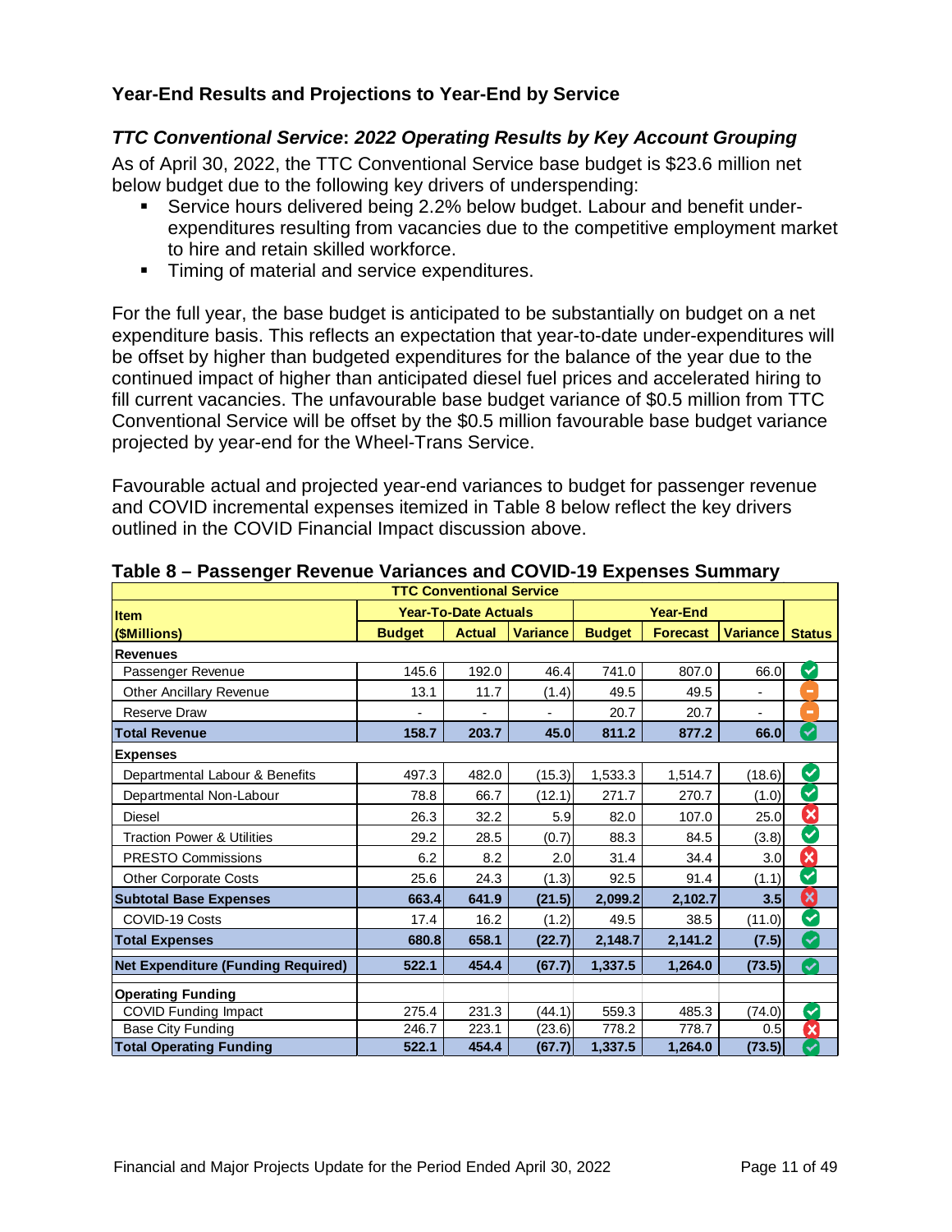## Year-End Results and Projections to Year-End by Service

### *TTC Conventional Service: 2022 Operating Results by Key Account Grouping*

As of April 30, 2022, the TTC Conventional Service base budget is $23.6 million net below budget due to the following key drivers of underspending:

- Service hours delivered being 2.2% below budget. Labour and benefit under-expenditures resulting from vacancies due to the competitive employment market to hire and retain skilled workforce.
- Timing of material and service expenditures.

For the full year, the base budget is anticipated to be substantially on budget on a net expenditure basis. This reflects an expectation that year-to-date under-expenditures will be offset by higher than budgeted expenditures for the balance of the year due to the continued impact of higher than anticipated diesel fuel prices and accelerated hiring to fill current vacancies. The unfavourable base budget variance of $0.5 million from TTC Conventional Service will be offset by the $0.5 million favourable base budget variance projected by year-end for the Wheel-Trans Service.

Favourable actual and projected year-end variances to budget for passenger revenue and COVID incremental expenses itemized in Table 8 below reflect the key drivers outlined in the COVID Financial Impact discussion above.

**Table 8 – Passenger Revenue Variances and COVID-19 Expenses Summary**

| TTC Conventional Service | | | | | | | |
|---|---|---|---|---|---|---|---|
| **Item** | **Year-To-Date Actuals** | | | **Year-End** | | | |
| **($Millions)** | **Budget** | **Actual** | **Variance** | **Budget** | **Forecast** | **Variance** | **Status** |
| **Revenues** | | | | | | | |
| Passenger Revenue | 145.6 | 192.0 | 46.4 | 741.0 | 807.0 | 66.0 | ✔ |
| Other Ancillary Revenue | 13.1 | 11.7 | (1.4) | 49.5 | 49.5 | - | – |
| Reserve Draw | - | - | - | 20.7 | 20.7 | - | – |
| **Total Revenue** | **158.7** | **203.7** | **45.0** | **811.2** | **877.2** | **66.0** | ✔ |
| **Expenses** | | | | | | | |
| Departmental Labour & Benefits | 497.3 | 482.0 | (15.3) | 1,533.3 | 1,514.7 | (18.6) | ✔ |
| Departmental Non-Labour | 78.8 | 66.7 | (12.1) | 271.7 | 270.7 | (1.0) | ✔ |
| Diesel | 26.3 | 32.2 | 5.9 | 82.0 | 107.0 | 25.0 | ✘ |
| Traction Power & Utilities | 29.2 | 28.5 | (0.7) | 88.3 | 84.5 | (3.8) | ✔ |
| PRESTO Commissions | 6.2 | 8.2 | 2.0 | 31.4 | 34.4 | 3.0 | ✘ |
| Other Corporate Costs | 25.6 | 24.3 | (1.3) | 92.5 | 91.4 | (1.1) | ✔ |
| **Subtotal Base Expenses** | **663.4** | **641.9** | **(21.5)** | **2,099.2** | **2,102.7** | **3.5** | ✘ |
| COVID-19 Costs | 17.4 | 16.2 | (1.2) | 49.5 | 38.5 | (11.0) | ✔ |
| **Total Expenses** | **680.8** | **658.1** | **(22.7)** | **2,148.7** | **2,141.2** | **(7.5)** | ✔ |
| **Net Expenditure (Funding Required)** | **522.1** | **454.4** | **(67.7)** | **1,337.5** | **1,264.0** | **(73.5)** | ✔ |
| **Operating Funding** | | | | | | | |
| COVID Funding Impact | 275.4 | 231.3 | (44.1) | 559.3 | 485.3 | (74.0) | ✔ |
| Base City Funding | 246.7 | 223.1 | (23.6) | 778.2 | 778.7 | 0.5 | ✘ |
| **Total Operating Funding** | **522.1** | **454.4** | **(67.7)** | **1,337.5** | **1,264.0** | **(73.5)** | ✔ |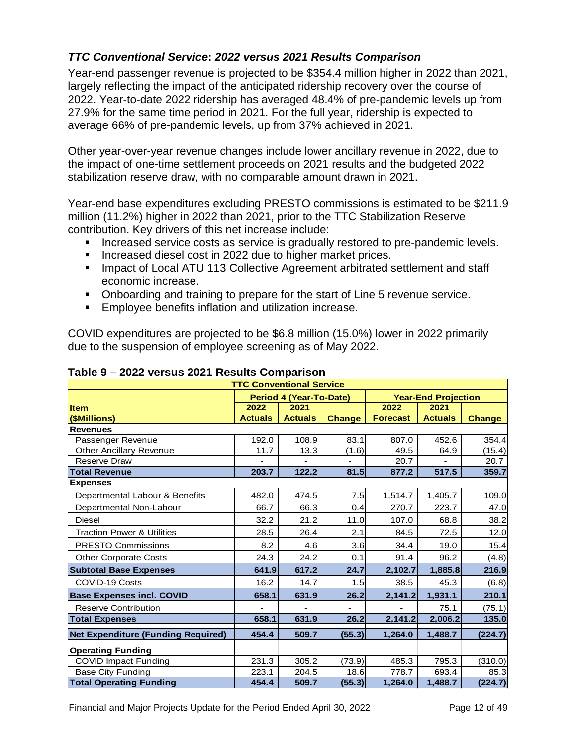### *TTC Conventional Service: 2022 versus 2021 Results Comparison*

Year-end passenger revenue is projected to be $354.4 million higher in 2022 than 2021, largely reflecting the impact of the anticipated ridership recovery over the course of 2022. Year-to-date 2022 ridership has averaged 48.4% of pre-pandemic levels up from 27.9% for the same time period in 2021. For the full year, ridership is expected to average 66% of pre-pandemic levels, up from 37% achieved in 2021.

Other year-over-year revenue changes include lower ancillary revenue in 2022, due to the impact of one-time settlement proceeds on 2021 results and the budgeted 2022 stabilization reserve draw, with no comparable amount drawn in 2021.

Year-end base expenditures excluding PRESTO commissions is estimated to be $211.9 million (11.2%) higher in 2022 than 2021, prior to the TTC Stabilization Reserve contribution. Key drivers of this net increase include:

- Increased service costs as service is gradually restored to pre-pandemic levels.
- Increased diesel cost in 2022 due to higher market prices.
- Impact of Local ATU 113 Collective Agreement arbitrated settlement and staff economic increase.
- Onboarding and training to prepare for the start of Line 5 revenue service.
- Employee benefits inflation and utilization increase.

COVID expenditures are projected to be $6.8 million (15.0%) lower in 2022 primarily due to the suspension of employee screening as of May 2022.

**Table 9 – 2022 versus 2021 Results Comparison**

| TTC Conventional Service | | | | | | |
|---|---|---|---|---|---|---|
| | Period 4 (Year-To-Date) | | | Year-End Projection | | |
| **Item ($Millions)** | **2022 Actuals** | **2021 Actuals** | **Change** | **2022 Forecast** | **2021 Actuals** | **Change** |
| **Revenues** | | | | | | |
| Passenger Revenue | 192.0 | 108.9 | 83.1 | 807.0 | 452.6 | 354.4 |
| Other Ancillary Revenue | 11.7 | 13.3 | (1.6) | 49.5 | 64.9 | (15.4) |
| Reserve Draw | - | - | - | 20.7 | - | 20.7 |
| **Total Revenue** | **203.7** | **122.2** | **81.5** | **877.2** | **517.5** | **359.7** |
| **Expenses** | | | | | | |
| Departmental Labour & Benefits | 482.0 | 474.5 | 7.5 | 1,514.7 | 1,405.7 | 109.0 |
| Departmental Non-Labour | 66.7 | 66.3 | 0.4 | 270.7 | 223.7 | 47.0 |
| Diesel | 32.2 | 21.2 | 11.0 | 107.0 | 68.8 | 38.2 |
| Traction Power & Utilities | 28.5 | 26.4 | 2.1 | 84.5 | 72.5 | 12.0 |
| PRESTO Commissions | 8.2 | 4.6 | 3.6 | 34.4 | 19.0 | 15.4 |
| Other Corporate Costs | 24.3 | 24.2 | 0.1 | 91.4 | 96.2 | (4.8) |
| **Subtotal Base Expenses** | **641.9** | **617.2** | **24.7** | **2,102.7** | **1,885.8** | **216.9** |
| COVID-19 Costs | 16.2 | 14.7 | 1.5 | 38.5 | 45.3 | (6.8) |
| **Base Expenses incl. COVID** | **658.1** | **631.9** | **26.2** | **2,141.2** | **1,931.1** | **210.1** |
| Reserve Contribution | - | - | - | - | 75.1 | (75.1) |
| **Total Expenses** | **658.1** | **631.9** | **26.2** | **2,141.2** | **2,006.2** | **135.0** |
| **Net Expenditure (Funding Required)** | **454.4** | **509.7** | **(55.3)** | **1,264.0** | **1,488.7** | **(224.7)** |
| **Operating Funding** | | | | | | |
| COVID Impact Funding | 231.3 | 305.2 | (73.9) | 485.3 | 795.3 | (310.0) |
| Base City Funding | 223.1 | 204.5 | 18.6 | 778.7 | 693.4 | 85.3 |
| **Total Operating Funding** | **454.4** | **509.7** | **(55.3)** | **1,264.0** | **1,488.7** | **(224.7)** |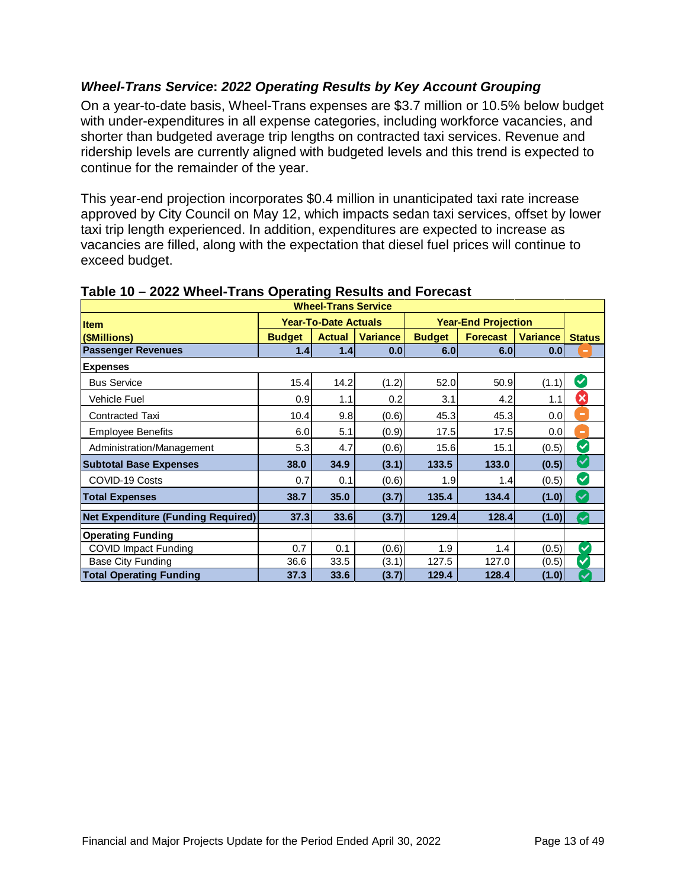### ***Wheel-Trans Service*: *2022 Operating Results by Key Account Grouping***

On a year-to-date basis, Wheel-Trans expenses are $3.7 million or 10.5% below budget with under-expenditures in all expense categories, including workforce vacancies, and shorter than budgeted average trip lengths on contracted taxi services. Revenue and ridership levels are currently aligned with budgeted levels and this trend is expected to continue for the remainder of the year.

This year-end projection incorporates $0.4 million in unanticipated taxi rate increase approved by City Council on May 12, which impacts sedan taxi services, offset by lower taxi trip length experienced. In addition, expenditures are expected to increase as vacancies are filled, along with the expectation that diesel fuel prices will continue to exceed budget.

**Table 10 – 2022 Wheel-Trans Operating Results and Forecast**

| Wheel-Trans Service | | | | | | | |
|---|---|---|---|---|---|---|---|
| **Item** | **Year-To-Date Actuals** | | | **Year-End Projection** | | | |
| **($Millions)** | **Budget** | **Actual** | **Variance** | **Budget** | **Forecast** | **Variance** | **Status** |
| **Passenger Revenues** | **1.4** | **1.4** | **0.0** | **6.0** | **6.0** | **0.0** | Neutral |
| **Expenses** | | | | | | | |
| Bus Service | 15.4 | 14.2 | (1.2) | 52.0 | 50.9 | (1.1) | Favourable |
| Vehicle Fuel | 0.9 | 1.1 | 0.2 | 3.1 | 4.2 | 1.1 | Unfavourable |
| Contracted Taxi | 10.4 | 9.8 | (0.6) | 45.3 | 45.3 | 0.0 | Neutral |
| Employee Benefits | 6.0 | 5.1 | (0.9) | 17.5 | 17.5 | 0.0 | Neutral |
| Administration/Management | 5.3 | 4.7 | (0.6) | 15.6 | 15.1 | (0.5) | Favourable |
| **Subtotal Base Expenses** | **38.0** | **34.9** | **(3.1)** | **133.5** | **133.0** | **(0.5)** | Favourable |
| COVID-19 Costs | 0.7 | 0.1 | (0.6) | 1.9 | 1.4 | (0.5) | Favourable |
| **Total Expenses** | **38.7** | **35.0** | **(3.7)** | **135.4** | **134.4** | **(1.0)** | Favourable |
| **Net Expenditure (Funding Required)** | **37.3** | **33.6** | **(3.7)** | **129.4** | **128.4** | **(1.0)** | Favourable |
| **Operating Funding** | | | | | | | |
| COVID Impact Funding | 0.7 | 0.1 | (0.6) | 1.9 | 1.4 | (0.5) | Favourable |
| Base City Funding | 36.6 | 33.5 | (3.1) | 127.5 | 127.0 | (0.5) | Favourable |
| **Total Operating Funding** | **37.3** | **33.6** | **(3.7)** | **129.4** | **128.4** | **(1.0)** | Favourable |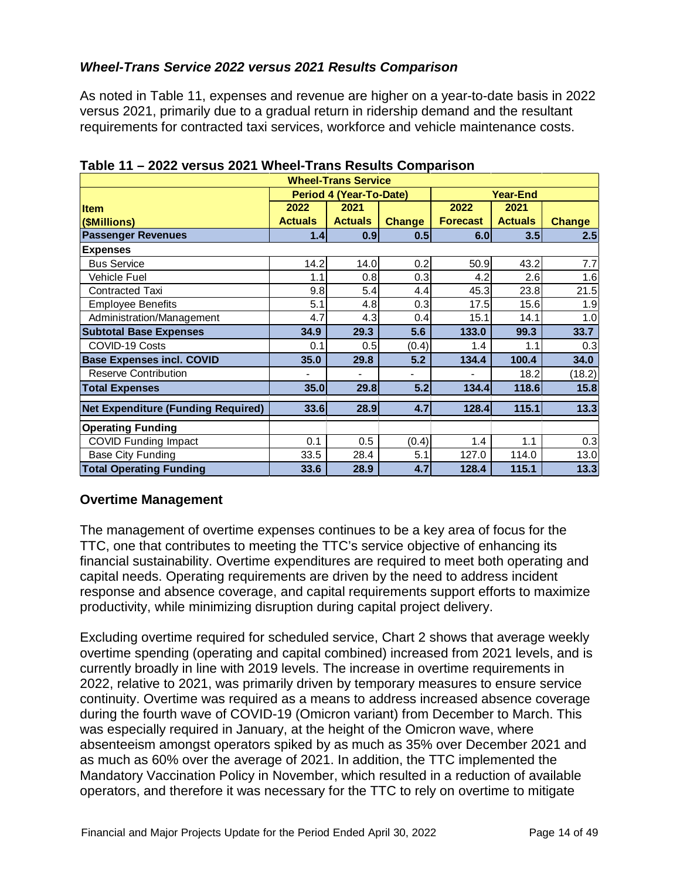### *Wheel-Trans Service 2022 versus 2021 Results Comparison*

As noted in Table 11, expenses and revenue are higher on a year-to-date basis in 2022 versus 2021, primarily due to a gradual return in ridership demand and the resultant requirements for contracted taxi services, workforce and vehicle maintenance costs.

**Table 11 – 2022 versus 2021 Wheel-Trans Results Comparison**

| Wheel-Trans Service | | | | | | |
|---|---|---|---|---|---|---|
| | Period 4 (Year-To-Date) | | | Year-End | | |
| **Item (\$Millions)** | **2022 Actuals** | **2021 Actuals** | **Change** | **2022 Forecast** | **2021 Actuals** | **Change** |
| **Passenger Revenues** | **1.4** | **0.9** | **0.5** | **6.0** | **3.5** | **2.5** |
| **Expenses** | | | | | | |
| Bus Service | 14.2 | 14.0 | 0.2 | 50.9 | 43.2 | 7.7 |
| Vehicle Fuel | 1.1 | 0.8 | 0.3 | 4.2 | 2.6 | 1.6 |
| Contracted Taxi | 9.8 | 5.4 | 4.4 | 45.3 | 23.8 | 21.5 |
| Employee Benefits | 5.1 | 4.8 | 0.3 | 17.5 | 15.6 | 1.9 |
| Administration/Management | 4.7 | 4.3 | 0.4 | 15.1 | 14.1 | 1.0 |
| **Subtotal Base Expenses** | **34.9** | **29.3** | **5.6** | **133.0** | **99.3** | **33.7** |
| COVID-19 Costs | 0.1 | 0.5 | (0.4) | 1.4 | 1.1 | 0.3 |
| **Base Expenses incl. COVID** | **35.0** | **29.8** | **5.2** | **134.4** | **100.4** | **34.0** |
| Reserve Contribution | - | - | - | - | 18.2 | (18.2) |
| **Total Expenses** | **35.0** | **29.8** | **5.2** | **134.4** | **118.6** | **15.8** |
| **Net Expenditure (Funding Required)** | **33.6** | **28.9** | **4.7** | **128.4** | **115.1** | **13.3** |
| **Operating Funding** | | | | | | |
| COVID Funding Impact | 0.1 | 0.5 | (0.4) | 1.4 | 1.1 | 0.3 |
| Base City Funding | 33.5 | 28.4 | 5.1 | 127.0 | 114.0 | 13.0 |
| **Total Operating Funding** | **33.6** | **28.9** | **4.7** | **128.4** | **115.1** | **13.3** |

## Overtime Management

The management of overtime expenses continues to be a key area of focus for the TTC, one that contributes to meeting the TTC's service objective of enhancing its financial sustainability. Overtime expenditures are required to meet both operating and capital needs. Operating requirements are driven by the need to address incident response and absence coverage, and capital requirements support efforts to maximize productivity, while minimizing disruption during capital project delivery.

Excluding overtime required for scheduled service, Chart 2 shows that average weekly overtime spending (operating and capital combined) increased from 2021 levels, and is currently broadly in line with 2019 levels. The increase in overtime requirements in 2022, relative to 2021, was primarily driven by temporary measures to ensure service continuity. Overtime was required as a means to address increased absence coverage during the fourth wave of COVID-19 (Omicron variant) from December to March. This was especially required in January, at the height of the Omicron wave, where absenteeism amongst operators spiked by as much as 35% over December 2021 and as much as 60% over the average of 2021. In addition, the TTC implemented the Mandatory Vaccination Policy in November, which resulted in a reduction of available operators, and therefore it was necessary for the TTC to rely on overtime to mitigate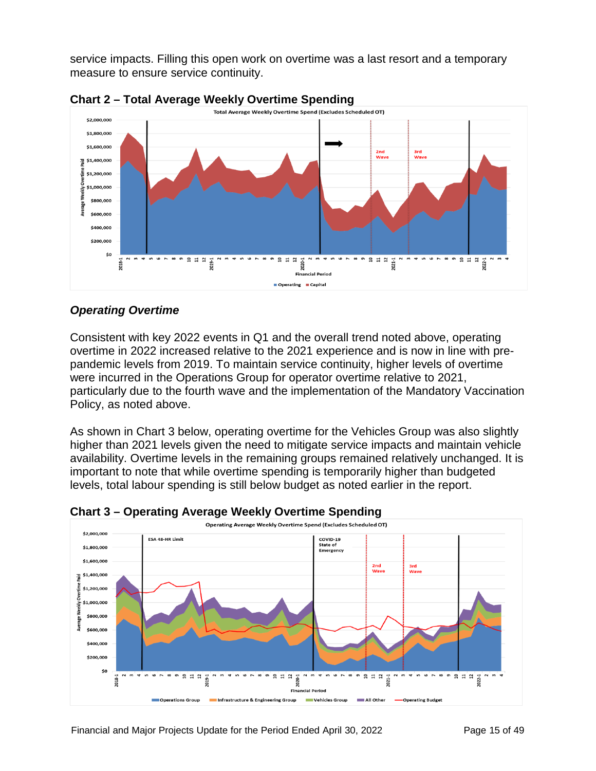service impacts. Filling this open work on overtime was a last resort and a temporary measure to ensure service continuity.

**Chart 2 – Total Average Weekly Overtime Spending**

Total Average Weekly Overtime Spend (Excludes Scheduled OT)

$2,000,000
$1,800,000
$1,600,000
$1,400,000
$1,200,000
$1,000,000
$800,000
$600,000
$400,000
$200,000
$0

Average Weekly Overtime Paid

2nd Wave
3rd Wave

2018-1 2 3 4 5 6 7 8 9 10 11 12 2019-1 2 3 4 5 6 7 8 9 10 11 12 2020-1 2 3 4 5 6 7 8 9 10 11 12 2021-1 2 3 4 5 6 7 8 9 10 11 12 2022-1 2 3 4

Financial Period

Operating Capital

## *Operating Overtime*

Consistent with key 2022 events in Q1 and the overall trend noted above, operating overtime in 2022 increased relative to the 2021 experience and is now in line with pre-pandemic levels from 2019. To maintain service continuity, higher levels of overtime were incurred in the Operations Group for operator overtime relative to 2021, particularly due to the fourth wave and the implementation of the Mandatory Vaccination Policy, as noted above.

As shown in Chart 3 below, operating overtime for the Vehicles Group was also slightly higher than 2021 levels given the need to mitigate service impacts and maintain vehicle availability. Overtime levels in the remaining groups remained relatively unchanged. It is important to note that while overtime spending is temporarily higher than budgeted levels, total labour spending is still below budget as noted earlier in the report.

**Chart 3 – Operating Average Weekly Overtime Spending**

Operating Average Weekly Overtime Spend (Excludes Scheduled OT)

$2,000,000
$1,800,000
$1,600,000
$1,400,000
$1,200,000
$1,000,000
$800,000
$600,000
$400,000
$200,000
$0

Average Weekly Overtime Paid

ESA 48-HR Limit
COVID-19 State of Emergency
2nd Wave
3rd Wave

2018-1 2 3 4 5 6 7 8 9 10 11 12 2019-1 2 3 4 5 6 7 8 9 10 11 12 2020-1 2 3 4 5 6 7 8 9 10 11 12 2021-1 2 3 4 5 6 7 8 9 10 11 12 2022-1 2 3 4

Financial Period

Operations Group Infrastructure & Engineering Group Vehicles Group All Other Operating Budget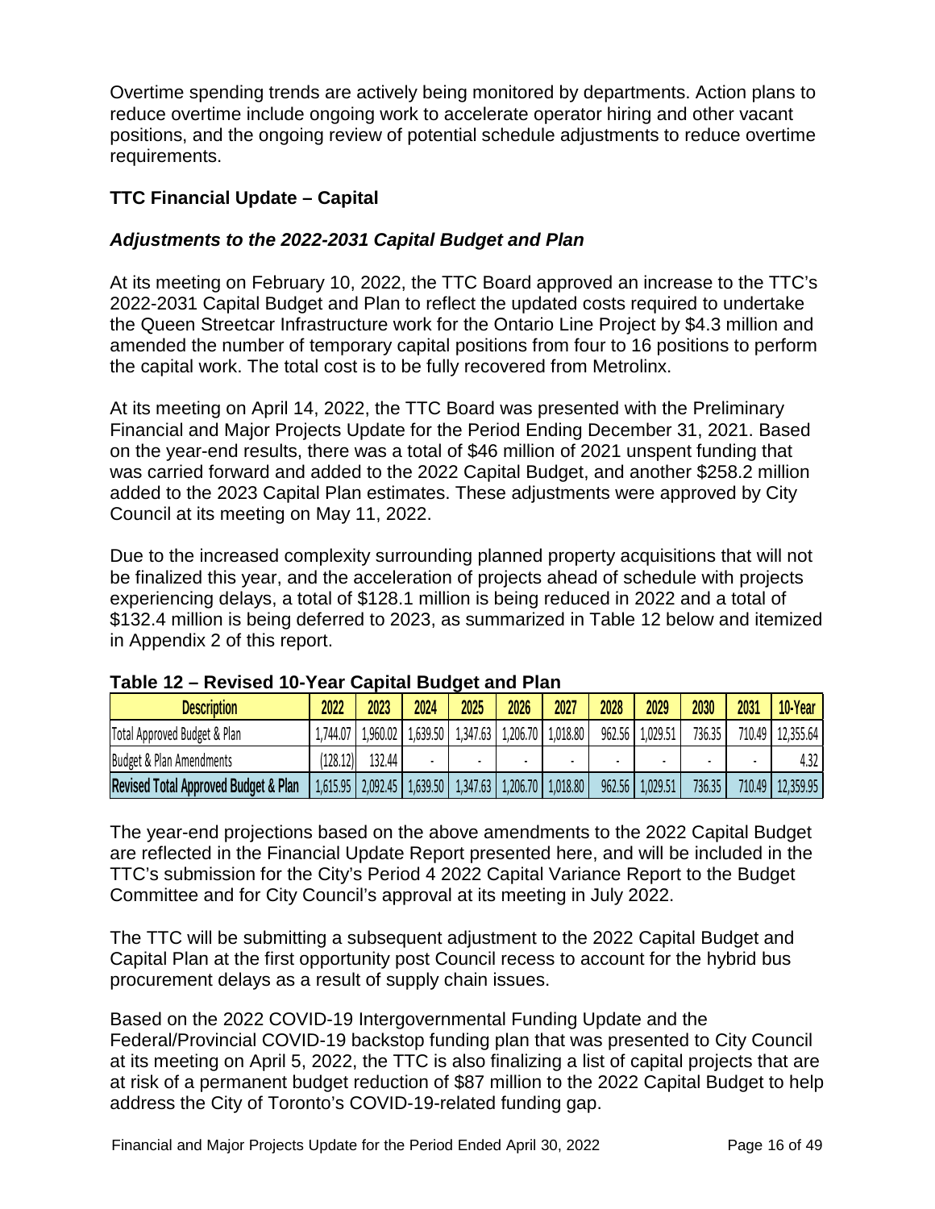Overtime spending trends are actively being monitored by departments. Action plans to reduce overtime include ongoing work to accelerate operator hiring and other vacant positions, and the ongoing review of potential schedule adjustments to reduce overtime requirements.

### TTC Financial Update – Capital

#### *Adjustments to the 2022-2031 Capital Budget and Plan*

At its meeting on February 10, 2022, the TTC Board approved an increase to the TTC's 2022-2031 Capital Budget and Plan to reflect the updated costs required to undertake the Queen Streetcar Infrastructure work for the Ontario Line Project by $4.3 million and amended the number of temporary capital positions from four to 16 positions to perform the capital work. The total cost is to be fully recovered from Metrolinx.

At its meeting on April 14, 2022, the TTC Board was presented with the Preliminary Financial and Major Projects Update for the Period Ending December 31, 2021. Based on the year-end results, there was a total of $46 million of 2021 unspent funding that was carried forward and added to the 2022 Capital Budget, and another $258.2 million added to the 2023 Capital Plan estimates. These adjustments were approved by City Council at its meeting on May 11, 2022.

Due to the increased complexity surrounding planned property acquisitions that will not be finalized this year, and the acceleration of projects ahead of schedule with projects experiencing delays, a total of $128.1 million is being reduced in 2022 and a total of $132.4 million is being deferred to 2023, as summarized in Table 12 below and itemized in Appendix 2 of this report.

**Table 12 – Revised 10-Year Capital Budget and Plan**

| Description | 2022 | 2023 | 2024 | 2025 | 2026 | 2027 | 2028 | 2029 | 2030 | 2031 | 10-Year |
|---|---|---|---|---|---|---|---|---|---|---|---|
| Total Approved Budget & Plan | 1,744.07 | 1,960.02 | 1,639.50 | 1,347.63 | 1,206.70 | 1,018.80 | 962.56 | 1,029.51 | 736.35 | 710.49 | 12,355.64 |
| Budget & Plan Amendments | (128.12) | 132.44 | - | - | - | - | - | - | - | - | 4.32 |
| **Revised Total Approved Budget & Plan** | 1,615.95 | 2,092.45 | 1,639.50 | 1,347.63 | 1,206.70 | 1,018.80 | 962.56 | 1,029.51 | 736.35 | 710.49 | 12,359.95 |

The year-end projections based on the above amendments to the 2022 Capital Budget are reflected in the Financial Update Report presented here, and will be included in the TTC's submission for the City's Period 4 2022 Capital Variance Report to the Budget Committee and for City Council's approval at its meeting in July 2022.

The TTC will be submitting a subsequent adjustment to the 2022 Capital Budget and Capital Plan at the first opportunity post Council recess to account for the hybrid bus procurement delays as a result of supply chain issues.

Based on the 2022 COVID-19 Intergovernmental Funding Update and the Federal/Provincial COVID-19 backstop funding plan that was presented to City Council at its meeting on April 5, 2022, the TTC is also finalizing a list of capital projects that are at risk of a permanent budget reduction of $87 million to the 2022 Capital Budget to help address the City of Toronto's COVID-19-related funding gap.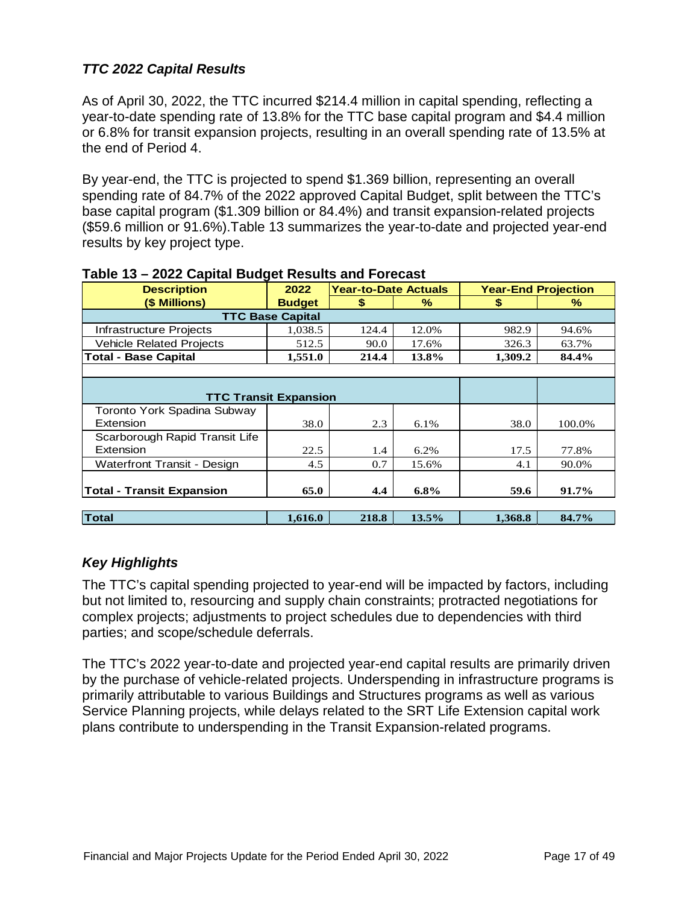### *TTC 2022 Capital Results*

As of April 30, 2022, the TTC incurred $214.4 million in capital spending, reflecting a year-to-date spending rate of 13.8% for the TTC base capital program and $4.4 million or 6.8% for transit expansion projects, resulting in an overall spending rate of 13.5% at the end of Period 4.

By year-end, the TTC is projected to spend $1.369 billion, representing an overall spending rate of 84.7% of the 2022 approved Capital Budget, split between the TTC's base capital program ($1.309 billion or 84.4%) and transit expansion-related projects ($59.6 million or 91.6%).Table 13 summarizes the year-to-date and projected year-end results by key project type.

**Table 13 – 2022 Capital Budget Results and Forecast**

| Description ($ Millions) | 2022 Budget | Year-to-Date Actuals | | Year-End Projection | |
|---|---|---|---|---|---|
| | | $ | % | $ | % |
| **TTC Base Capital** | | | | | |
| Infrastructure Projects | 1,038.5 | 124.4 | 12.0% | 982.9 | 94.6% |
| Vehicle Related Projects | 512.5 | 90.0 | 17.6% | 326.3 | 63.7% |
| **Total - Base Capital** | **1,551.0** | **214.4** | **13.8%** | **1,309.2** | **84.4%** |
| **TTC Transit Expansion** | | | | | |
| Toronto York Spadina Subway Extension | 38.0 | 2.3 | 6.1% | 38.0 | 100.0% |
| Scarborough Rapid Transit Life Extension | 22.5 | 1.4 | 6.2% | 17.5 | 77.8% |
| Waterfront Transit - Design | 4.5 | 0.7 | 15.6% | 4.1 | 90.0% |
| **Total - Transit Expansion** | **65.0** | **4.4** | **6.8%** | **59.6** | **91.7%** |
| **Total** | **1,616.0** | **218.8** | **13.5%** | **1,368.8** | **84.7%** |

### *Key Highlights*

The TTC's capital spending projected to year-end will be impacted by factors, including but not limited to, resourcing and supply chain constraints; protracted negotiations for complex projects; adjustments to project schedules due to dependencies with third parties; and scope/schedule deferrals.

The TTC's 2022 year-to-date and projected year-end capital results are primarily driven by the purchase of vehicle-related projects. Underspending in infrastructure programs is primarily attributable to various Buildings and Structures programs as well as various Service Planning projects, while delays related to the SRT Life Extension capital work plans contribute to underspending in the Transit Expansion-related programs.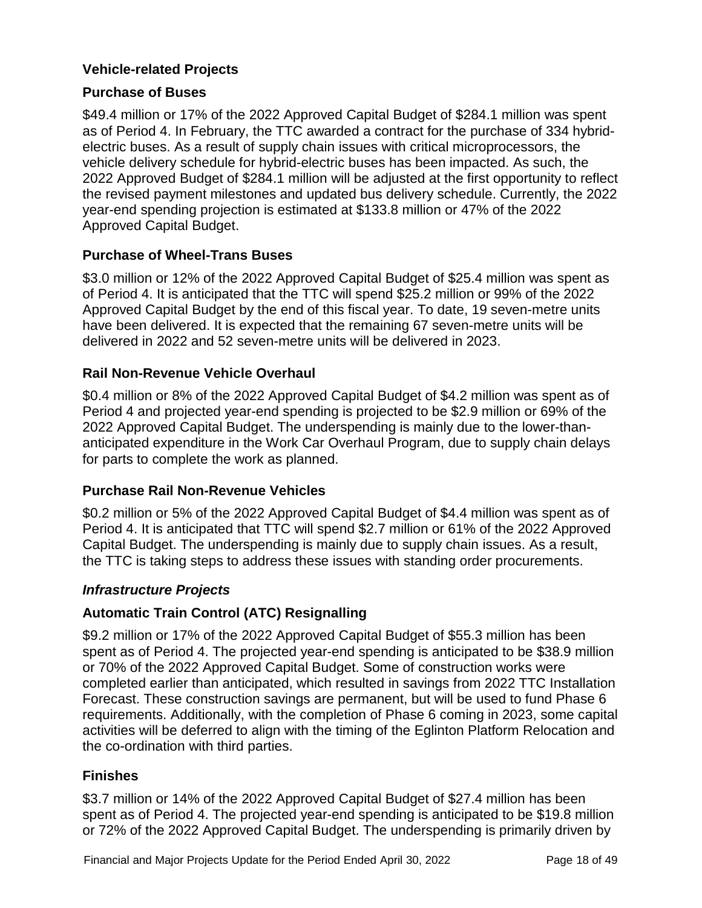### Vehicle-related Projects

### Purchase of Buses

$49.4 million or 17% of the 2022 Approved Capital Budget of $284.1 million was spent as of Period 4. In February, the TTC awarded a contract for the purchase of 334 hybrid-electric buses. As a result of supply chain issues with critical microprocessors, the vehicle delivery schedule for hybrid-electric buses has been impacted. As such, the 2022 Approved Budget of $284.1 million will be adjusted at the first opportunity to reflect the revised payment milestones and updated bus delivery schedule. Currently, the 2022 year-end spending projection is estimated at $133.8 million or 47% of the 2022 Approved Capital Budget.

### Purchase of Wheel-Trans Buses

$3.0 million or 12% of the 2022 Approved Capital Budget of $25.4 million was spent as of Period 4. It is anticipated that the TTC will spend $25.2 million or 99% of the 2022 Approved Capital Budget by the end of this fiscal year. To date, 19 seven-metre units have been delivered. It is expected that the remaining 67 seven-metre units will be delivered in 2022 and 52 seven-metre units will be delivered in 2023.

### Rail Non-Revenue Vehicle Overhaul

$0.4 million or 8% of the 2022 Approved Capital Budget of $4.2 million was spent as of Period 4 and projected year-end spending is projected to be $2.9 million or 69% of the 2022 Approved Capital Budget. The underspending is mainly due to the lower-than-anticipated expenditure in the Work Car Overhaul Program, due to supply chain delays for parts to complete the work as planned.

### Purchase Rail Non-Revenue Vehicles

$0.2 million or 5% of the 2022 Approved Capital Budget of $4.4 million was spent as of Period 4. It is anticipated that TTC will spend $2.7 million or 61% of the 2022 Approved Capital Budget. The underspending is mainly due to supply chain issues. As a result, the TTC is taking steps to address these issues with standing order procurements.

### *Infrastructure Projects*

### Automatic Train Control (ATC) Resignalling

$9.2 million or 17% of the 2022 Approved Capital Budget of $55.3 million has been spent as of Period 4. The projected year-end spending is anticipated to be $38.9 million or 70% of the 2022 Approved Capital Budget. Some of construction works were completed earlier than anticipated, which resulted in savings from 2022 TTC Installation Forecast. These construction savings are permanent, but will be used to fund Phase 6 requirements. Additionally, with the completion of Phase 6 coming in 2023, some capital activities will be deferred to align with the timing of the Eglinton Platform Relocation and the co-ordination with third parties.

### Finishes

$3.7 million or 14% of the 2022 Approved Capital Budget of $27.4 million has been spent as of Period 4. The projected year-end spending is anticipated to be $19.8 million or 72% of the 2022 Approved Capital Budget. The underspending is primarily driven by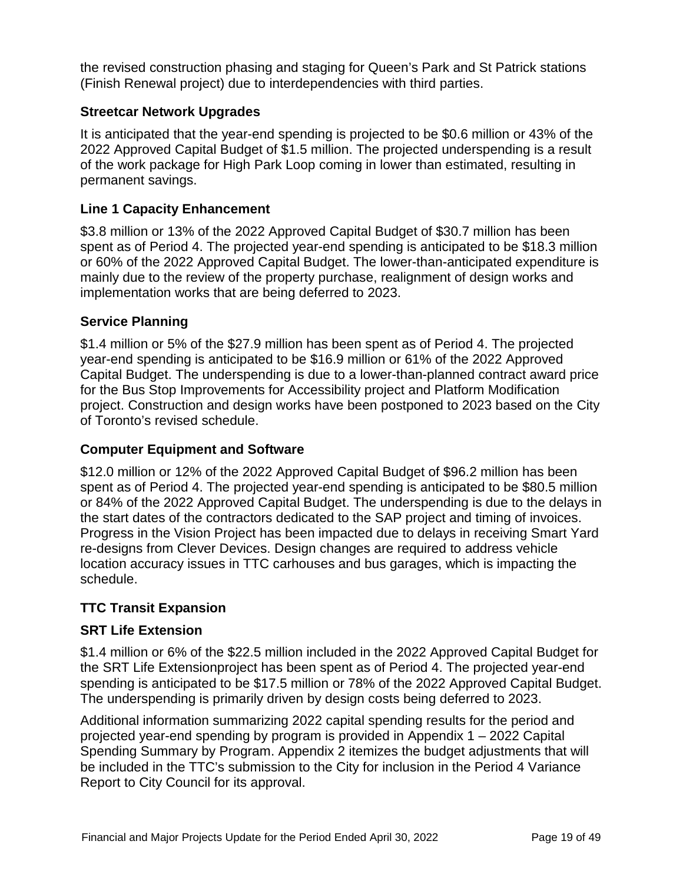the revised construction phasing and staging for Queen's Park and St Patrick stations (Finish Renewal project) due to interdependencies with third parties.

### Streetcar Network Upgrades

It is anticipated that the year-end spending is projected to be $0.6 million or 43% of the 2022 Approved Capital Budget of $1.5 million. The projected underspending is a result of the work package for High Park Loop coming in lower than estimated, resulting in permanent savings.

### Line 1 Capacity Enhancement

$3.8 million or 13% of the 2022 Approved Capital Budget of $30.7 million has been spent as of Period 4. The projected year-end spending is anticipated to be $18.3 million or 60% of the 2022 Approved Capital Budget. The lower-than-anticipated expenditure is mainly due to the review of the property purchase, realignment of design works and implementation works that are being deferred to 2023.

### Service Planning

$1.4 million or 5% of the $27.9 million has been spent as of Period 4. The projected year-end spending is anticipated to be $16.9 million or 61% of the 2022 Approved Capital Budget. The underspending is due to a lower-than-planned contract award price for the Bus Stop Improvements for Accessibility project and Platform Modification project. Construction and design works have been postponed to 2023 based on the City of Toronto's revised schedule.

### Computer Equipment and Software

$12.0 million or 12% of the 2022 Approved Capital Budget of $96.2 million has been spent as of Period 4. The projected year-end spending is anticipated to be $80.5 million or 84% of the 2022 Approved Capital Budget. The underspending is due to the delays in the start dates of the contractors dedicated to the SAP project and timing of invoices. Progress in the Vision Project has been impacted due to delays in receiving Smart Yard re-designs from Clever Devices. Design changes are required to address vehicle location accuracy issues in TTC carhouses and bus garages, which is impacting the schedule.

### TTC Transit Expansion

### SRT Life Extension

$1.4 million or 6% of the $22.5 million included in the 2022 Approved Capital Budget for the SRT Life Extensionproject has been spent as of Period 4. The projected year-end spending is anticipated to be $17.5 million or 78% of the 2022 Approved Capital Budget. The underspending is primarily driven by design costs being deferred to 2023.

Additional information summarizing 2022 capital spending results for the period and projected year-end spending by program is provided in Appendix 1 – 2022 Capital Spending Summary by Program. Appendix 2 itemizes the budget adjustments that will be included in the TTC's submission to the City for inclusion in the Period 4 Variance Report to City Council for its approval.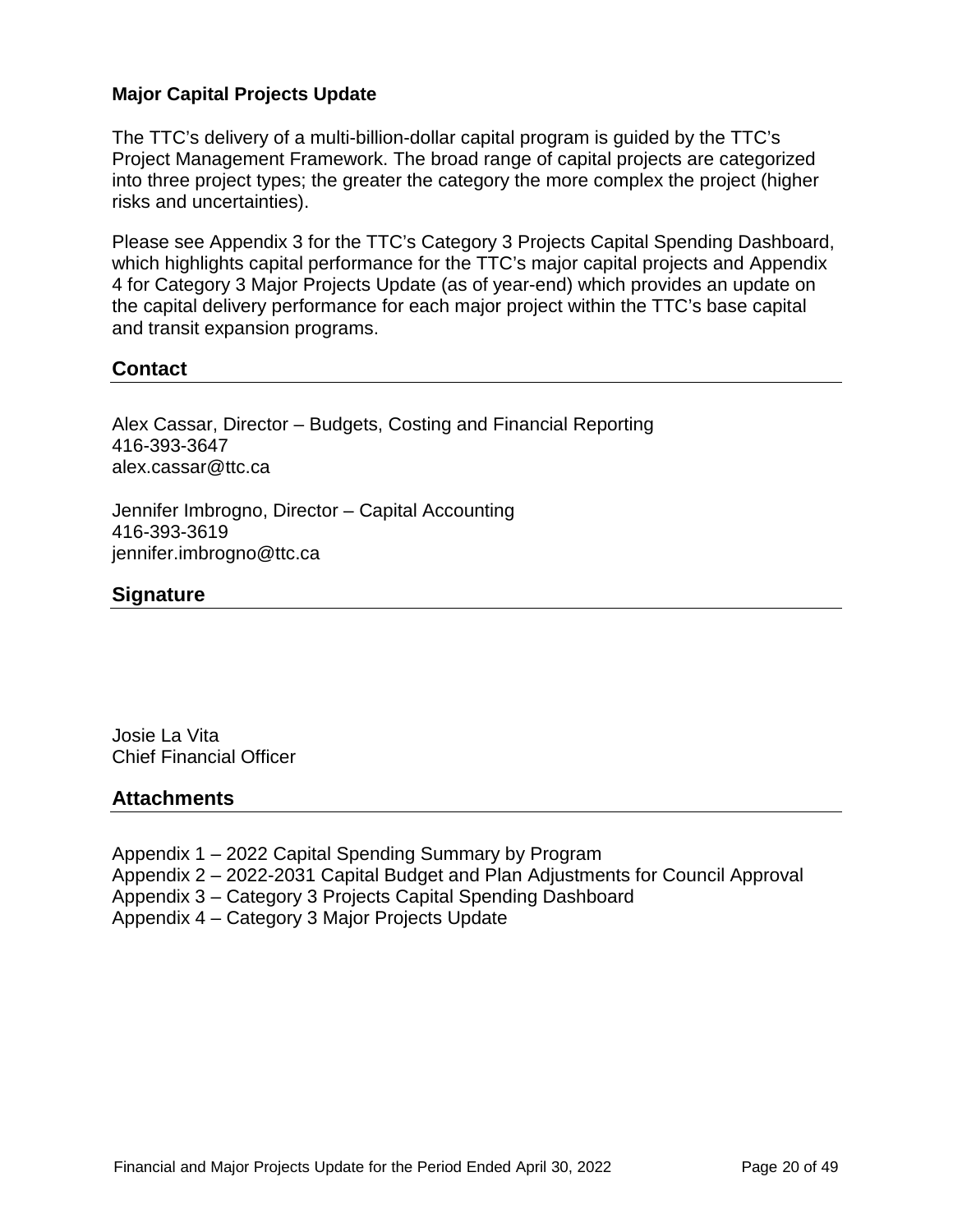**Major Capital Projects Update**

The TTC's delivery of a multi-billion-dollar capital program is guided by the TTC's Project Management Framework. The broad range of capital projects are categorized into three project types; the greater the category the more complex the project (higher risks and uncertainties).

Please see Appendix 3 for the TTC's Category 3 Projects Capital Spending Dashboard, which highlights capital performance for the TTC's major capital projects and Appendix 4 for Category 3 Major Projects Update (as of year-end) which provides an update on the capital delivery performance for each major project within the TTC's base capital and transit expansion programs.

## Contact

Alex Cassar, Director – Budgets, Costing and Financial Reporting
416-393-3647
alex.cassar@ttc.ca

Jennifer Imbrogno, Director – Capital Accounting
416-393-3619
jennifer.imbrogno@ttc.ca

## Signature

Josie La Vita
Chief Financial Officer

## Attachments

Appendix 1 – 2022 Capital Spending Summary by Program
Appendix 2 – 2022-2031 Capital Budget and Plan Adjustments for Council Approval
Appendix 3 – Category 3 Projects Capital Spending Dashboard
Appendix 4 – Category 3 Major Projects Update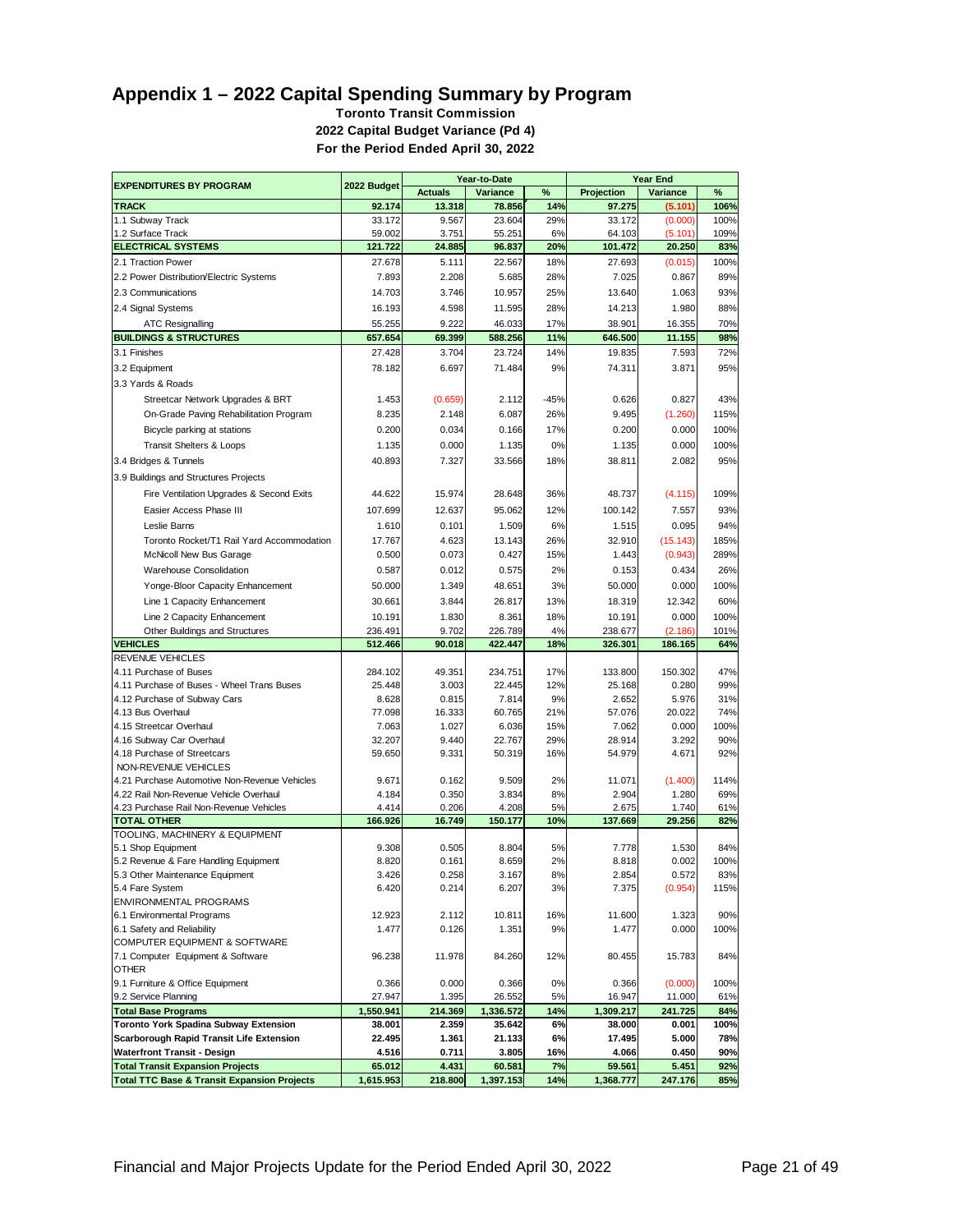# Appendix 1 – 2022 Capital Spending Summary by Program

**Toronto Transit Commission**

**2022 Capital Budget Variance (Pd 4)**

**For the Period Ended April 30, 2022**

| EXPENDITURES BY PROGRAM | 2022 Budget | Year-to-Date | | | Year End | | |
|---|---|---|---|---|---|---|---|
| | | Actuals | Variance | % | Projection | Variance | % |
| **TRACK** | **92.174** | **13.318** | **78.856** | **14%** | **97.275** | **(5.101)** | **106%** |
| 1.1 Subway Track | 33.172 | 9.567 | 23.604 | 29% | 33.172 | (0.000) | 100% |
| 1.2 Surface Track | 59.002 | 3.751 | 55.251 | 6% | 64.103 | (5.101) | 109% |
| **ELECTRICAL SYSTEMS** | **121.722** | **24.885** | **96.837** | **20%** | **101.472** | **20.250** | **83%** |
| 2.1 Traction Power | 27.678 | 5.111 | 22.567 | 18% | 27.693 | (0.015) | 100% |
| 2.2 Power Distribution/Electric Systems | 7.893 | 2.208 | 5.685 | 28% | 7.025 | 0.867 | 89% |
| 2.3 Communications | 14.703 | 3.746 | 10.957 | 25% | 13.640 | 1.063 | 93% |
| 2.4 Signal Systems | 16.193 | 4.598 | 11.595 | 28% | 14.213 | 1.980 | 88% |
| ATC Resignalling | 55.255 | 9.222 | 46.033 | 17% | 38.901 | 16.355 | 70% |
| **BUILDINGS & STRUCTURES** | **657.654** | **69.399** | **588.256** | **11%** | **646.500** | **11.155** | **98%** |
| 3.1 Finishes | 27.428 | 3.704 | 23.724 | 14% | 19.835 | 7.593 | 72% |
| 3.2 Equipment | 78.182 | 6.697 | 71.484 | 9% | 74.311 | 3.871 | 95% |
| 3.3 Yards & Roads | | | | | | | |
| Streetcar Network Upgrades & BRT | 1.453 | (0.659) | 2.112 | -45% | 0.626 | 0.827 | 43% |
| On-Grade Paving Rehabilitation Program | 8.235 | 2.148 | 6.087 | 26% | 9.495 | (1.260) | 115% |
| Bicycle parking at stations | 0.200 | 0.034 | 0.166 | 17% | 0.200 | 0.000 | 100% |
| Transit Shelters & Loops | 1.135 | 0.000 | 1.135 | 0% | 1.135 | 0.000 | 100% |
| 3.4 Bridges & Tunnels | 40.893 | 7.327 | 33.566 | 18% | 38.811 | 2.082 | 95% |
| 3.9 Buildings and Structures Projects | | | | | | | |
| Fire Ventilation Upgrades & Second Exits | 44.622 | 15.974 | 28.648 | 36% | 48.737 | (4.115) | 109% |
| Easier Access Phase III | 107.699 | 12.637 | 95.062 | 12% | 100.142 | 7.557 | 93% |
| Leslie Barns | 1.610 | 0.101 | 1.509 | 6% | 1.515 | 0.095 | 94% |
| Toronto Rocket/T1 Rail Yard Accommodation | 17.767 | 4.623 | 13.143 | 26% | 32.910 | (15.143) | 185% |
| McNicoll New Bus Garage | 0.500 | 0.073 | 0.427 | 15% | 1.443 | (0.943) | 289% |
| Warehouse Consolidation | 0.587 | 0.012 | 0.575 | 2% | 0.153 | 0.434 | 26% |
| Yonge-Bloor Capacity Enhancement | 50.000 | 1.349 | 48.651 | 3% | 50.000 | 0.000 | 100% |
| Line 1 Capacity Enhancement | 30.661 | 3.844 | 26.817 | 13% | 18.319 | 12.342 | 60% |
| Line 2 Capacity Enhancement | 10.191 | 1.830 | 8.361 | 18% | 10.191 | 0.000 | 100% |
| Other Buildings and Structures | 236.491 | 9.702 | 226.789 | 4% | 238.677 | (2.186) | 101% |
| **VEHICLES** | **512.466** | **90.018** | **422.447** | **18%** | **326.301** | **186.165** | **64%** |
| REVENUE VEHICLES | | | | | | | |
| 4.11 Purchase of Buses | 284.102 | 49.351 | 234.751 | 17% | 133.800 | 150.302 | 47% |
| 4.11 Purchase of Buses - Wheel Trans Buses | 25.448 | 3.003 | 22.445 | 12% | 25.168 | 0.280 | 99% |
| 4.12 Purchase of Subway Cars | 8.628 | 0.815 | 7.814 | 9% | 2.652 | 5.976 | 31% |
| 4.13 Bus Overhaul | 77.098 | 16.333 | 60.765 | 21% | 57.076 | 20.022 | 74% |
| 4.15 Streetcar Overhaul | 7.063 | 1.027 | 6.036 | 15% | 7.062 | 0.000 | 100% |
| 4.16 Subway Car Overhaul | 32.207 | 9.440 | 22.767 | 29% | 28.914 | 3.292 | 90% |
| 4.18 Purchase of Streetcars | 59.650 | 9.331 | 50.319 | 16% | 54.979 | 4.671 | 92% |
| NON-REVENUE VEHICLES | | | | | | | |
| 4.21 Purchase Automotive Non-Revenue Vehicles | 9.671 | 0.162 | 9.509 | 2% | 11.071 | (1.400) | 114% |
| 4.22 Rail Non-Revenue Vehicle Overhaul | 4.184 | 0.350 | 3.834 | 8% | 2.904 | 1.280 | 69% |
| 4.23 Purchase Rail Non-Revenue Vehicles | 4.414 | 0.206 | 4.208 | 5% | 2.675 | 1.740 | 61% |
| **TOTAL OTHER** | **166.926** | **16.749** | **150.177** | **10%** | **137.669** | **29.256** | **82%** |
| TOOLING, MACHINERY & EQUIPMENT | | | | | | | |
| 5.1 Shop Equipment | 9.308 | 0.505 | 8.804 | 5% | 7.778 | 1.530 | 84% |
| 5.2 Revenue & Fare Handling Equipment | 8.820 | 0.161 | 8.659 | 2% | 8.818 | 0.002 | 100% |
| 5.3 Other Maintenance Equipment | 3.426 | 0.258 | 3.167 | 8% | 2.854 | 0.572 | 83% |
| 5.4 Fare System | 6.420 | 0.214 | 6.207 | 3% | 7.375 | (0.954) | 115% |
| ENVIRONMENTAL PROGRAMS | | | | | | | |
| 6.1 Environmental Programs | 12.923 | 2.112 | 10.811 | 16% | 11.600 | 1.323 | 90% |
| 6.1 Safety and Reliability | 1.477 | 0.126 | 1.351 | 9% | 1.477 | 0.000 | 100% |
| COMPUTER EQUIPMENT & SOFTWARE | | | | | | | |
| 7.1 Computer Equipment & Software | 96.238 | 11.978 | 84.260 | 12% | 80.455 | 15.783 | 84% |
| OTHER | | | | | | | |
| 9.1 Furniture & Office Equipment | 0.366 | 0.000 | 0.366 | 0% | 0.366 | (0.000) | 100% |
| 9.2 Service Planning | 27.947 | 1.395 | 26.552 | 5% | 16.947 | 11.000 | 61% |
| **Total Base Programs** | **1,550.941** | **214.369** | **1,336.572** | **14%** | **1,309.217** | **241.725** | **84%** |
| **Toronto York Spadina Subway Extension** | **38.001** | **2.359** | **35.642** | **6%** | **38.000** | **0.001** | **100%** |
| **Scarborough Rapid Transit Life Extension** | **22.495** | **1.361** | **21.133** | **6%** | **17.495** | **5.000** | **78%** |
| **Waterfront Transit - Design** | **4.516** | **0.711** | **3.805** | **16%** | **4.066** | **0.450** | **90%** |
| **Total Transit Expansion Projects** | **65.012** | **4.431** | **60.581** | **7%** | **59.561** | **5.451** | **92%** |
| **Total TTC Base & Transit Expansion Projects** | **1,615.953** | **218.800** | **1,397.153** | **14%** | **1,368.777** | **247.176** | **85%** |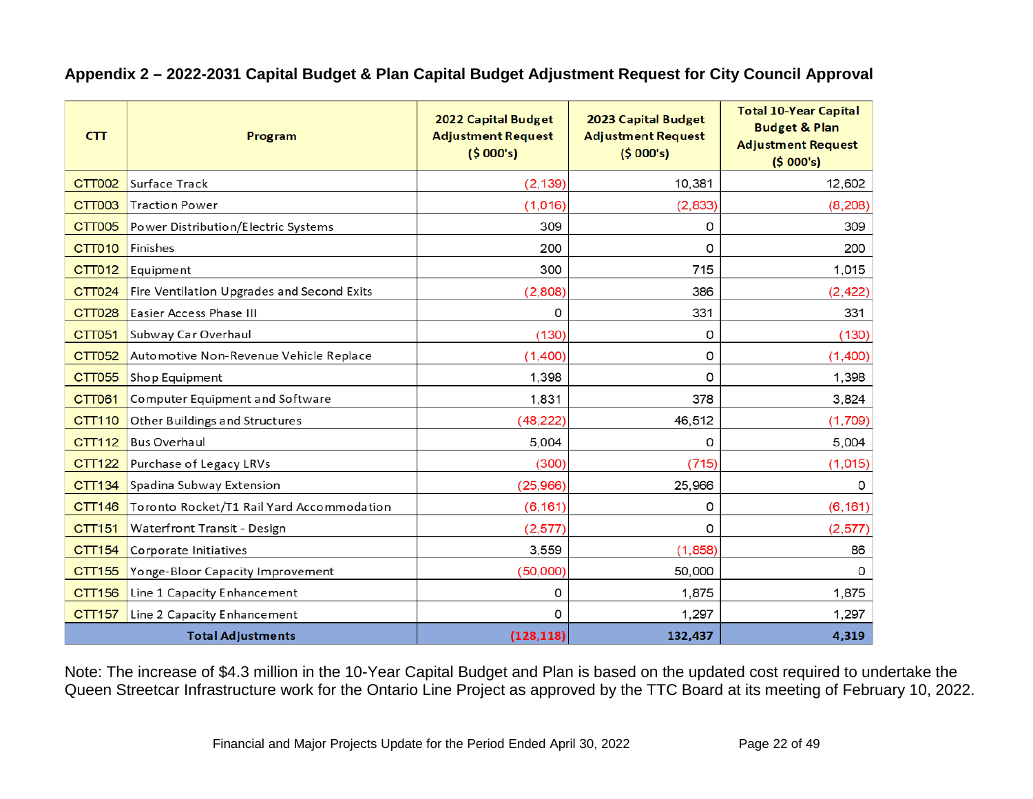## Appendix 2 – 2022-2031 Capital Budget & Plan Capital Budget Adjustment Request for City Council Approval

| CTT | Program | 2022 Capital Budget Adjustment Request ($ 000's) | 2023 Capital Budget Adjustment Request ($ 000's) | Total 10-Year Capital Budget & Plan Adjustment Request ($ 000's) |
|---|---|---|---|---|
| CTT002 | Surface Track | (2,139) | 10,381 | 12,602 |
| CTT003 | Traction Power | (1,016) | (2,833) | (8,208) |
| CTT005 | Power Distribution/Electric Systems | 309 | 0 | 309 |
| CTT010 | Finishes | 200 | 0 | 200 |
| CTT012 | Equipment | 300 | 715 | 1,015 |
| CTT024 | Fire Ventilation Upgrades and Second Exits | (2,808) | 386 | (2,422) |
| CTT028 | Easier Access Phase III | 0 | 331 | 331 |
| CTT051 | Subway Car Overhaul | (130) | 0 | (130) |
| CTT052 | Automotive Non-Revenue Vehicle Replace | (1,400) | 0 | (1,400) |
| CTT055 | Shop Equipment | 1,398 | 0 | 1,398 |
| CTT061 | Computer Equipment and Software | 1,831 | 378 | 3,824 |
| CTT110 | Other Buildings and Structures | (48,222) | 46,512 | (1,709) |
| CTT112 | Bus Overhaul | 5,004 | 0 | 5,004 |
| CTT122 | Purchase of Legacy LRVs | (300) | (715) | (1,015) |
| CTT134 | Spadina Subway Extension | (25,966) | 25,966 | 0 |
| CTT146 | Toronto Rocket/T1 Rail Yard Accommodation | (6,161) | 0 | (6,161) |
| CTT151 | Waterfront Transit - Design | (2,577) | 0 | (2,577) |
| CTT154 | Corporate Initiatives | 3,559 | (1,858) | 86 |
| CTT155 | Yonge-Bloor Capacity Improvement | (50,000) | 50,000 | 0 |
| CTT156 | Line 1 Capacity Enhancement | 0 | 1,875 | 1,875 |
| CTT157 | Line 2 Capacity Enhancement | 0 | 1,297 | 1,297 |
| | **Total Adjustments** | **(128,118)** | **132,437** | **4,319** |

Note: The increase of $4.3 million in the 10-Year Capital Budget and Plan is based on the updated cost required to undertake the Queen Streetcar Infrastructure work for the Ontario Line Project as approved by the TTC Board at its meeting of February 10, 2022.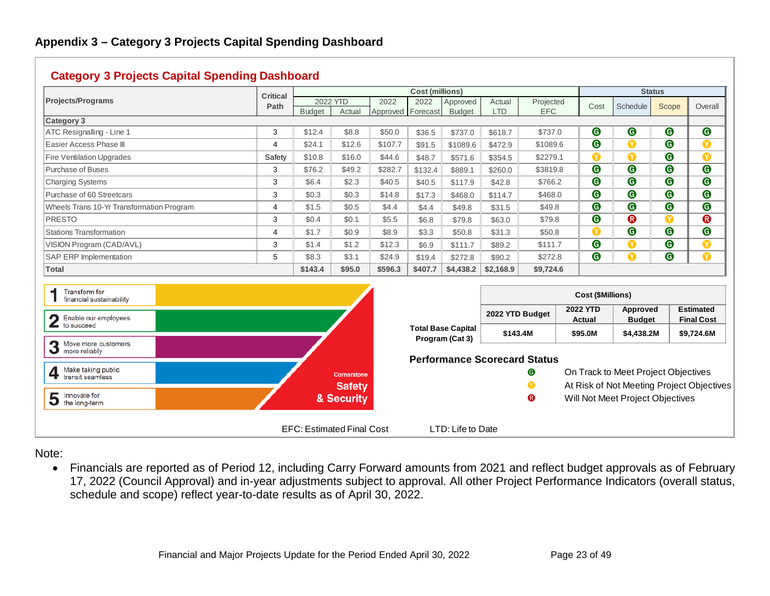## Appendix 3 – Category 3 Projects Capital Spending Dashboard

### Category 3 Projects Capital Spending Dashboard

| Projects/Programs | Critical Path | Cost (millions) | | | | | | | Status | | | |
|---|---|---|---|---|---|---|---|---|---|---|---|---|
| | | 2022 YTD | | 2022 | 2022 | Approved | Actual | Projected | Cost | Schedule | Scope | Overall |
| | | Budget | Actual | Approved | Forecast | Budget | LTD | EFC | | | | |
| **Category 3** | | | | | | | | | | | | |
| ATC Resignalling - Line 1 | 3 | $12.4 | $8.8 | $50.0 | $36.5 | $737.0 | $618.7 | $737.0 | G | G | G | G |
| Easier Access Phase III | 4 | $24.1 | $12.6 | $107.7 | $91.5 | $1089.6 | $472.9 | $1089.6 | G | Y | G | Y |
| Fire Ventilation Upgrades | Safety | $10.8 | $16.0 | $44.6 | $48.7 | $571.6 | $354.5 | $2279.1 | Y | Y | G | Y |
| Purchase of Buses | 3 | $76.2 | $49.2 | $282.7 | $132.4 | $889.1 | $260.0 | $3819.8 | G | G | G | G |
| Charging Systems | 3 | $6.4 | $2.3 | $40.5 | $40.5 | $117.9 | $42.8 | $766.2 | G | G | G | G |
| Purchase of 60 Streetcars | 3 | $0.3 | $0.3 | $14.8 | $17.3 | $468.0 | $114.7 | $468.0 | G | G | G | G |
| Wheels Trans 10-Yr Transformation Program | 4 | $1.5 | $0.5 | $4.4 | $4.4 | $49.8 | $31.5 | $49.8 | G | G | G | G |
| PRESTO | 3 | $0.4 | $0.1 | $5.5 | $6.8 | $79.8 | $63.0 | $79.8 | G | R | Y | R |
| Stations Transformation | 4 | $1.7 | $0.9 | $8.9 | $3.3 | $50.8 | $31.3 | $50.8 | Y | G | G | G |
| VISION Program (CAD/AVL) | 3 | $1.4 | $1.2 | $12.3 | $6.9 | $111.7 | $89.2 | $111.7 | G | Y | G | Y |
| SAP ERP Implementation | 5 | $8.3 | $3.1 | $24.9 | $19.4 | $272.8 | $90.2 | $272.8 | G | Y | G | Y |
| **Total** | | **$143.4** | **$95.0** | **$596.3** | **$407.7** | **$4,438.2** | **$2,168.9** | **$9,724.6** | | | | |

1 Transform for financial sustainability
2 Enable our employees to succeed
3 Move more customers more reliably
4 Make taking public transit seamless
5 Innovate for the long-term
Cornerstone Safety & Security

| | Cost ($Millions) | | | |
|---|---|---|---|---|
| | 2022 YTD Budget | 2022 YTD Actual | Approved Budget | Estimated Final Cost |
| Total Base Capital Program (Cat 3) | $143.4M | $95.0M | $4,438.2M | $9,724.6M |

**Performance Scorecard Status**

- G: On Track to Meet Project Objectives
- Y: At Risk of Not Meeting Project Objectives
- R: Will Not Meet Project Objectives

EFC: Estimated Final Cost LTD: Life to Date

Note:

- Financials are reported as of Period 12, including Carry Forward amounts from 2021 and reflect budget approvals as of February 17, 2022 (Council Approval) and in-year adjustments subject to approval. All other Project Performance Indicators (overall status, schedule and scope) reflect year-to-date results as of April 30, 2022.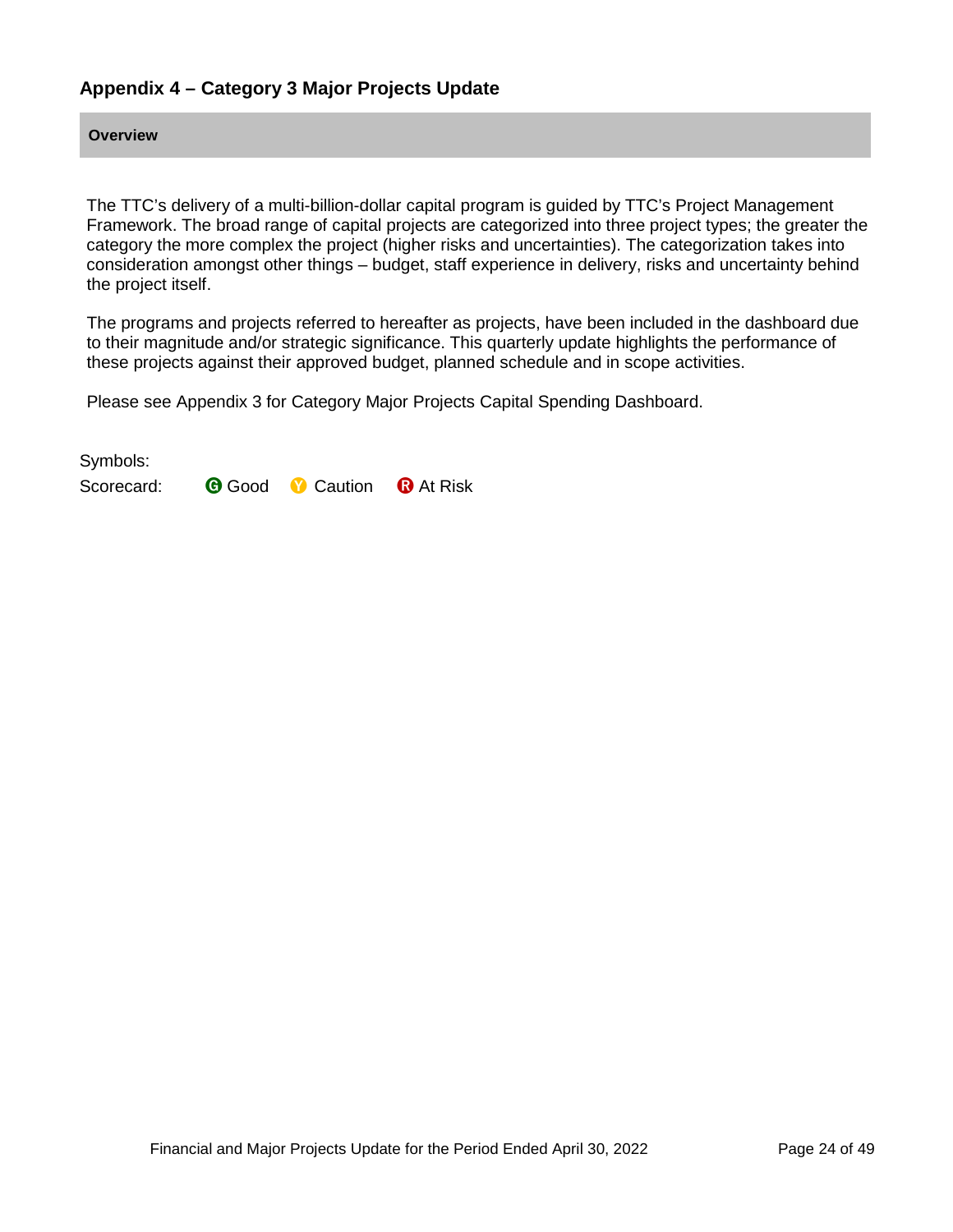## Appendix 4 – Category 3 Major Projects Update

### Overview

The TTC's delivery of a multi-billion-dollar capital program is guided by TTC's Project Management Framework. The broad range of capital projects are categorized into three project types; the greater the category the more complex the project (higher risks and uncertainties). The categorization takes into consideration amongst other things – budget, staff experience in delivery, risks and uncertainty behind the project itself.

The programs and projects referred to hereafter as projects, have been included in the dashboard due to their magnitude and/or strategic significance. This quarterly update highlights the performance of these projects against their approved budget, planned schedule and in scope activities.

Please see Appendix 3 for Category Major Projects Capital Spending Dashboard.

Symbols:

Scorecard: G Good Y Caution R At Risk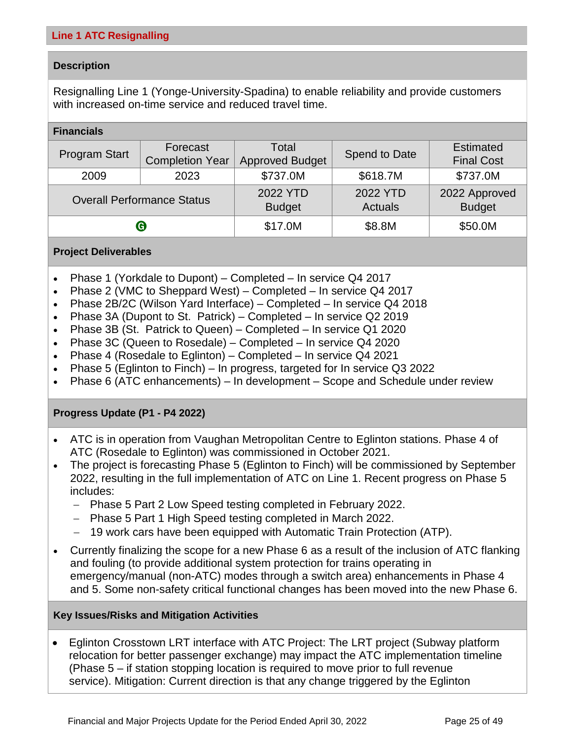## Line 1 ATC Resignalling

### Description

Resignalling Line 1 (Yonge-University-Spadina) to enable reliability and provide customers with increased on-time service and reduced travel time.

### Financials

| Program Start | Forecast Completion Year | Total Approved Budget | Spend to Date | Estimated Final Cost |
|---|---|---|---|---|
| 2009 | 2023 | $737.0M | $618.7M | $737.0M |
| Overall Performance Status | | 2022 YTD Budget | 2022 YTD Actuals | 2022 Approved Budget |
| G | | $17.0M | $8.8M | $50.0M |

### Project Deliverables

- Phase 1 (Yorkdale to Dupont) – Completed – In service Q4 2017
- Phase 2 (VMC to Sheppard West) – Completed – In service Q4 2017
- Phase 2B/2C (Wilson Yard Interface) – Completed – In service Q4 2018
- Phase 3A (Dupont to St. Patrick) – Completed – In service Q2 2019
- Phase 3B (St. Patrick to Queen) – Completed – In service Q1 2020
- Phase 3C (Queen to Rosedale) – Completed – In service Q4 2020
- Phase 4 (Rosedale to Eglinton) – Completed – In service Q4 2021
- Phase 5 (Eglinton to Finch) – In progress, targeted for In service Q3 2022
- Phase 6 (ATC enhancements) – In development – Scope and Schedule under review

### Progress Update (P1 - P4 2022)

- ATC is in operation from Vaughan Metropolitan Centre to Eglinton stations. Phase 4 of ATC (Rosedale to Eglinton) was commissioned in October 2021.
- The project is forecasting Phase 5 (Eglinton to Finch) will be commissioned by September 2022, resulting in the full implementation of ATC on Line 1. Recent progress on Phase 5 includes:
  - Phase 5 Part 2 Low Speed testing completed in February 2022.
  - Phase 5 Part 1 High Speed testing completed in March 2022.
  - 19 work cars have been equipped with Automatic Train Protection (ATP).
- Currently finalizing the scope for a new Phase 6 as a result of the inclusion of ATC flanking and fouling (to provide additional system protection for trains operating in emergency/manual (non-ATC) modes through a switch area) enhancements in Phase 4 and 5. Some non-safety critical functional changes has been moved into the new Phase 6.

### Key Issues/Risks and Mitigation Activities

- Eglinton Crosstown LRT interface with ATC Project: The LRT project (Subway platform relocation for better passenger exchange) may impact the ATC implementation timeline (Phase 5 – if station stopping location is required to move prior to full revenue service). Mitigation: Current direction is that any change triggered by the Eglinton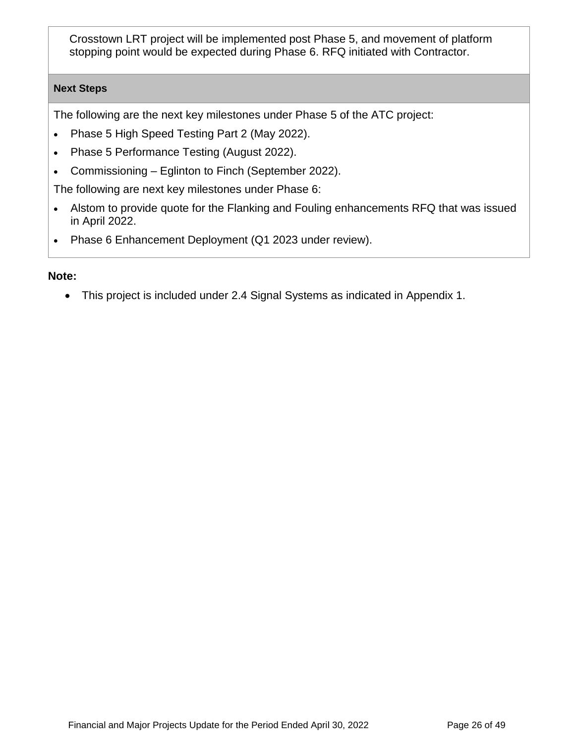Crosstown LRT project will be implemented post Phase 5, and movement of platform stopping point would be expected during Phase 6. RFQ initiated with Contractor.

**Next Steps**

The following are the next key milestones under Phase 5 of the ATC project:

- Phase 5 High Speed Testing Part 2 (May 2022).
- Phase 5 Performance Testing (August 2022).
- Commissioning – Eglinton to Finch (September 2022).

The following are next key milestones under Phase 6:

- Alstom to provide quote for the Flanking and Fouling enhancements RFQ that was issued in April 2022.
- Phase 6 Enhancement Deployment (Q1 2023 under review).

**Note:**

- This project is included under 2.4 Signal Systems as indicated in Appendix 1.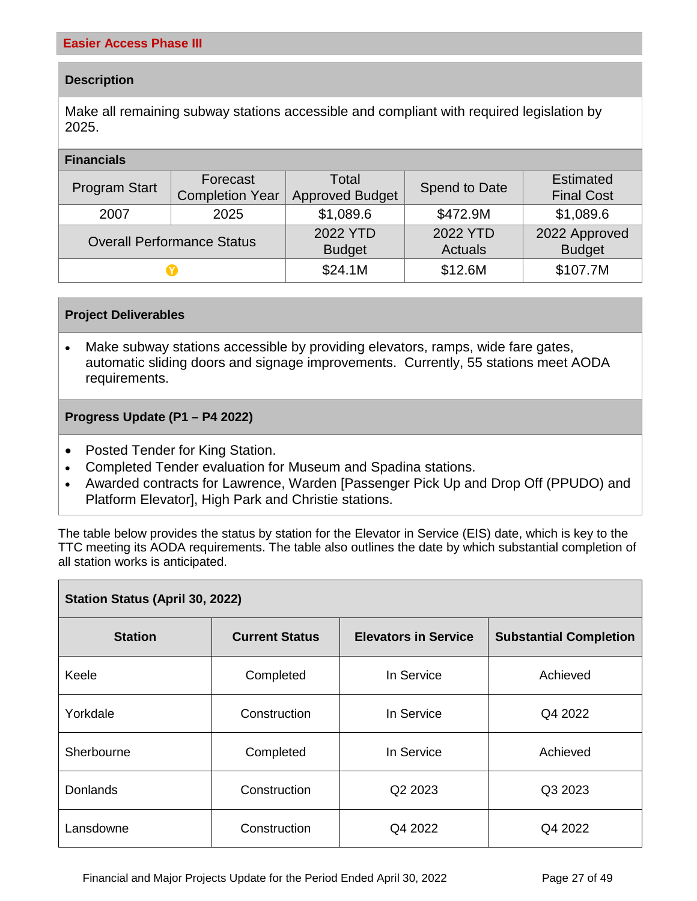## Easier Access Phase III

### Description

Make all remaining subway stations accessible and compliant with required legislation by 2025.

### Financials

| Program Start | Forecast Completion Year | Total Approved Budget | Spend to Date | Estimated Final Cost |
|---|---|---|---|---|
| 2007 | 2025 | $1,089.6 | $472.9M | $1,089.6 |
| Overall Performance Status | | 2022 YTD Budget | 2022 YTD Actuals | 2022 Approved Budget |
| Y | | $24.1M | $12.6M | $107.7M |

### Project Deliverables

- Make subway stations accessible by providing elevators, ramps, wide fare gates, automatic sliding doors and signage improvements. Currently, 55 stations meet AODA requirements.

### Progress Update (P1 – P4 2022)

- Posted Tender for King Station.
- Completed Tender evaluation for Museum and Spadina stations.
- Awarded contracts for Lawrence, Warden [Passenger Pick Up and Drop Off (PPUDO) and Platform Elevator], High Park and Christie stations.

The table below provides the status by station for the Elevator in Service (EIS) date, which is key to the TTC meeting its AODA requirements. The table also outlines the date by which substantial completion of all station works is anticipated.

**Station Status (April 30, 2022)**

| Station | Current Status | Elevators in Service | Substantial Completion |
|---|---|---|---|
| Keele | Completed | In Service | Achieved |
| Yorkdale | Construction | In Service | Q4 2022 |
| Sherbourne | Completed | In Service | Achieved |
| Donlands | Construction | Q2 2023 | Q3 2023 |
| Lansdowne | Construction | Q4 2022 | Q4 2022 |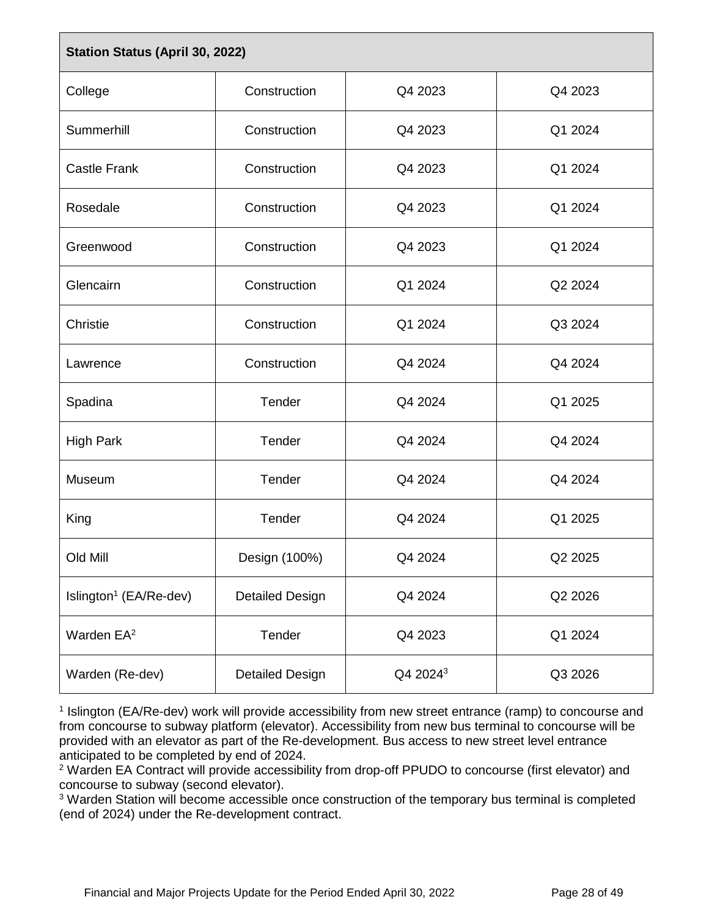| Station Status (April 30, 2022) | | | |
|---|---|---|---|
| College | Construction | Q4 2023 | Q4 2023 |
| Summerhill | Construction | Q4 2023 | Q1 2024 |
| Castle Frank | Construction | Q4 2023 | Q1 2024 |
| Rosedale | Construction | Q4 2023 | Q1 2024 |
| Greenwood | Construction | Q4 2023 | Q1 2024 |
| Glencairn | Construction | Q1 2024 | Q2 2024 |
| Christie | Construction | Q1 2024 | Q3 2024 |
| Lawrence | Construction | Q4 2024 | Q4 2024 |
| Spadina | Tender | Q4 2024 | Q1 2025 |
| High Park | Tender | Q4 2024 | Q4 2024 |
| Museum | Tender | Q4 2024 | Q4 2024 |
| King | Tender | Q4 2024 | Q1 2025 |
| Old Mill | Design (100%) | Q4 2024 | Q2 2025 |
| Islington[1] (EA/Re-dev) | Detailed Design | Q4 2024 | Q2 2026 |
| Warden EA[2] | Tender | Q4 2023 | Q1 2024 |
| Warden (Re-dev) | Detailed Design | Q4 2024[3] | Q3 2026 |

[1] Islington (EA/Re-dev) work will provide accessibility from new street entrance (ramp) to concourse and from concourse to subway platform (elevator). Accessibility from new bus terminal to concourse will be provided with an elevator as part of the Re-development. Bus access to new street level entrance anticipated to be completed by end of 2024.

[2] Warden EA Contract will provide accessibility from drop-off PPUDO to concourse (first elevator) and concourse to subway (second elevator).

[3] Warden Station will become accessible once construction of the temporary bus terminal is completed (end of 2024) under the Re-development contract.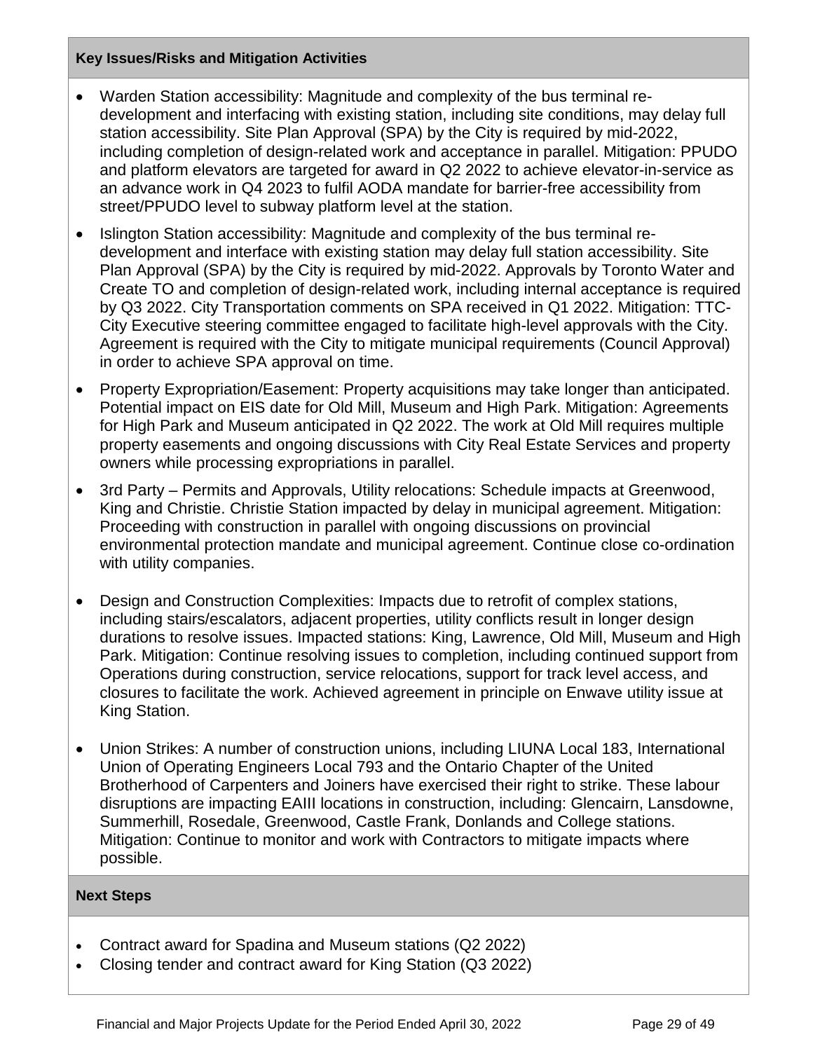**Key Issues/Risks and Mitigation Activities**

- Warden Station accessibility: Magnitude and complexity of the bus terminal re-development and interfacing with existing station, including site conditions, may delay full station accessibility. Site Plan Approval (SPA) by the City is required by mid-2022, including completion of design-related work and acceptance in parallel. Mitigation: PPUDO and platform elevators are targeted for award in Q2 2022 to achieve elevator-in-service as an advance work in Q4 2023 to fulfil AODA mandate for barrier-free accessibility from street/PPUDO level to subway platform level at the station.
- Islington Station accessibility: Magnitude and complexity of the bus terminal re-development and interface with existing station may delay full station accessibility. Site Plan Approval (SPA) by the City is required by mid-2022. Approvals by Toronto Water and Create TO and completion of design-related work, including internal acceptance is required by Q3 2022. City Transportation comments on SPA received in Q1 2022. Mitigation: TTC-City Executive steering committee engaged to facilitate high-level approvals with the City. Agreement is required with the City to mitigate municipal requirements (Council Approval) in order to achieve SPA approval on time.
- Property Expropriation/Easement: Property acquisitions may take longer than anticipated. Potential impact on EIS date for Old Mill, Museum and High Park. Mitigation: Agreements for High Park and Museum anticipated in Q2 2022. The work at Old Mill requires multiple property easements and ongoing discussions with City Real Estate Services and property owners while processing expropriations in parallel.
- 3rd Party – Permits and Approvals, Utility relocations: Schedule impacts at Greenwood, King and Christie. Christie Station impacted by delay in municipal agreement. Mitigation: Proceeding with construction in parallel with ongoing discussions on provincial environmental protection mandate and municipal agreement. Continue close co-ordination with utility companies.
- Design and Construction Complexities: Impacts due to retrofit of complex stations, including stairs/escalators, adjacent properties, utility conflicts result in longer design durations to resolve issues. Impacted stations: King, Lawrence, Old Mill, Museum and High Park. Mitigation: Continue resolving issues to completion, including continued support from Operations during construction, service relocations, support for track level access, and closures to facilitate the work. Achieved agreement in principle on Enwave utility issue at King Station.
- Union Strikes: A number of construction unions, including LIUNA Local 183, International Union of Operating Engineers Local 793 and the Ontario Chapter of the United Brotherhood of Carpenters and Joiners have exercised their right to strike. These labour disruptions are impacting EAIII locations in construction, including: Glencairn, Lansdowne, Summerhill, Rosedale, Greenwood, Castle Frank, Donlands and College stations. Mitigation: Continue to monitor and work with Contractors to mitigate impacts where possible.

**Next Steps**

- Contract award for Spadina and Museum stations (Q2 2022)
- Closing tender and contract award for King Station (Q3 2022)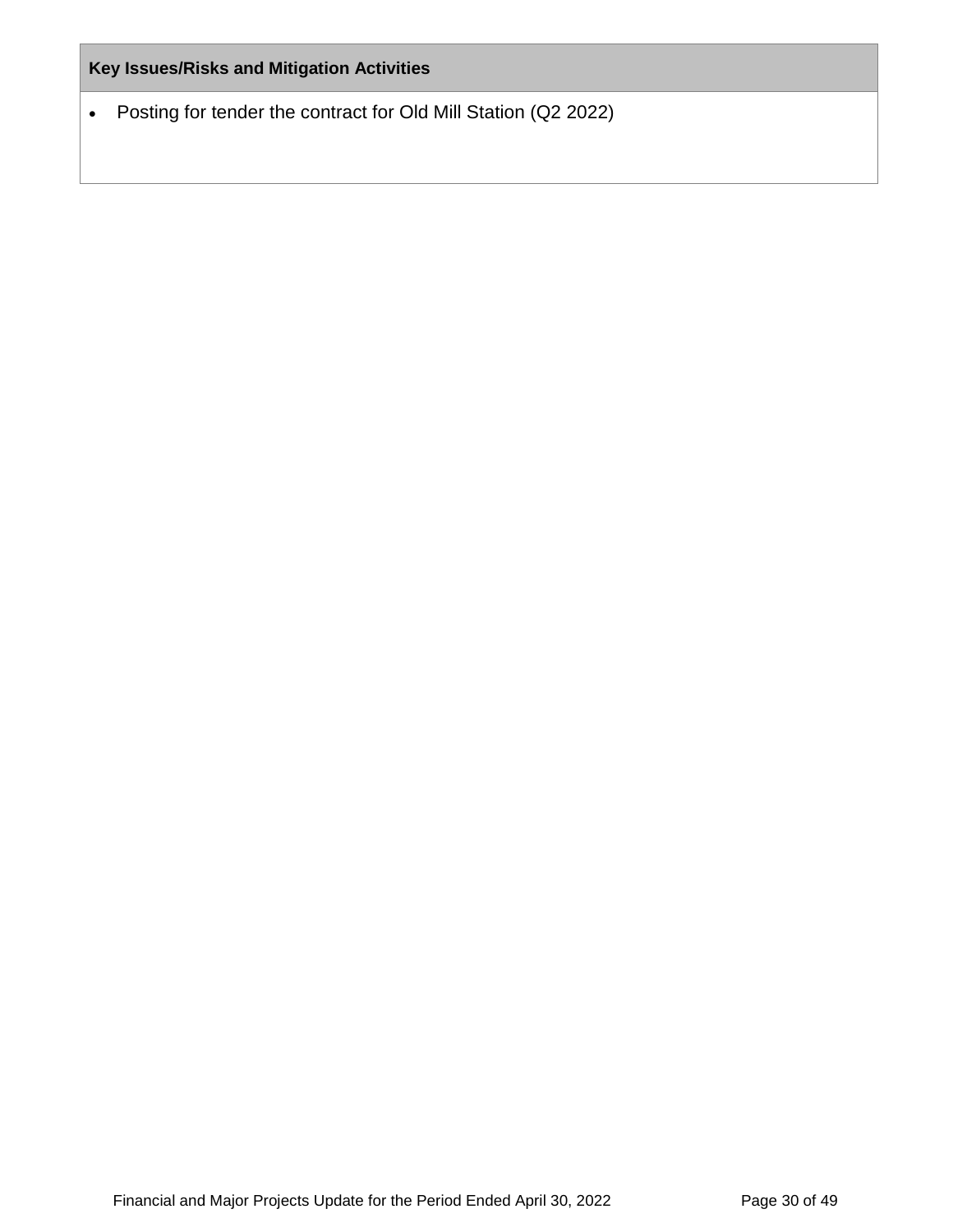| Key Issues/Risks and Mitigation Activities |
| --- |
| • Posting for tender the contract for Old Mill Station (Q2 2022) |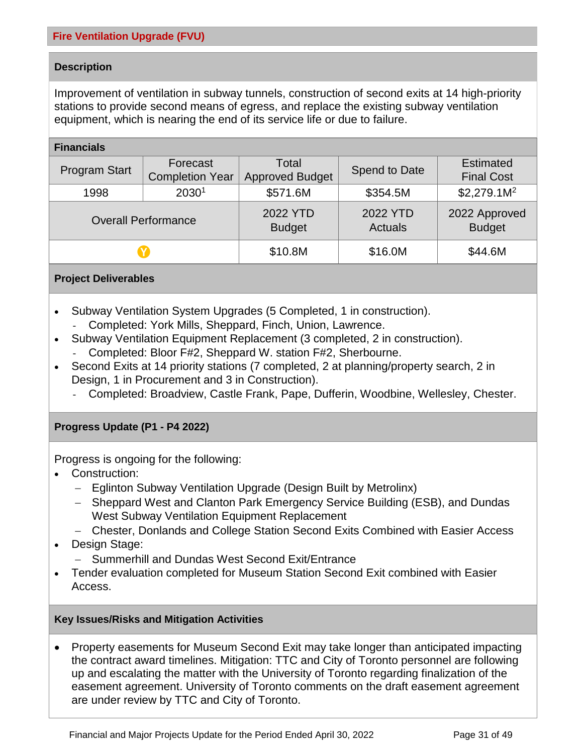## Fire Ventilation Upgrade (FVU)

### Description

Improvement of ventilation in subway tunnels, construction of second exits at 14 high-priority stations to provide second means of egress, and replace the existing subway ventilation equipment, which is nearing the end of its service life or due to failure.

### Financials

| Program Start | Forecast Completion Year | Total Approved Budget | Spend to Date | Estimated Final Cost |
|---|---|---|---|---|
| 1998 | 2030[1] | $571.6M | $354.5M | $2,279.1M[2] |
| Overall Performance | | 2022 YTD Budget | 2022 YTD Actuals | 2022 Approved Budget |
| Y | | $10.8M | $16.0M | $44.6M |

### Project Deliverables

- Subway Ventilation System Upgrades (5 Completed, 1 in construction).
  - Completed: York Mills, Sheppard, Finch, Union, Lawrence.
- Subway Ventilation Equipment Replacement (3 completed, 2 in construction).
  - Completed: Bloor F#2, Sheppard W. station F#2, Sherbourne.
- Second Exits at 14 priority stations (7 completed, 2 at planning/property search, 2 in Design, 1 in Procurement and 3 in Construction).
  - Completed: Broadview, Castle Frank, Pape, Dufferin, Woodbine, Wellesley, Chester.

### Progress Update (P1 - P4 2022)

Progress is ongoing for the following:

- Construction:
  - Eglinton Subway Ventilation Upgrade (Design Built by Metrolinx)
  - Sheppard West and Clanton Park Emergency Service Building (ESB), and Dundas West Subway Ventilation Equipment Replacement
  - Chester, Donlands and College Station Second Exits Combined with Easier Access
- Design Stage:
  - Summerhill and Dundas West Second Exit/Entrance
- Tender evaluation completed for Museum Station Second Exit combined with Easier Access.

### Key Issues/Risks and Mitigation Activities

- Property easements for Museum Second Exit may take longer than anticipated impacting the contract award timelines. Mitigation: TTC and City of Toronto personnel are following up and escalating the matter with the University of Toronto regarding finalization of the easement agreement. University of Toronto comments on the draft easement agreement are under review by TTC and City of Toronto.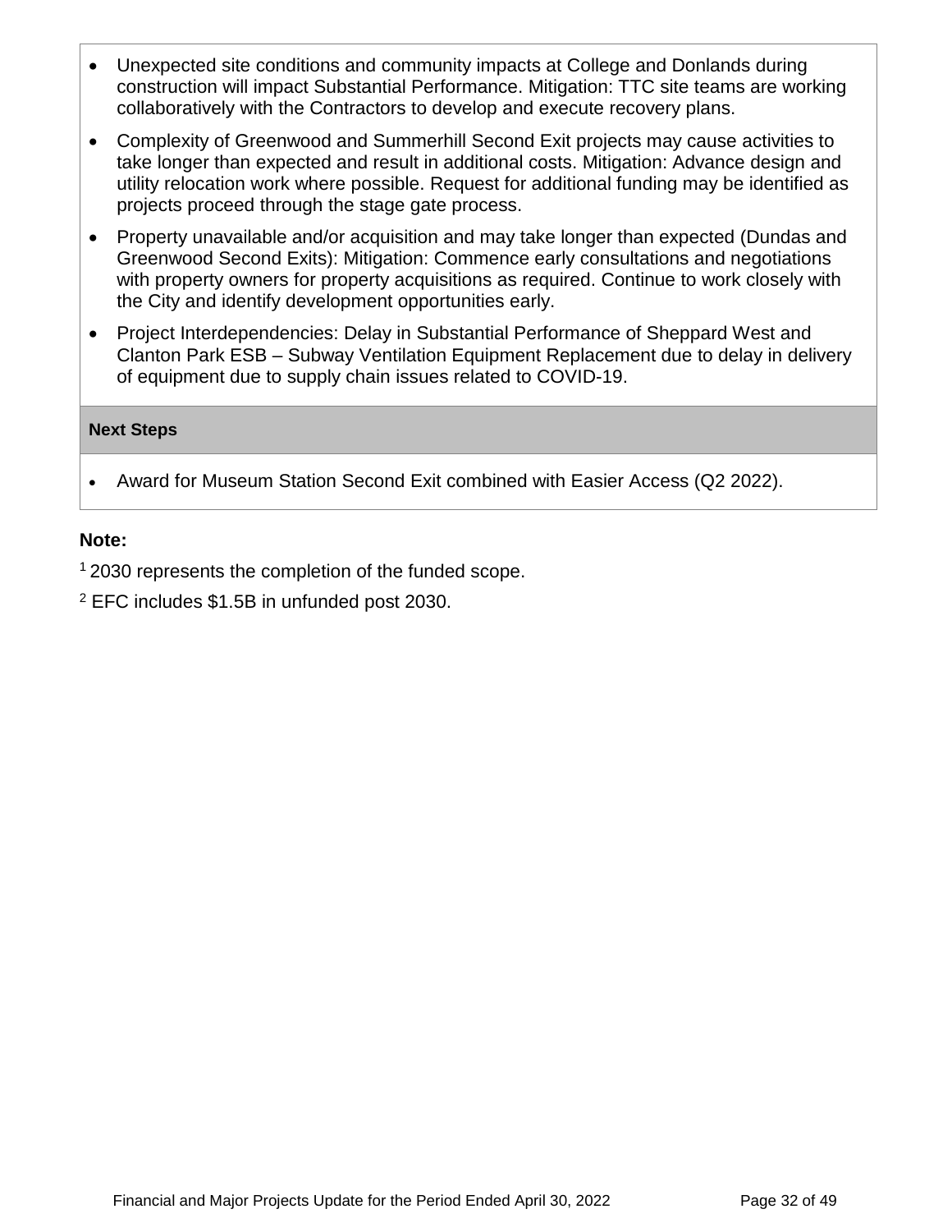- Unexpected site conditions and community impacts at College and Donlands during construction will impact Substantial Performance. Mitigation: TTC site teams are working collaboratively with the Contractors to develop and execute recovery plans.
- Complexity of Greenwood and Summerhill Second Exit projects may cause activities to take longer than expected and result in additional costs. Mitigation: Advance design and utility relocation work where possible. Request for additional funding may be identified as projects proceed through the stage gate process.
- Property unavailable and/or acquisition and may take longer than expected (Dundas and Greenwood Second Exits): Mitigation: Commence early consultations and negotiations with property owners for property acquisitions as required. Continue to work closely with the City and identify development opportunities early.
- Project Interdependencies: Delay in Substantial Performance of Sheppard West and Clanton Park ESB – Subway Ventilation Equipment Replacement due to delay in delivery of equipment due to supply chain issues related to COVID-19.

**Next Steps**

- Award for Museum Station Second Exit combined with Easier Access (Q2 2022).

**Note:**

[1] 2030 represents the completion of the funded scope.

[2] EFC includes $1.5B in unfunded post 2030.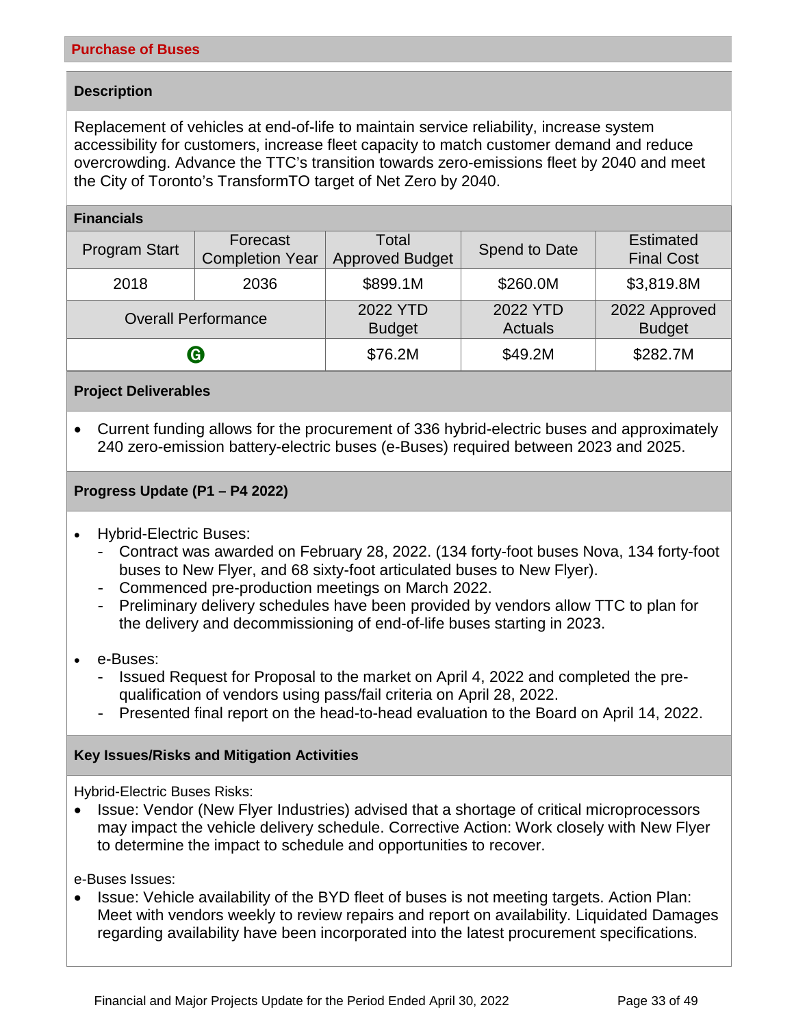## Purchase of Buses

### Description

Replacement of vehicles at end-of-life to maintain service reliability, increase system accessibility for customers, increase fleet capacity to match customer demand and reduce overcrowding. Advance the TTC's transition towards zero-emissions fleet by 2040 and meet the City of Toronto's TransformTO target of Net Zero by 2040.

### Financials

| Program Start | Forecast Completion Year | Total Approved Budget | Spend to Date | Estimated Final Cost |
|---|---|---|---|---|
| 2018 | 2036 | $899.1M | $260.0M | $3,819.8M |
| Overall Performance | | 2022 YTD Budget | 2022 YTD Actuals | 2022 Approved Budget |
| G | | $76.2M | $49.2M | $282.7M |

### Project Deliverables

- Current funding allows for the procurement of 336 hybrid-electric buses and approximately 240 zero-emission battery-electric buses (e-Buses) required between 2023 and 2025.

### Progress Update (P1 – P4 2022)

- Hybrid-Electric Buses:
  - Contract was awarded on February 28, 2022. (134 forty-foot buses Nova, 134 forty-foot buses to New Flyer, and 68 sixty-foot articulated buses to New Flyer).
  - Commenced pre-production meetings on March 2022.
  - Preliminary delivery schedules have been provided by vendors allow TTC to plan for the delivery and decommissioning of end-of-life buses starting in 2023.
- e-Buses:
  - Issued Request for Proposal to the market on April 4, 2022 and completed the pre-qualification of vendors using pass/fail criteria on April 28, 2022.
  - Presented final report on the head-to-head evaluation to the Board on April 14, 2022.

### Key Issues/Risks and Mitigation Activities

Hybrid-Electric Buses Risks:

- Issue: Vendor (New Flyer Industries) advised that a shortage of critical microprocessors may impact the vehicle delivery schedule. Corrective Action: Work closely with New Flyer to determine the impact to schedule and opportunities to recover.

e-Buses Issues:

- Issue: Vehicle availability of the BYD fleet of buses is not meeting targets. Action Plan: Meet with vendors weekly to review repairs and report on availability. Liquidated Damages regarding availability have been incorporated into the latest procurement specifications.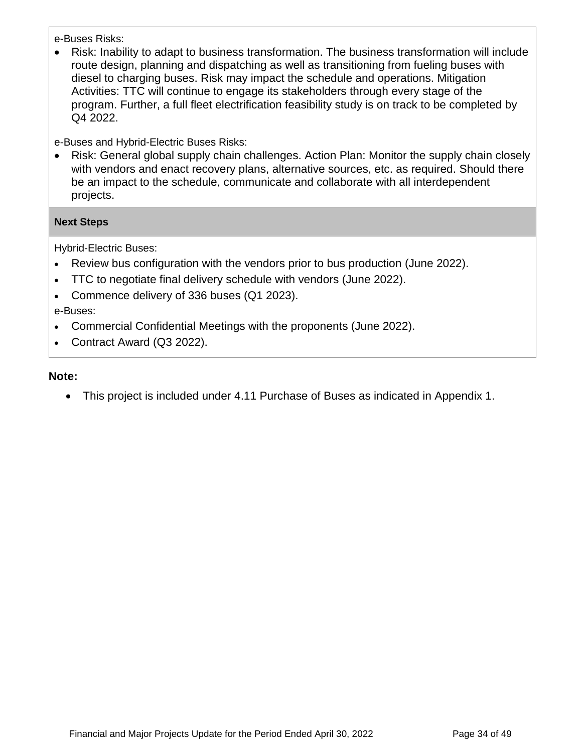e-Buses Risks:

- Risk: Inability to adapt to business transformation. The business transformation will include route design, planning and dispatching as well as transitioning from fueling buses with diesel to charging buses. Risk may impact the schedule and operations. Mitigation Activities: TTC will continue to engage its stakeholders through every stage of the program. Further, a full fleet electrification feasibility study is on track to be completed by Q4 2022.

e-Buses and Hybrid-Electric Buses Risks:

- Risk: General global supply chain challenges. Action Plan: Monitor the supply chain closely with vendors and enact recovery plans, alternative sources, etc. as required. Should there be an impact to the schedule, communicate and collaborate with all interdependent projects.

**Next Steps**

Hybrid-Electric Buses:

- Review bus configuration with the vendors prior to bus production (June 2022).
- TTC to negotiate final delivery schedule with vendors (June 2022).
- Commence delivery of 336 buses (Q1 2023).

e-Buses:

- Commercial Confidential Meetings with the proponents (June 2022).
- Contract Award (Q3 2022).

**Note:**

- This project is included under 4.11 Purchase of Buses as indicated in Appendix 1.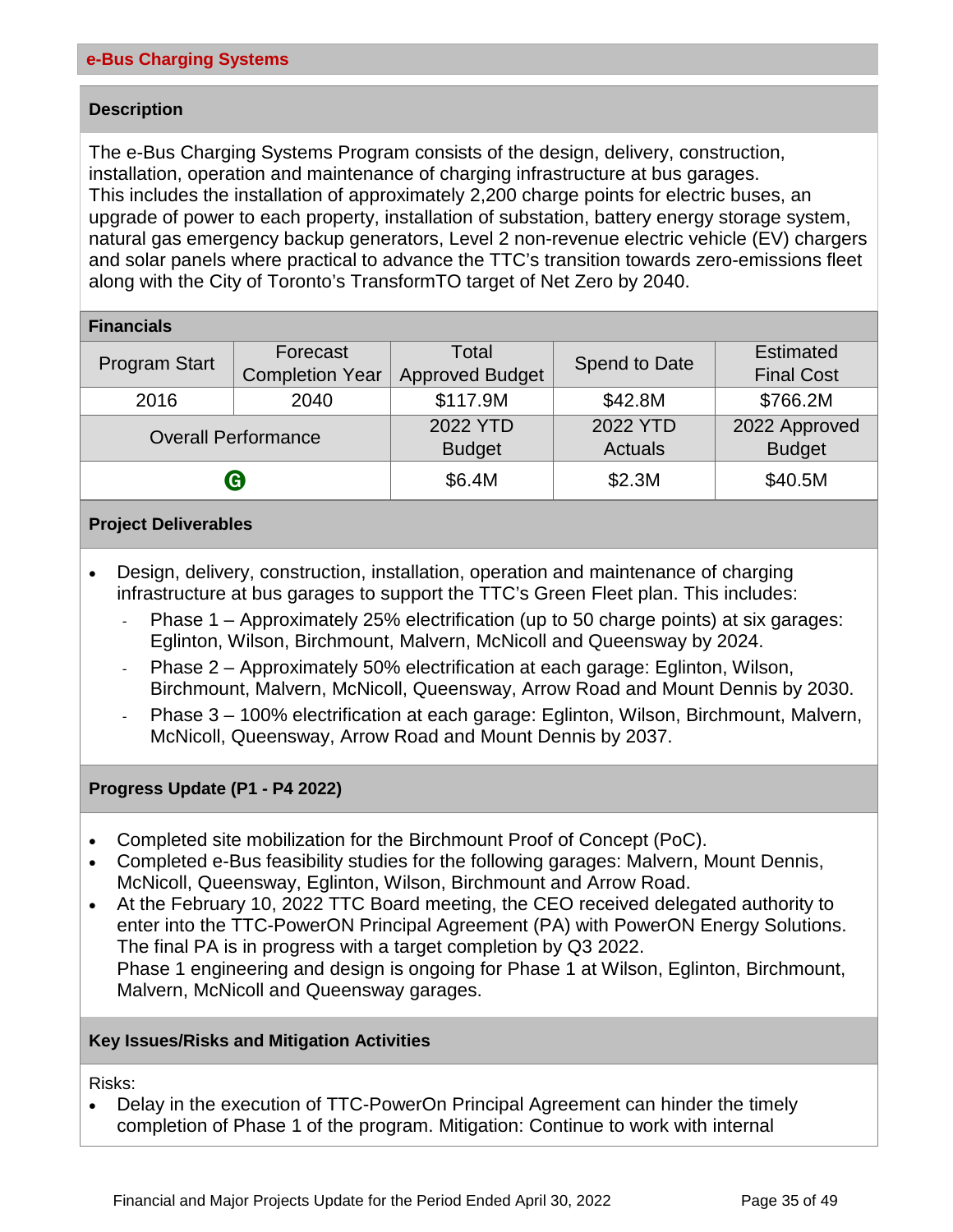## e-Bus Charging Systems

### Description

The e-Bus Charging Systems Program consists of the design, delivery, construction, installation, operation and maintenance of charging infrastructure at bus garages. This includes the installation of approximately 2,200 charge points for electric buses, an upgrade of power to each property, installation of substation, battery energy storage system, natural gas emergency backup generators, Level 2 non-revenue electric vehicle (EV) chargers and solar panels where practical to advance the TTC's transition towards zero-emissions fleet along with the City of Toronto's TransformTO target of Net Zero by 2040.

### Financials

| Program Start | Forecast Completion Year | Total Approved Budget | Spend to Date | Estimated Final Cost |
|---|---|---|---|---|
| 2016 | 2040 | $117.9M | $42.8M | $766.2M |
| Overall Performance | | 2022 YTD Budget | 2022 YTD Actuals | 2022 Approved Budget |
| G | | $6.4M | $2.3M | $40.5M |

### Project Deliverables

- Design, delivery, construction, installation, operation and maintenance of charging infrastructure at bus garages to support the TTC's Green Fleet plan. This includes:
  - Phase 1 – Approximately 25% electrification (up to 50 charge points) at six garages: Eglinton, Wilson, Birchmount, Malvern, McNicoll and Queensway by 2024.
  - Phase 2 – Approximately 50% electrification at each garage: Eglinton, Wilson, Birchmount, Malvern, McNicoll, Queensway, Arrow Road and Mount Dennis by 2030.
  - Phase 3 – 100% electrification at each garage: Eglinton, Wilson, Birchmount, Malvern, McNicoll, Queensway, Arrow Road and Mount Dennis by 2037.

### Progress Update (P1 - P4 2022)

- Completed site mobilization for the Birchmount Proof of Concept (PoC).
- Completed e-Bus feasibility studies for the following garages: Malvern, Mount Dennis, McNicoll, Queensway, Eglinton, Wilson, Birchmount and Arrow Road.
- At the February 10, 2022 TTC Board meeting, the CEO received delegated authority to enter into the TTC-PowerON Principal Agreement (PA) with PowerON Energy Solutions. The final PA is in progress with a target completion by Q3 2022.
  Phase 1 engineering and design is ongoing for Phase 1 at Wilson, Eglinton, Birchmount, Malvern, McNicoll and Queensway garages.

### Key Issues/Risks and Mitigation Activities

Risks:

- Delay in the execution of TTC-PowerOn Principal Agreement can hinder the timely completion of Phase 1 of the program. Mitigation: Continue to work with internal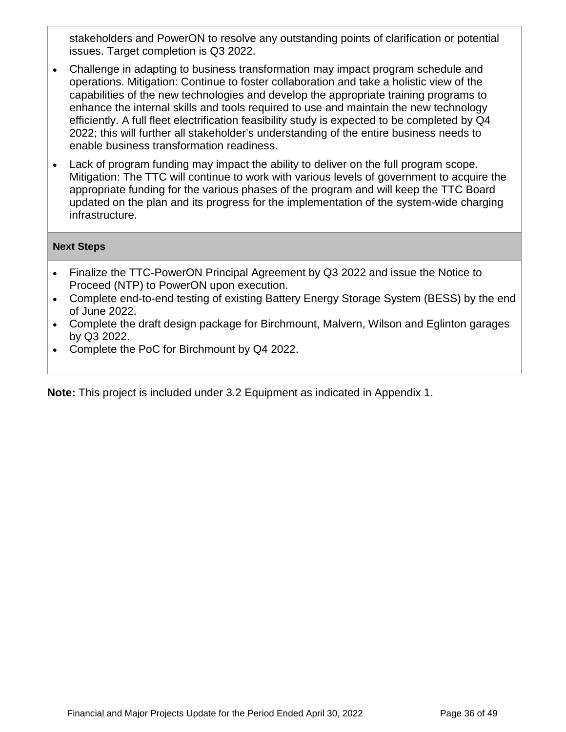stakeholders and PowerON to resolve any outstanding points of clarification or potential issues. Target completion is Q3 2022.

- Challenge in adapting to business transformation may impact program schedule and operations. Mitigation: Continue to foster collaboration and take a holistic view of the capabilities of the new technologies and develop the appropriate training programs to enhance the internal skills and tools required to use and maintain the new technology efficiently. A full fleet electrification feasibility study is expected to be completed by Q4 2022; this will further all stakeholder's understanding of the entire business needs to enable business transformation readiness.
- Lack of program funding may impact the ability to deliver on the full program scope. Mitigation: The TTC will continue to work with various levels of government to acquire the appropriate funding for the various phases of the program and will keep the TTC Board updated on the plan and its progress for the implementation of the system-wide charging infrastructure.

**Next Steps**

- Finalize the TTC-PowerON Principal Agreement by Q3 2022 and issue the Notice to Proceed (NTP) to PowerON upon execution.
- Complete end-to-end testing of existing Battery Energy Storage System (BESS) by the end of June 2022.
- Complete the draft design package for Birchmount, Malvern, Wilson and Eglinton garages by Q3 2022.
- Complete the PoC for Birchmount by Q4 2022.

**Note:** This project is included under 3.2 Equipment as indicated in Appendix 1.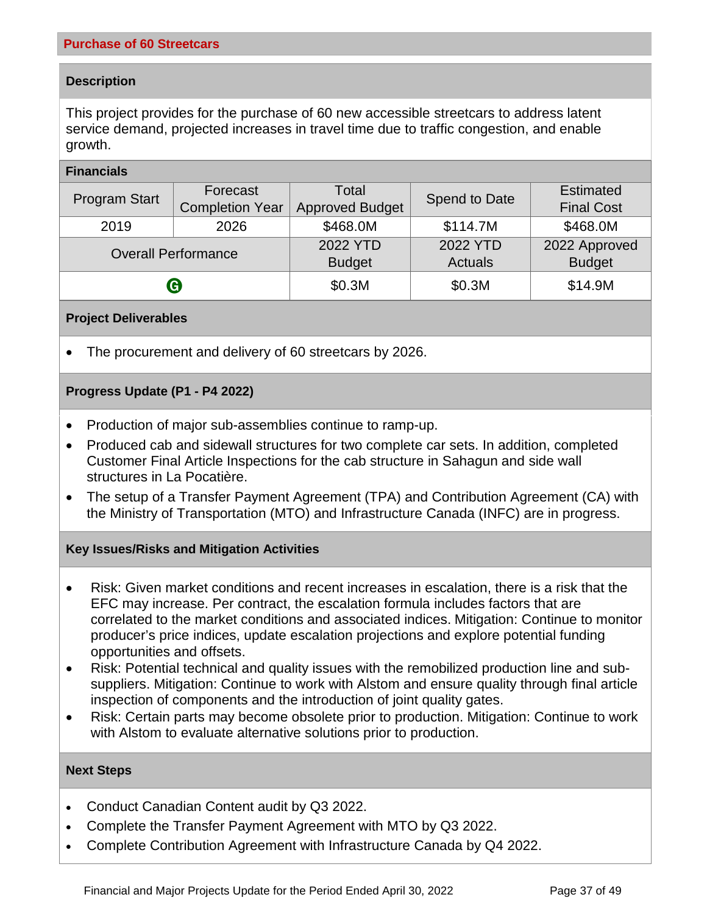## Purchase of 60 Streetcars

### Description

This project provides for the purchase of 60 new accessible streetcars to address latent service demand, projected increases in travel time due to traffic congestion, and enable growth.

### Financials

| Program Start | Forecast Completion Year | Total Approved Budget | Spend to Date | Estimated Final Cost |
|---|---|---|---|---|
| 2019 | 2026 | $468.0M | $114.7M | $468.0M |
| Overall Performance | | 2022 YTD Budget | 2022 YTD Actuals | 2022 Approved Budget |
| G | | $0.3M | $0.3M | $14.9M |

### Project Deliverables

- The procurement and delivery of 60 streetcars by 2026.

### Progress Update (P1 - P4 2022)

- Production of major sub-assemblies continue to ramp-up.
- Produced cab and sidewall structures for two complete car sets. In addition, completed Customer Final Article Inspections for the cab structure in Sahagun and side wall structures in La Pocatière.
- The setup of a Transfer Payment Agreement (TPA) and Contribution Agreement (CA) with the Ministry of Transportation (MTO) and Infrastructure Canada (INFC) are in progress.

### Key Issues/Risks and Mitigation Activities

- Risk: Given market conditions and recent increases in escalation, there is a risk that the EFC may increase. Per contract, the escalation formula includes factors that are correlated to the market conditions and associated indices. Mitigation: Continue to monitor producer's price indices, update escalation projections and explore potential funding opportunities and offsets.
- Risk: Potential technical and quality issues with the remobilized production line and sub-suppliers. Mitigation: Continue to work with Alstom and ensure quality through final article inspection of components and the introduction of joint quality gates.
- Risk: Certain parts may become obsolete prior to production. Mitigation: Continue to work with Alstom to evaluate alternative solutions prior to production.

### Next Steps

- Conduct Canadian Content audit by Q3 2022.
- Complete the Transfer Payment Agreement with MTO by Q3 2022.
- Complete Contribution Agreement with Infrastructure Canada by Q4 2022.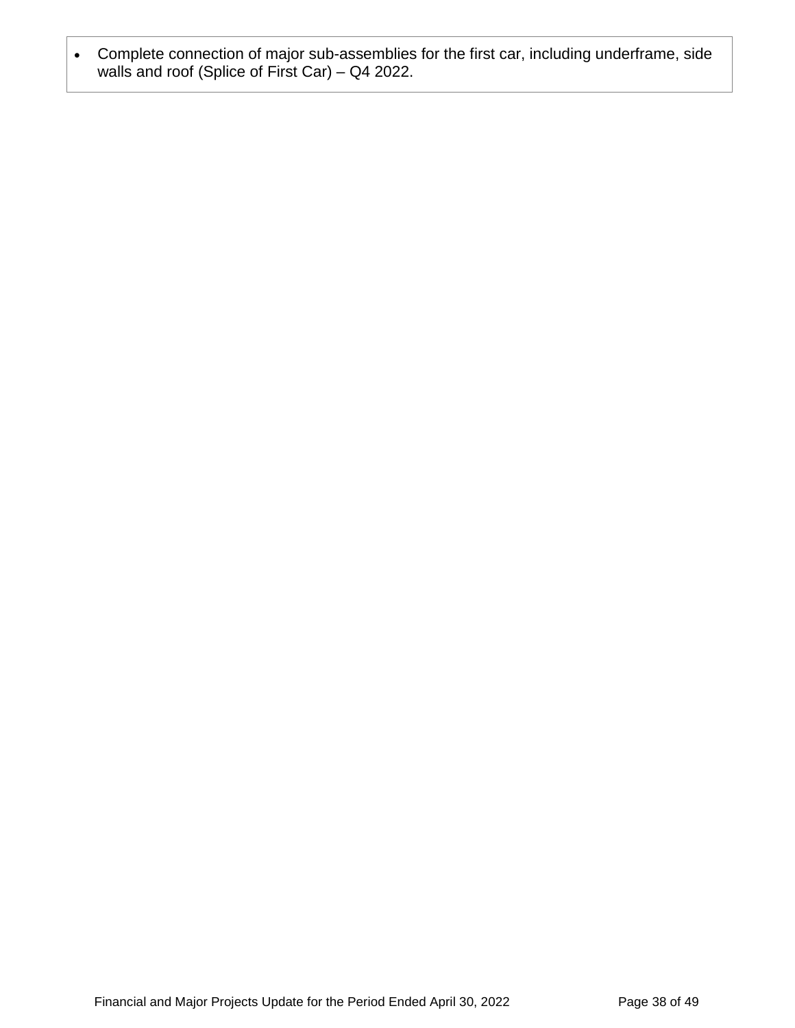- Complete connection of major sub-assemblies for the first car, including underframe, side walls and roof (Splice of First Car) – Q4 2022.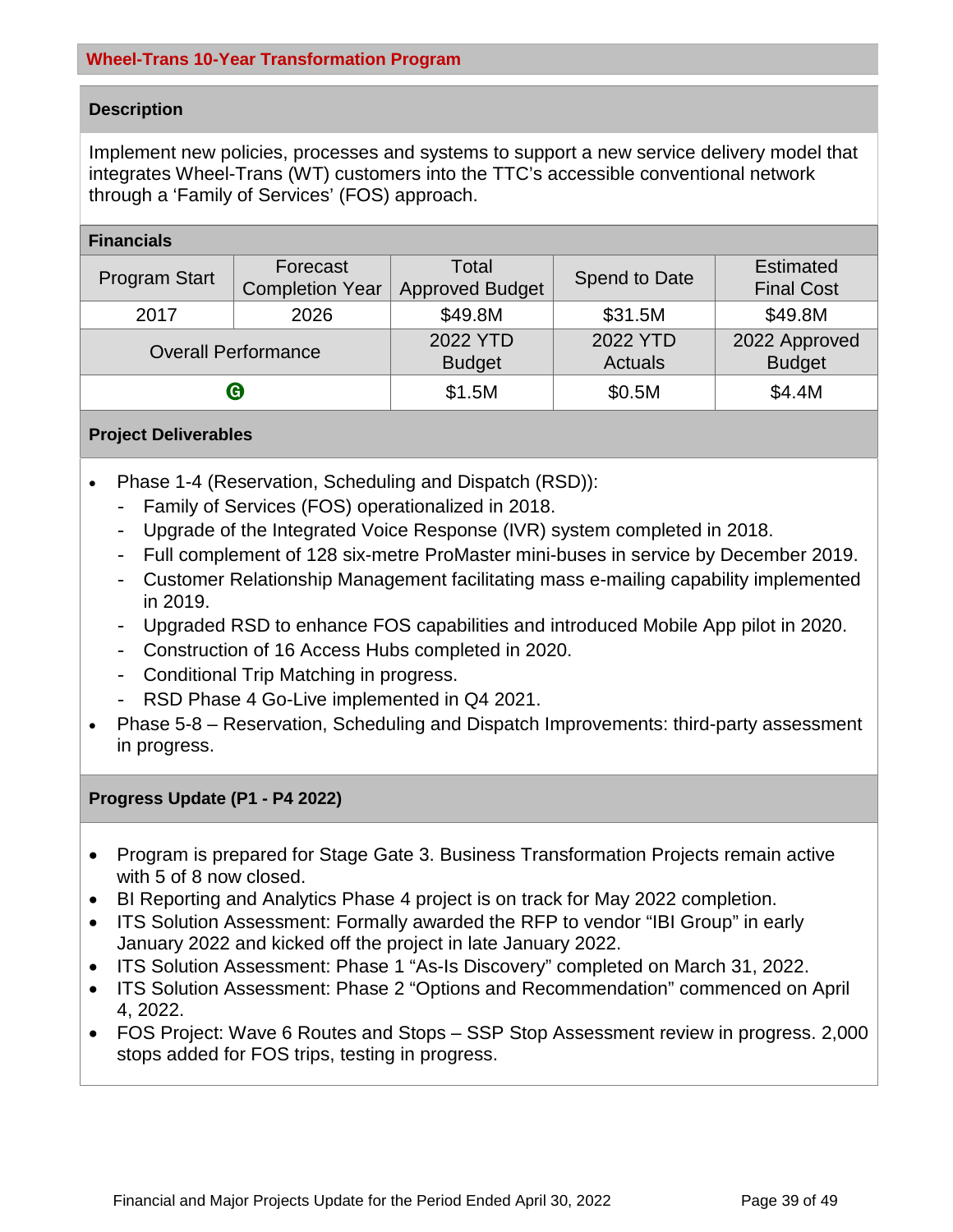## Wheel-Trans 10-Year Transformation Program

### Description

Implement new policies, processes and systems to support a new service delivery model that integrates Wheel-Trans (WT) customers into the TTC's accessible conventional network through a 'Family of Services' (FOS) approach.

### Financials

| Program Start | Forecast Completion Year | Total Approved Budget | Spend to Date | Estimated Final Cost |
|---|---|---|---|---|
| 2017 | 2026 | $49.8M | $31.5M | $49.8M |
| Overall Performance | | 2022 YTD Budget | 2022 YTD Actuals | 2022 Approved Budget |
| G | | $1.5M | $0.5M | $4.4M |

### Project Deliverables

- Phase 1-4 (Reservation, Scheduling and Dispatch (RSD)):
  - Family of Services (FOS) operationalized in 2018.
  - Upgrade of the Integrated Voice Response (IVR) system completed in 2018.
  - Full complement of 128 six-metre ProMaster mini-buses in service by December 2019.
  - Customer Relationship Management facilitating mass e-mailing capability implemented in 2019.
  - Upgraded RSD to enhance FOS capabilities and introduced Mobile App pilot in 2020.
  - Construction of 16 Access Hubs completed in 2020.
  - Conditional Trip Matching in progress.
  - RSD Phase 4 Go-Live implemented in Q4 2021.
- Phase 5-8 – Reservation, Scheduling and Dispatch Improvements: third-party assessment in progress.

### Progress Update (P1 - P4 2022)

- Program is prepared for Stage Gate 3. Business Transformation Projects remain active with 5 of 8 now closed.
- BI Reporting and Analytics Phase 4 project is on track for May 2022 completion.
- ITS Solution Assessment: Formally awarded the RFP to vendor "IBI Group" in early January 2022 and kicked off the project in late January 2022.
- ITS Solution Assessment: Phase 1 "As-Is Discovery" completed on March 31, 2022.
- ITS Solution Assessment: Phase 2 "Options and Recommendation" commenced on April 4, 2022.
- FOS Project: Wave 6 Routes and Stops – SSP Stop Assessment review in progress. 2,000 stops added for FOS trips, testing in progress.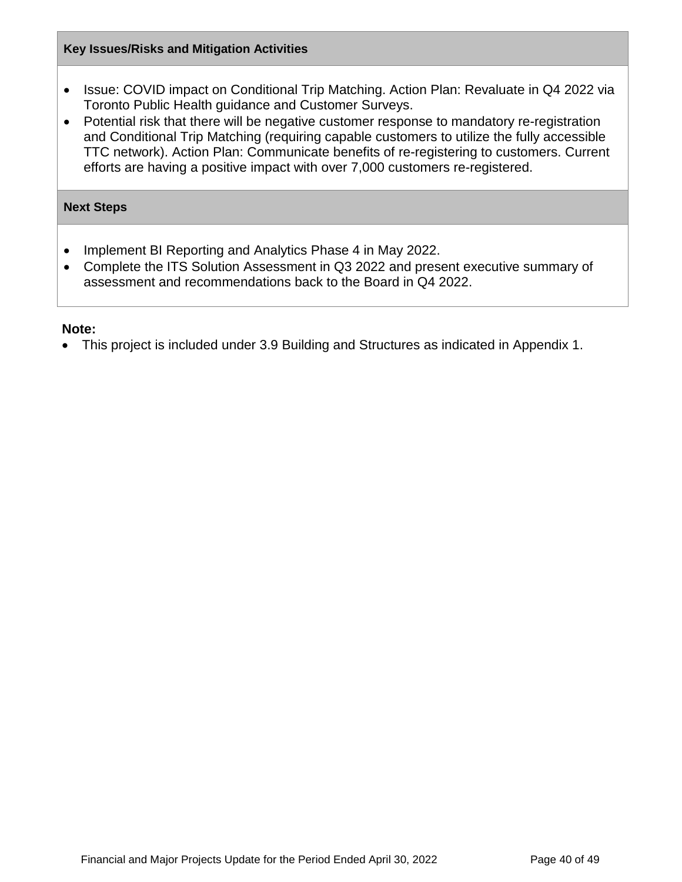| Key Issues/Risks and Mitigation Activities |
|---|
| • Issue: COVID impact on Conditional Trip Matching. Action Plan: Revaluate in Q4 2022 via Toronto Public Health guidance and Customer Surveys.<br>• Potential risk that there will be negative customer response to mandatory re-registration and Conditional Trip Matching (requiring capable customers to utilize the fully accessible TTC network). Action Plan: Communicate benefits of re-registering to customers. Current efforts are having a positive impact with over 7,000 customers re-registered. |
| **Next Steps** |
| • Implement BI Reporting and Analytics Phase 4 in May 2022.<br>• Complete the ITS Solution Assessment in Q3 2022 and present executive summary of assessment and recommendations back to the Board in Q4 2022. |

**Note:**

- This project is included under 3.9 Building and Structures as indicated in Appendix 1.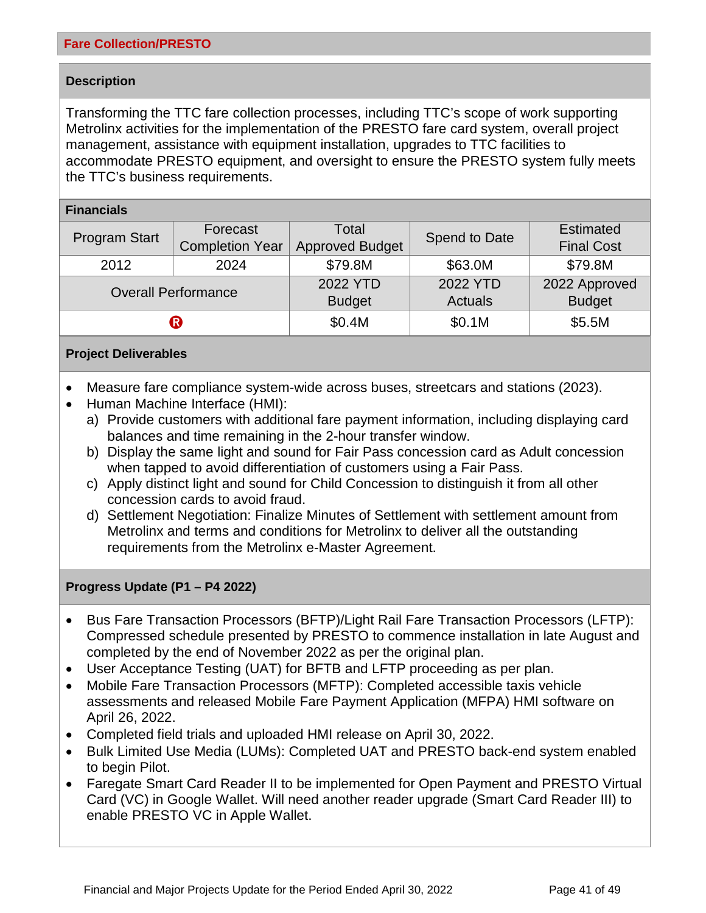## Fare Collection/PRESTO

### Description

Transforming the TTC fare collection processes, including TTC's scope of work supporting Metrolinx activities for the implementation of the PRESTO fare card system, overall project management, assistance with equipment installation, upgrades to TTC facilities to accommodate PRESTO equipment, and oversight to ensure the PRESTO system fully meets the TTC's business requirements.

### Financials

| Program Start | Forecast Completion Year | Total Approved Budget | Spend to Date | Estimated Final Cost |
|---|---|---|---|---|
| 2012 | 2024 | $79.8M | $63.0M | $79.8M |
| Overall Performance | | 2022 YTD Budget | 2022 YTD Actuals | 2022 Approved Budget |
| R | | $0.4M | $0.1M | $5.5M |

### Project Deliverables

- Measure fare compliance system-wide across buses, streetcars and stations (2023).
- Human Machine Interface (HMI):
  a) Provide customers with additional fare payment information, including displaying card balances and time remaining in the 2-hour transfer window.
  b) Display the same light and sound for Fair Pass concession card as Adult concession when tapped to avoid differentiation of customers using a Fair Pass.
  c) Apply distinct light and sound for Child Concession to distinguish it from all other concession cards to avoid fraud.
  d) Settlement Negotiation: Finalize Minutes of Settlement with settlement amount from Metrolinx and terms and conditions for Metrolinx to deliver all the outstanding requirements from the Metrolinx e-Master Agreement.

### Progress Update (P1 – P4 2022)

- Bus Fare Transaction Processors (BFTP)/Light Rail Fare Transaction Processors (LFTP): Compressed schedule presented by PRESTO to commence installation in late August and completed by the end of November 2022 as per the original plan.
- User Acceptance Testing (UAT) for BFTB and LFTP proceeding as per plan.
- Mobile Fare Transaction Processors (MFTP): Completed accessible taxis vehicle assessments and released Mobile Fare Payment Application (MFPA) HMI software on April 26, 2022.
- Completed field trials and uploaded HMI release on April 30, 2022.
- Bulk Limited Use Media (LUMs): Completed UAT and PRESTO back-end system enabled to begin Pilot.
- Faregate Smart Card Reader II to be implemented for Open Payment and PRESTO Virtual Card (VC) in Google Wallet. Will need another reader upgrade (Smart Card Reader III) to enable PRESTO VC in Apple Wallet.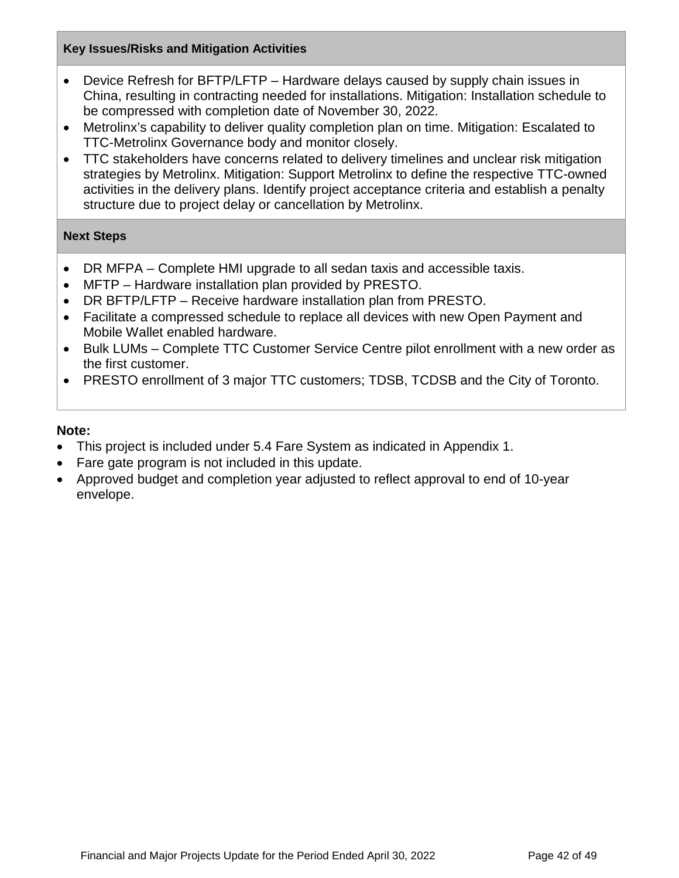| Key Issues/Risks and Mitigation Activities |
| --- |
| • Device Refresh for BFTP/LFTP – Hardware delays caused by supply chain issues in China, resulting in contracting needed for installations. Mitigation: Installation schedule to be compressed with completion date of November 30, 2022.<br>• Metrolinx's capability to deliver quality completion plan on time. Mitigation: Escalated to TTC-Metrolinx Governance body and monitor closely.<br>• TTC stakeholders have concerns related to delivery timelines and unclear risk mitigation strategies by Metrolinx. Mitigation: Support Metrolinx to define the respective TTC-owned activities in the delivery plans. Identify project acceptance criteria and establish a penalty structure due to project delay or cancellation by Metrolinx. |
| **Next Steps** |
| • DR MFPA – Complete HMI upgrade to all sedan taxis and accessible taxis.<br>• MFTP – Hardware installation plan provided by PRESTO.<br>• DR BFTP/LFTP – Receive hardware installation plan from PRESTO.<br>• Facilitate a compressed schedule to replace all devices with new Open Payment and Mobile Wallet enabled hardware.<br>• Bulk LUMs – Complete TTC Customer Service Centre pilot enrollment with a new order as the first customer.<br>• PRESTO enrollment of 3 major TTC customers; TDSB, TCDSB and the City of Toronto. |

**Note:**

- This project is included under 5.4 Fare System as indicated in Appendix 1.
- Fare gate program is not included in this update.
- Approved budget and completion year adjusted to reflect approval to end of 10-year envelope.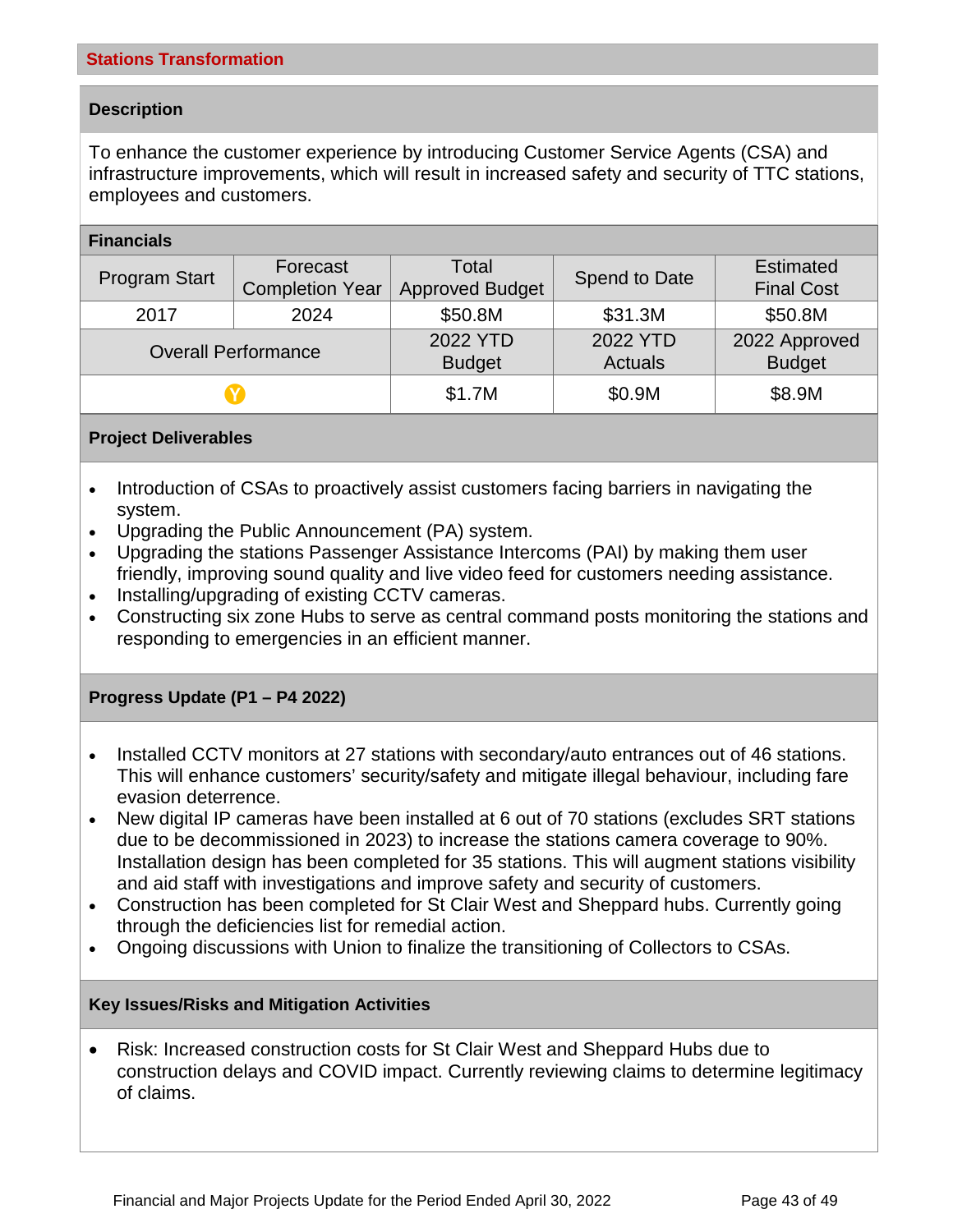## Stations Transformation

### Description

To enhance the customer experience by introducing Customer Service Agents (CSA) and infrastructure improvements, which will result in increased safety and security of TTC stations, employees and customers.

### Financials

| Program Start | Forecast Completion Year | Total Approved Budget | Spend to Date | Estimated Final Cost |
|---|---|---|---|---|
| 2017 | 2024 | $50.8M | $31.3M | $50.8M |
| Overall Performance | | 2022 YTD Budget | 2022 YTD Actuals | 2022 Approved Budget |
| Y | | $1.7M | $0.9M | $8.9M |

### Project Deliverables

- Introduction of CSAs to proactively assist customers facing barriers in navigating the system.
- Upgrading the Public Announcement (PA) system.
- Upgrading the stations Passenger Assistance Intercoms (PAI) by making them user friendly, improving sound quality and live video feed for customers needing assistance.
- Installing/upgrading of existing CCTV cameras.
- Constructing six zone Hubs to serve as central command posts monitoring the stations and responding to emergencies in an efficient manner.

### Progress Update (P1 – P4 2022)

- Installed CCTV monitors at 27 stations with secondary/auto entrances out of 46 stations. This will enhance customers' security/safety and mitigate illegal behaviour, including fare evasion deterrence.
- New digital IP cameras have been installed at 6 out of 70 stations (excludes SRT stations due to be decommissioned in 2023) to increase the stations camera coverage to 90%. Installation design has been completed for 35 stations. This will augment stations visibility and aid staff with investigations and improve safety and security of customers.
- Construction has been completed for St Clair West and Sheppard hubs. Currently going through the deficiencies list for remedial action.
- Ongoing discussions with Union to finalize the transitioning of Collectors to CSAs.

### Key Issues/Risks and Mitigation Activities

- Risk: Increased construction costs for St Clair West and Sheppard Hubs due to construction delays and COVID impact. Currently reviewing claims to determine legitimacy of claims.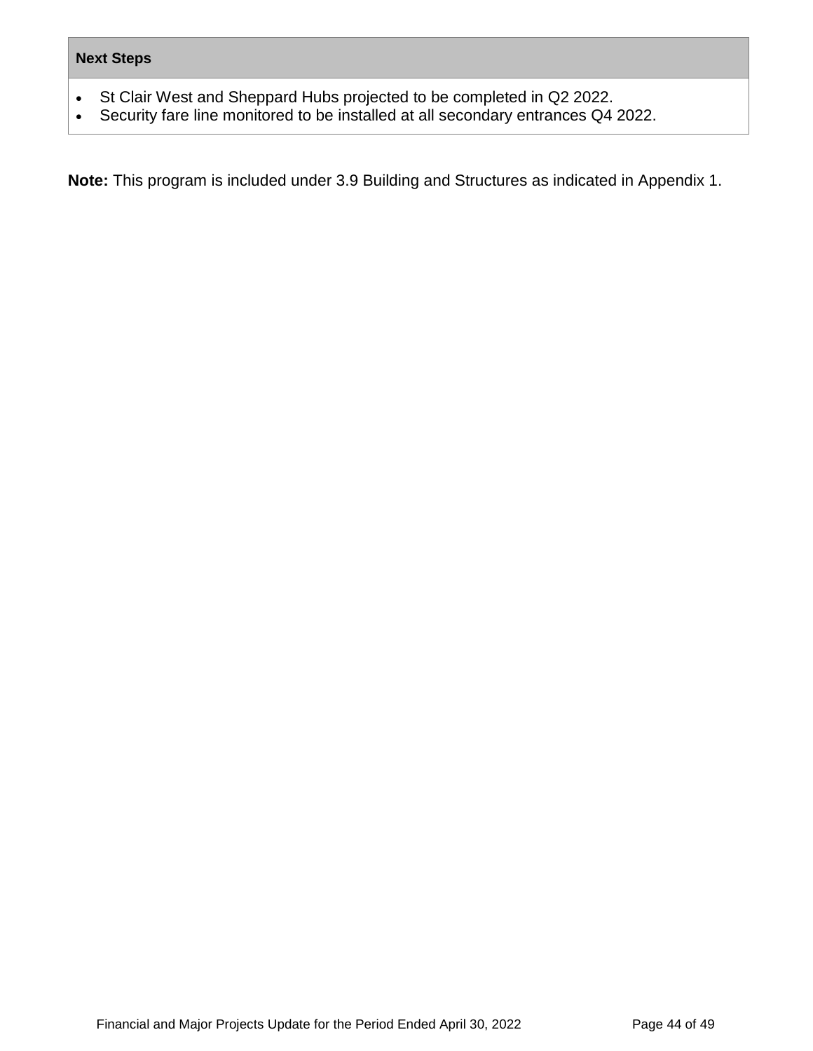| Next Steps |
| --- |
| • St Clair West and Sheppard Hubs projected to be completed in Q2 2022. • Security fare line monitored to be installed at all secondary entrances Q4 2022. |

**Note:** This program is included under 3.9 Building and Structures as indicated in Appendix 1.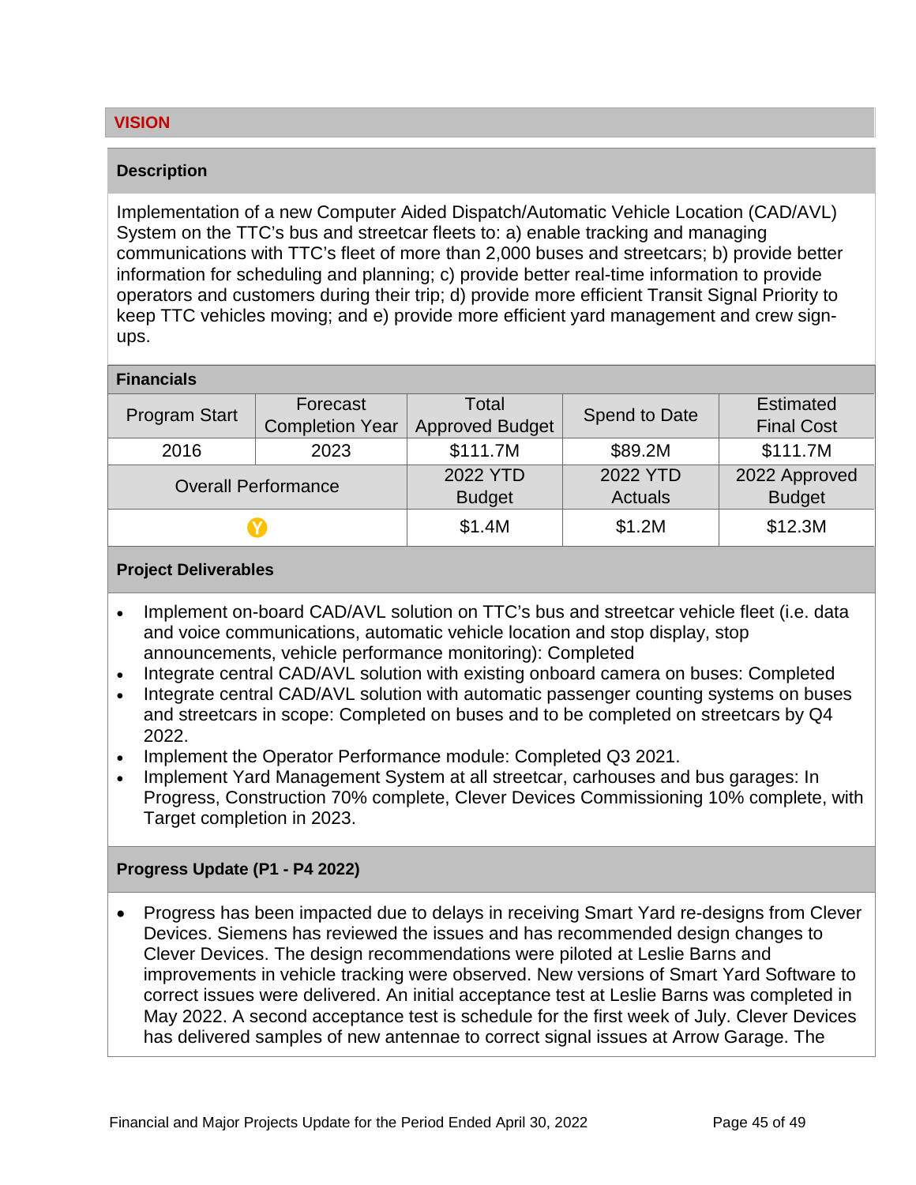## VISION

### Description

Implementation of a new Computer Aided Dispatch/Automatic Vehicle Location (CAD/AVL) System on the TTC's bus and streetcar fleets to: a) enable tracking and managing communications with TTC's fleet of more than 2,000 buses and streetcars; b) provide better information for scheduling and planning; c) provide better real-time information to provide operators and customers during their trip; d) provide more efficient Transit Signal Priority to keep TTC vehicles moving; and e) provide more efficient yard management and crew sign-ups.

### Financials

| Program Start | Forecast Completion Year | Total Approved Budget | Spend to Date | Estimated Final Cost |
|---|---|---|---|---|
| 2016 | 2023 | $111.7M | $89.2M | $111.7M |
| Overall Performance | | 2022 YTD Budget | 2022 YTD Actuals | 2022 Approved Budget |
| Y | | $1.4M | $1.2M | $12.3M |

### Project Deliverables

- Implement on-board CAD/AVL solution on TTC's bus and streetcar vehicle fleet (i.e. data and voice communications, automatic vehicle location and stop display, stop announcements, vehicle performance monitoring): Completed
- Integrate central CAD/AVL solution with existing onboard camera on buses: Completed
- Integrate central CAD/AVL solution with automatic passenger counting systems on buses and streetcars in scope: Completed on buses and to be completed on streetcars by Q4 2022.
- Implement the Operator Performance module: Completed Q3 2021.
- Implement Yard Management System at all streetcar, carhouses and bus garages: In Progress, Construction 70% complete, Clever Devices Commissioning 10% complete, with Target completion in 2023.

### Progress Update (P1 - P4 2022)

- Progress has been impacted due to delays in receiving Smart Yard re-designs from Clever Devices. Siemens has reviewed the issues and has recommended design changes to Clever Devices. The design recommendations were piloted at Leslie Barns and improvements in vehicle tracking were observed. New versions of Smart Yard Software to correct issues were delivered. An initial acceptance test at Leslie Barns was completed in May 2022. A second acceptance test is schedule for the first week of July. Clever Devices has delivered samples of new antennae to correct signal issues at Arrow Garage. The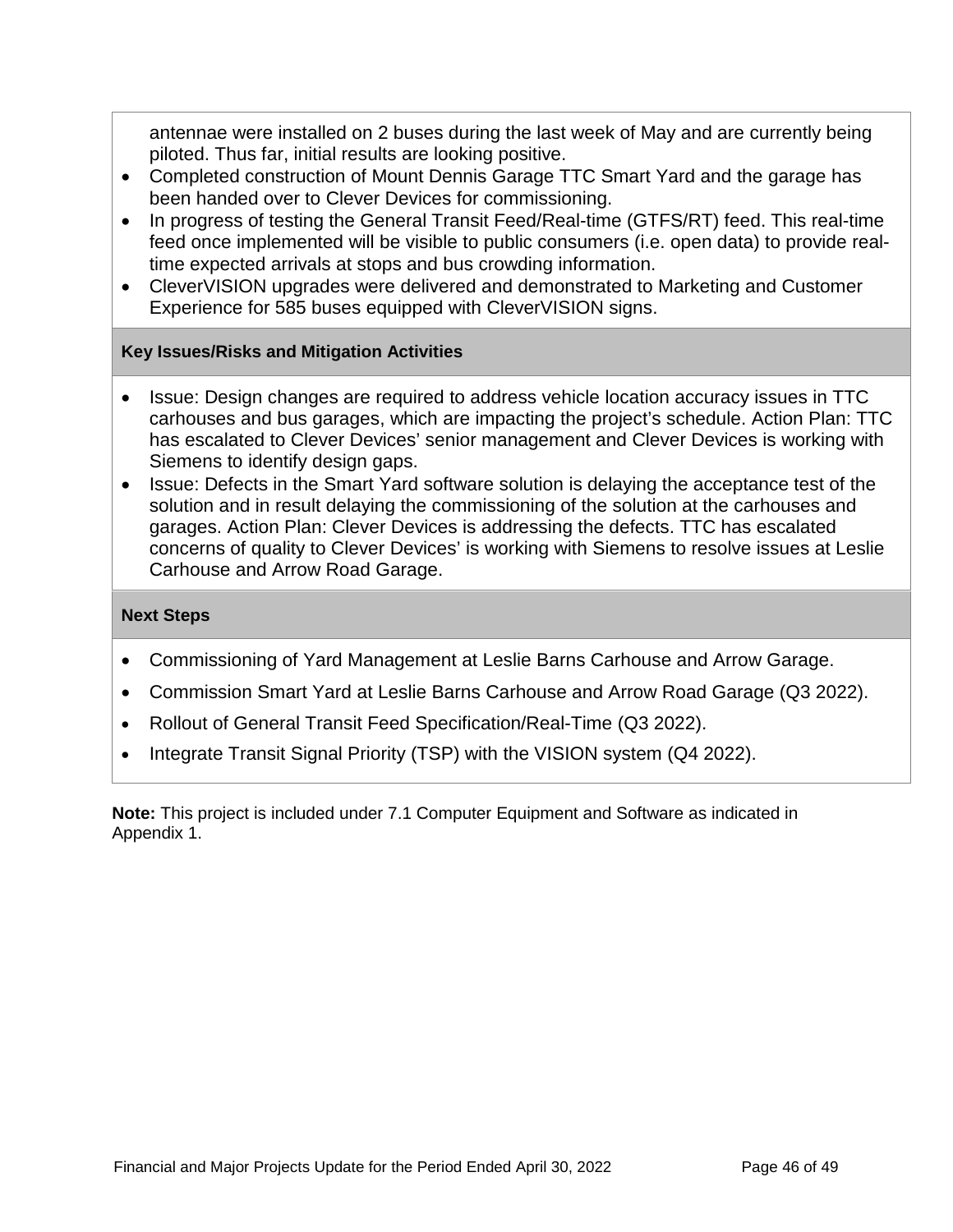antennae were installed on 2 buses during the last week of May and are currently being piloted. Thus far, initial results are looking positive.

- Completed construction of Mount Dennis Garage TTC Smart Yard and the garage has been handed over to Clever Devices for commissioning.
- In progress of testing the General Transit Feed/Real-time (GTFS/RT) feed. This real-time feed once implemented will be visible to public consumers (i.e. open data) to provide real-time expected arrivals at stops and bus crowding information.
- CleverVISION upgrades were delivered and demonstrated to Marketing and Customer Experience for 585 buses equipped with CleverVISION signs.

**Key Issues/Risks and Mitigation Activities**

- Issue: Design changes are required to address vehicle location accuracy issues in TTC carhouses and bus garages, which are impacting the project's schedule. Action Plan: TTC has escalated to Clever Devices' senior management and Clever Devices is working with Siemens to identify design gaps.
- Issue: Defects in the Smart Yard software solution is delaying the acceptance test of the solution and in result delaying the commissioning of the solution at the carhouses and garages. Action Plan: Clever Devices is addressing the defects. TTC has escalated concerns of quality to Clever Devices' is working with Siemens to resolve issues at Leslie Carhouse and Arrow Road Garage.

**Next Steps**

- Commissioning of Yard Management at Leslie Barns Carhouse and Arrow Garage.
- Commission Smart Yard at Leslie Barns Carhouse and Arrow Road Garage (Q3 2022).
- Rollout of General Transit Feed Specification/Real-Time (Q3 2022).
- Integrate Transit Signal Priority (TSP) with the VISION system (Q4 2022).

**Note:** This project is included under 7.1 Computer Equipment and Software as indicated in Appendix 1.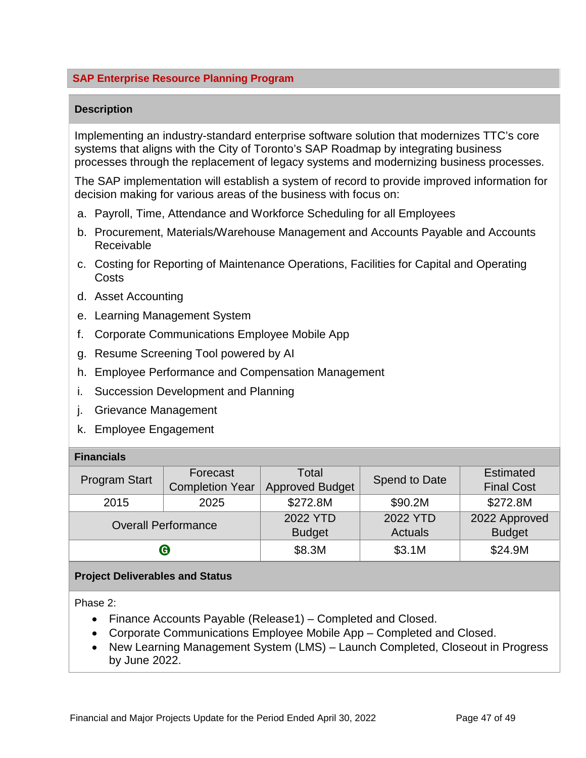## SAP Enterprise Resource Planning Program

### Description

Implementing an industry-standard enterprise software solution that modernizes TTC's core systems that aligns with the City of Toronto's SAP Roadmap by integrating business processes through the replacement of legacy systems and modernizing business processes.

The SAP implementation will establish a system of record to provide improved information for decision making for various areas of the business with focus on:

a. Payroll, Time, Attendance and Workforce Scheduling for all Employees
b. Procurement, Materials/Warehouse Management and Accounts Payable and Accounts Receivable
c. Costing for Reporting of Maintenance Operations, Facilities for Capital and Operating Costs
d. Asset Accounting
e. Learning Management System
f. Corporate Communications Employee Mobile App
g. Resume Screening Tool powered by AI
h. Employee Performance and Compensation Management
i. Succession Development and Planning
j. Grievance Management
k. Employee Engagement

### Financials

| Program Start | Forecast Completion Year | Total Approved Budget | Spend to Date | Estimated Final Cost |
|---|---|---|---|---|
| 2015 | 2025 | $272.8M | $90.2M | $272.8M |
| Overall Performance | | 2022 YTD Budget | 2022 YTD Actuals | 2022 Approved Budget |
| G | | $8.3M | $3.1M | $24.9M |

### Project Deliverables and Status

Phase 2:

- Finance Accounts Payable (Release1) – Completed and Closed.
- Corporate Communications Employee Mobile App – Completed and Closed.
- New Learning Management System (LMS) – Launch Completed, Closeout in Progress by June 2022.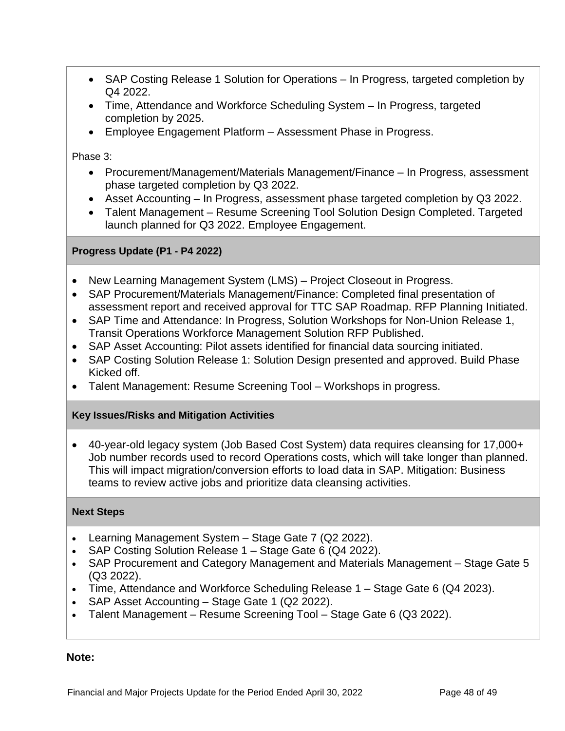- SAP Costing Release 1 Solution for Operations – In Progress, targeted completion by Q4 2022.
- Time, Attendance and Workforce Scheduling System – In Progress, targeted completion by 2025.
- Employee Engagement Platform – Assessment Phase in Progress.

Phase 3:

- Procurement/Management/Materials Management/Finance – In Progress, assessment phase targeted completion by Q3 2022.
- Asset Accounting – In Progress, assessment phase targeted completion by Q3 2022.
- Talent Management – Resume Screening Tool Solution Design Completed. Targeted launch planned for Q3 2022. Employee Engagement.

**Progress Update (P1 - P4 2022)**

- New Learning Management System (LMS) – Project Closeout in Progress.
- SAP Procurement/Materials Management/Finance: Completed final presentation of assessment report and received approval for TTC SAP Roadmap. RFP Planning Initiated.
- SAP Time and Attendance: In Progress, Solution Workshops for Non-Union Release 1, Transit Operations Workforce Management Solution RFP Published.
- SAP Asset Accounting: Pilot assets identified for financial data sourcing initiated.
- SAP Costing Solution Release 1: Solution Design presented and approved. Build Phase Kicked off.
- Talent Management: Resume Screening Tool – Workshops in progress.

**Key Issues/Risks and Mitigation Activities**

- 40-year-old legacy system (Job Based Cost System) data requires cleansing for 17,000+ Job number records used to record Operations costs, which will take longer than planned. This will impact migration/conversion efforts to load data in SAP. Mitigation: Business teams to review active jobs and prioritize data cleansing activities.

**Next Steps**

- Learning Management System – Stage Gate 7 (Q2 2022).
- SAP Costing Solution Release 1 – Stage Gate 6 (Q4 2022).
- SAP Procurement and Category Management and Materials Management – Stage Gate 5 (Q3 2022).
- Time, Attendance and Workforce Scheduling Release 1 – Stage Gate 6 (Q4 2023).
- SAP Asset Accounting – Stage Gate 1 (Q2 2022).
- Talent Management – Resume Screening Tool – Stage Gate 6 (Q3 2022).

**Note:**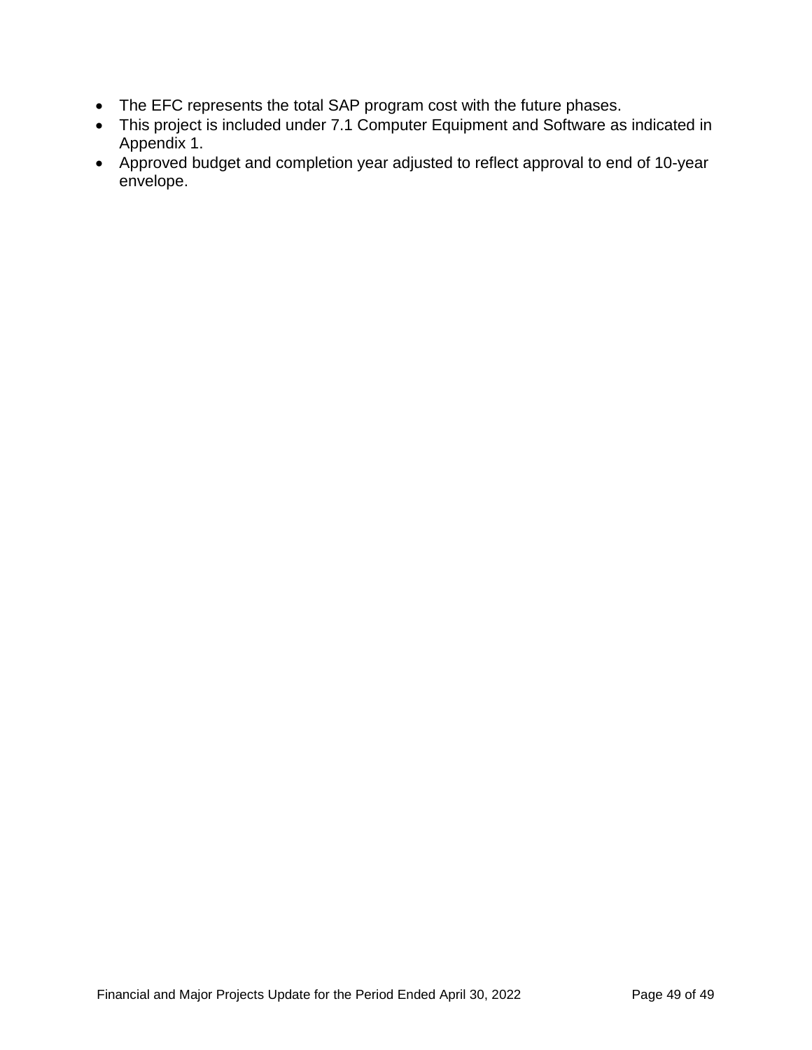- The EFC represents the total SAP program cost with the future phases.
- This project is included under 7.1 Computer Equipment and Software as indicated in Appendix 1.
- Approved budget and completion year adjusted to reflect approval to end of 10-year envelope.